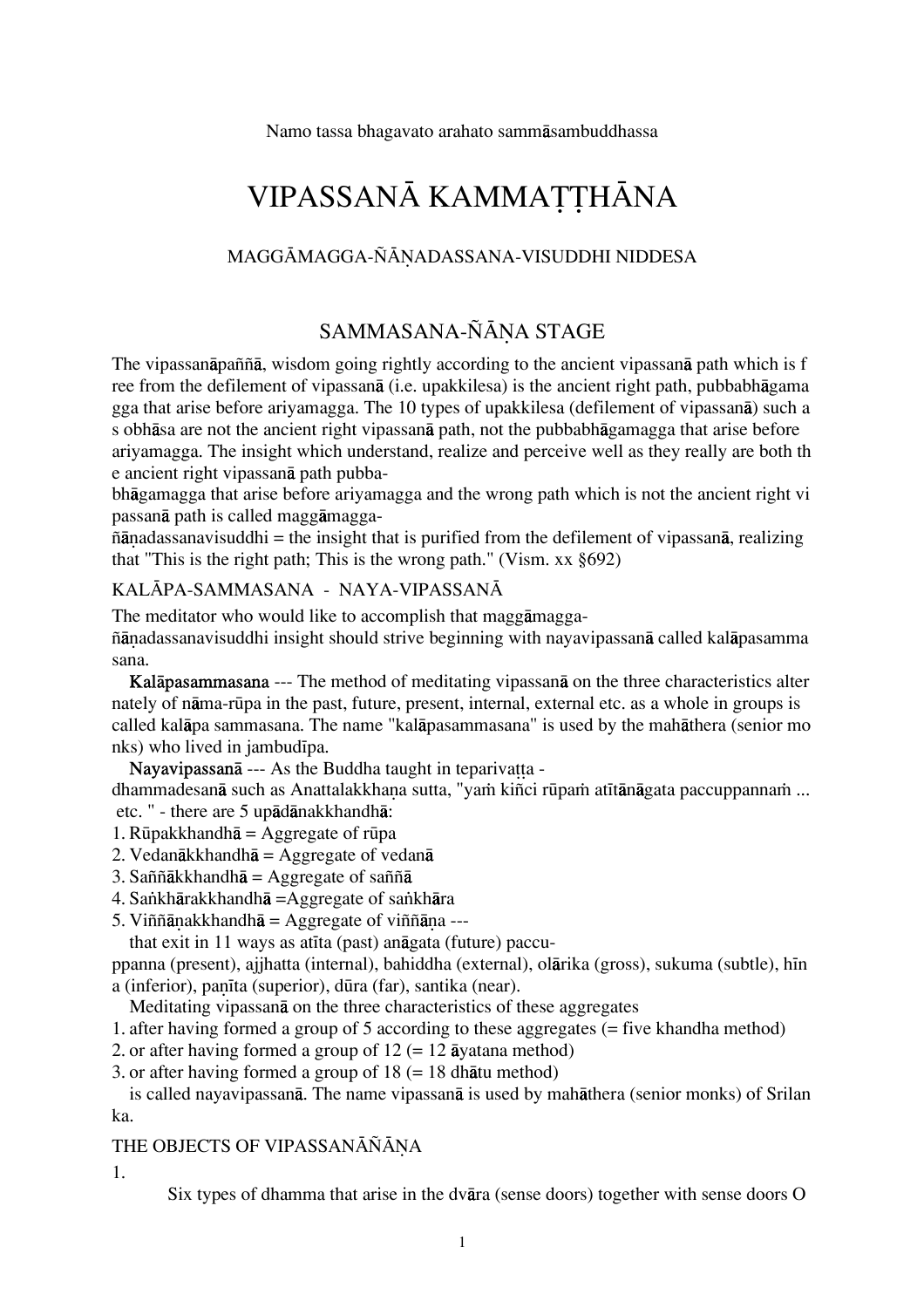Namo tassa bhagavato arahato sammāsambuddhassa

# VIPASSANĀ KAMMAṬṬHĀNA

## MAGGĀMAGGA-ÑĀṆADASSANA-VISUDDHI NIDDESA

## SAMMASANA-ÑĀṆA STAGE

The vipassanāpaññā, wisdom going rightly according to the ancient vipassanā path which is free from the defilement of vipassanā (i.e. upakkilesa) is the ancient right path, pubbabhāgamagga that arise before ariyamagga. The 10 types of upakkilesa (defilement of vipassanā) such as obhāsa are not the ancient right vipassanā path, not the pubbabhāgamagga that arise before ariyamagga. The insight which understand, realize and perceive well as they really are both the ancient right vipassanā path pubbabhāgamagga that arise before ariyamagga and the wrong path which is not the ancient right vipassanā path is called maggāmagga-ñāṇadassanavisuddhi = the insight that is purified from the defilement of vipassanā, realizing that "This is the right path; This is the wrong path." (Vism. xx §692)

### KALĀPA-SAMMASANA - NAYA-VIPASSANĀ

The meditator who would like to accomplish that maggāmagga-ñāṇadassanavisuddhi insight should strive beginning with nayavipassanā called kalāpasammasana.

**Kalāpasammasana** --- The method of meditating vipassanā on the three characteristics alternately of nāma-rūpa in the past, future, present, internal, external etc. as a whole in groups is called kalāpa sammasana. The name "kalāpasammasana" is used by the mahāthera (senior monks) who lived in jambudīpa.

**Nayavipassanā** --- As the Buddha taught in teparivaṭṭa - dhammadesanā such as Anattalakkhaṇa sutta, "yaṁ kiñci rūpaṁ atītānāgata paccuppannaṁ ... etc. " - there are 5 upādānakkhandhā:

1. Rūpakkhandhā = Aggregate of rūpa
2. Vedanākkhandhā = Aggregate of vedanā
3. Saññākkhandhā = Aggregate of saññā
4. Saṅkhārakkhandhā =Aggregate of saṅkhāra
5. Viññāṇakkhandhā = Aggregate of viññāṇa ---

that exit in 11 ways as atīta (past) anāgata (future) paccuppanna (present), ajjhatta (internal), bahiddha (external), olārika (gross), sukuma (subtle), hīna (inferior), paṇīta (superior), dūra (far), santika (near).

Meditating vipassanā on the three characteristics of these aggregates

1. after having formed a group of 5 according to these aggregates (= five khandha method)
2. or after having formed a group of 12 (= 12 āyatana method)
3. or after having formed a group of 18 (= 18 dhātu method)

is called nayavipassanā. The name vipassanā is used by mahāthera (senior monks) of Srilanka.

### THE OBJECTS OF VIPASSANĀÑĀṆA

1\.

Six types of dhamma that arise in the dvāra (sense doors) together with sense doors O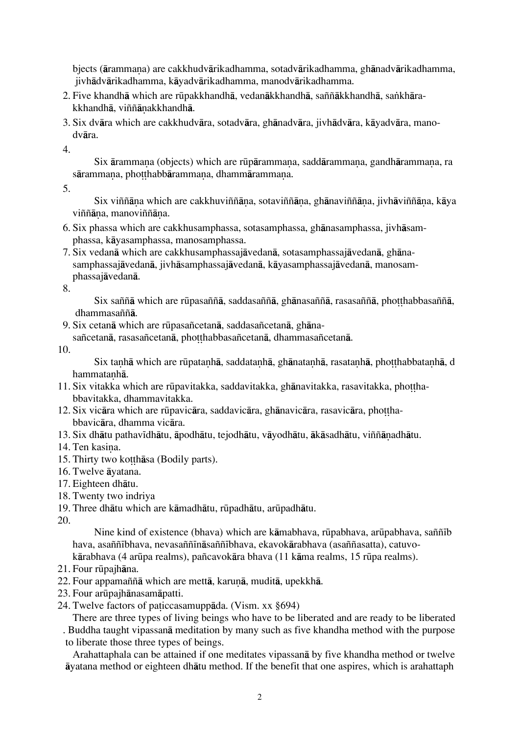bjects (ārammaṇa) are cakkhudvārikadhamma, sotadvārikadhamma, ghānadvārikadhamma, jivhādvārikadhamma, kāyadvārikadhamma, manodvārikadhamma.

2. Five khandhā which are rūpakkhandhā, vedanākkhandhā, saññākkhandhā, saṅkhārakkhandhā, viññāṇakkhandhā.
3. Six dvāra which are cakkhudvāra, sotadvāra, ghānadvāra, jivhādvāra, kāyadvāra, manodvāra.
4. Six ārammaṇa (objects) which are rūpārammaṇa, saddārammaṇa, gandhārammaṇa, rasārammaṇa, phoṭṭhabbārammaṇa, dhammārammaṇa.
5. Six viññāṇa which are cakkhuviññāṇa, sotaviññāṇa, ghānaviññāṇa, jivhāviññāṇa, kāya viññāṇa, manoviññāṇa.
6. Six phassa which are cakkhusamphassa, sotasamphassa, ghānasamphassa, jivhāsamphassa, kāyasamphassa, manosamphassa.
7. Six vedanā which are cakkhusamphassajāvedanā, sotasamphassajāvedanā, ghānasamphassajāvedanā, jivhāsamphassajāvedanā, kāyasamphassajāvedanā, manosamphassajāvedanā.
8. Six saññā which are rūpasaññā, saddasaññā, ghānasaññā, rasasaññā, phoṭṭhabbasaññā, dhammasaññā.
9. Six cetanā which are rūpasañcetanā, saddasañcetanā, ghānasañcetanā, rasasañcetanā, phoṭṭhabbasañcetanā, dhammasañcetanā.
10. Six taṇhā which are rūpataṇhā, saddataṇhā, ghānataṇhā, rasataṇhā, phoṭṭhabbataṇhā, dhammataṇhā.
11. Six vitakka which are rūpavitakka, saddavitakka, ghānavitakka, rasavitakka, phoṭṭhabbavitakka, dhammavitakka.
12. Six vicāra which are rūpavicāra, saddavicāra, ghānavicāra, rasavicāra, phoṭṭhabbavicāra, dhamma vicāra.
13. Six dhātu pathavīdhātu, āpodhātu, tejodhātu, vāyodhātu, ākāsadhātu, viññāṇadhātu.
14. Ten kasiṇa.
15. Thirty two koṭṭhāsa (Bodily parts).
16. Twelve āyatana.
17. Eighteen dhātu.
18. Twenty two indriya
19. Three dhātu which are kāmadhātu, rūpadhātu, arūpadhātu.
20. Nine kind of existence (bhava) which are kāmabhava, rūpabhava, arūpabhava, saññībhava, asaññībhava, nevasaññīnāsaññībhava, ekavokārabhava (asaññasatta), catuvokārabhava (4 arūpa realms), pañcavokāra bhava (11 kāma realms, 15 rūpa realms).
21. Four rūpajhāna.
22. Four appamaññā which are mettā, karuṇā, muditā, upekkhā.
23. Four arūpajhānasamāpatti.
24. Twelve factors of paṭiccasamuppāda. (Vism. xx §694)

There are three types of living beings who have to be liberated and are ready to be liberated. Buddha taught vipassanā meditation by many such as five khandha method with the purpose to liberate those three types of beings.

Arahattaphala can be attained if one meditates vipassanā by five khandha method or twelve āyatana method or eighteen dhātu method. If the benefit that one aspires, which is arahattaph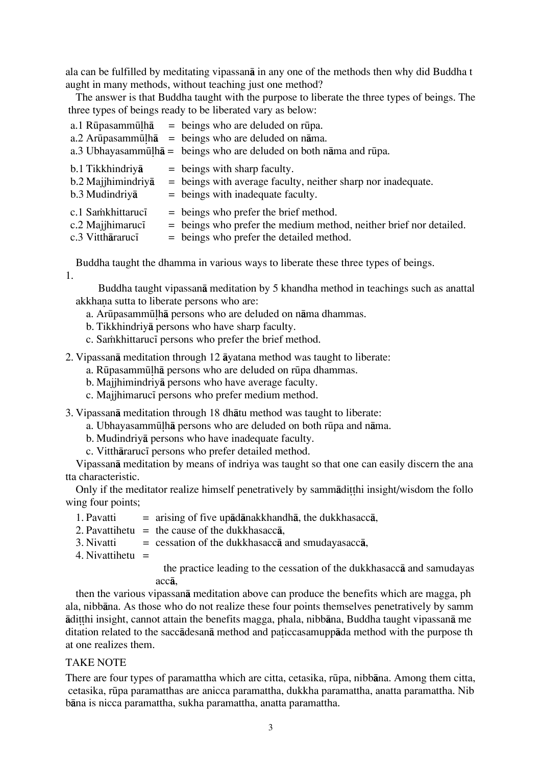ala can be fulfilled by meditating vipassanā in any one of the methods then why did Buddha taught in many methods, without teaching just one method?

The answer is that Buddha taught with the purpose to liberate the three types of beings. The three types of beings ready to be liberated vary as below:

a.1 Rūpasammūḷhā = beings who are deluded on rūpa.
a.2 Arūpasammūḷhā = beings who are deluded on nāma.
a.3 Ubhayasammūḷhā = beings who are deluded on both nāma and rūpa.

b.1 Tikkhindriyā = beings with sharp faculty.
b.2 Majjhimindriyā = beings with average faculty, neither sharp nor inadequate.
b.3 Mudindriyā = beings with inadequate faculty.

c.1 Saṁkhittarucī = beings who prefer the brief method.
c.2 Majjhimarucī = beings who prefer the medium method, neither brief nor detailed.
c.3 Vitthārarucī = beings who prefer the detailed method.

Buddha taught the dhamma in various ways to liberate these three types of beings.

1. Buddha taught vipassanā meditation by 5 khandha method in teachings such as anattalakkhaṇa sutta to liberate persons who are:
   a. Arūpasammūḷhā persons who are deluded on nāma dhammas.
   b. Tikkhindriyā persons who have sharp faculty.
   c. Saṁkhittarucī persons who prefer the brief method.

2. Vipassanā meditation through 12 āyatana method was taught to liberate:
   a. Rūpasammūḷhā persons who are deluded on rūpa dhammas.
   b. Majjhimindriyā persons who have average faculty.
   c. Majjhimarucī persons who prefer medium method.

3. Vipassanā meditation through 18 dhātu method was taught to liberate:
   a. Ubhayasammūḷhā persons who are deluded on both rūpa and nāma.
   b. Mudindriyā persons who have inadequate faculty.
   c. Vitthārarucī persons who prefer detailed method.

Vipassanā meditation by means of indriya was taught so that one can easily discern the anatta characteristic.

Only if the meditator realize himself penetratively by sammādiṭṭhi insight/wisdom the following four points;

1. Pavatti = arising of five upādānakkhandhā, the dukkhasaccā,
2. Pavattihetu = the cause of the dukkhasaccā,
3. Nivatti = cessation of the dukkhasaccā and smudayasaccā,
4. Nivattihetu = the practice leading to the cessation of the dukkhasaccā and samudayasaccā,

then the various vipassanā meditation above can produce the benefits which are magga, phala, nibbāna. As those who do not realize these four points themselves penetratively by sammādiṭṭhi insight, cannot attain the benefits magga, phala, nibbāna, Buddha taught vipassanā meditation related to the saccādesanā method and paṭiccasamuppāda method with the purpose that one realizes them.

TAKE NOTE

There are four types of paramattha which are citta, cetasika, rūpa, nibbāna. Among them citta, cetasika, rūpa paramatthas are anicca paramattha, dukkha paramattha, anatta paramattha. Nibbāna is nicca paramattha, sukha paramattha, anatta paramattha.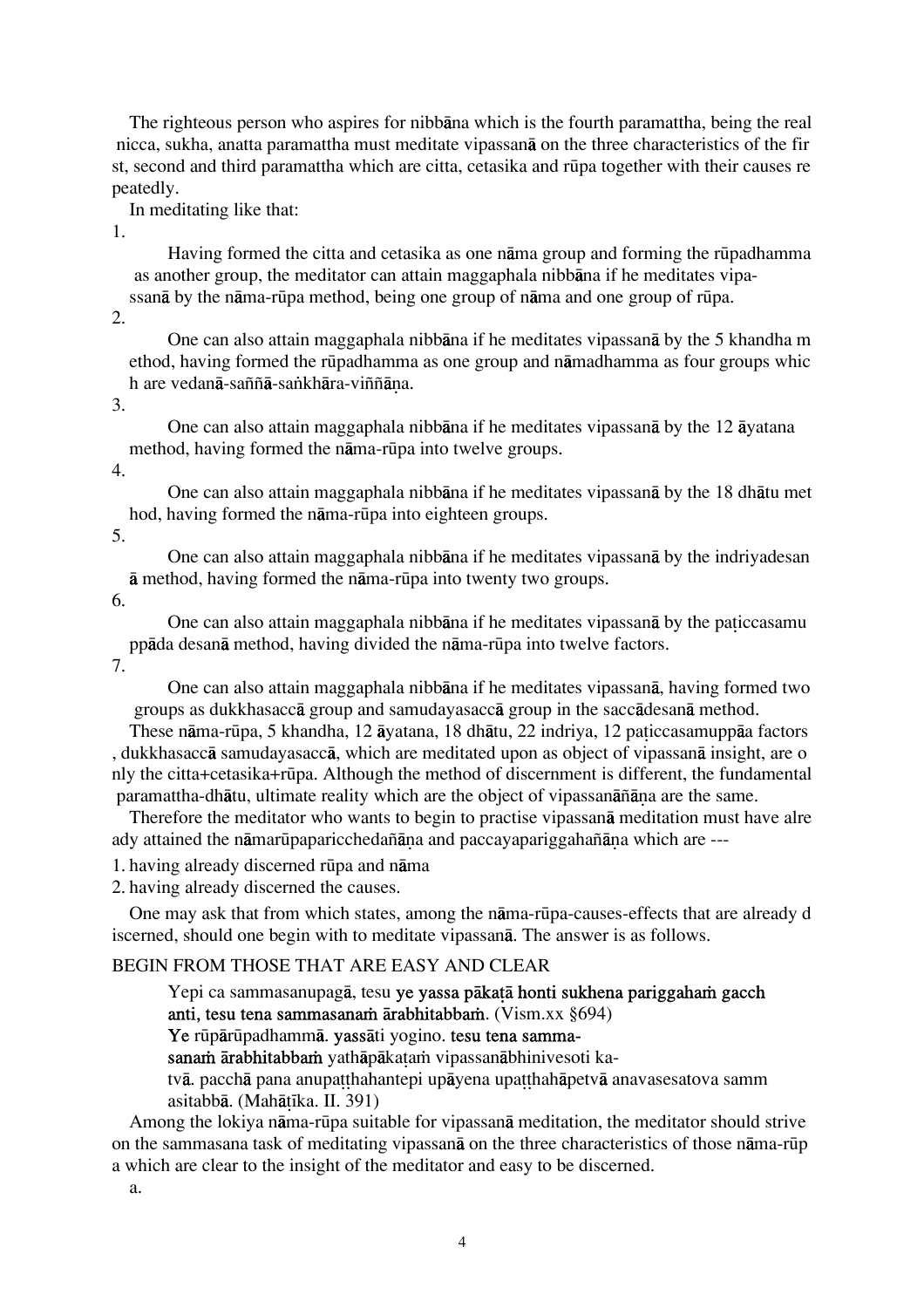The righteous person who aspires for nibbāna which is the fourth paramattha, being the real nicca, sukha, anatta paramattha must meditate vipassanā on the three characteristics of the first, second and third paramattha which are citta, cetasika and rūpa together with their causes repeatedly.

In meditating like that:

1. Having formed the citta and cetasika as one nāma group and forming the rūpadhamma as another group, the meditator can attain maggaphala nibbāna if he meditates vipassanā by the nāma-rūpa method, being one group of nāma and one group of rūpa.
2. One can also attain maggaphala nibbāna if he meditates vipassanā by the 5 khandha method, having formed the rūpadhamma as one group and nāmadhamma as four groups which are vedanā-saññā-saṅkhāra-viññāṇa.
3. One can also attain maggaphala nibbāna if he meditates vipassanā by the 12 āyatana method, having formed the nāma-rūpa into twelve groups.
4. One can also attain maggaphala nibbāna if he meditates vipassanā by the 18 dhātu method, having formed the nāma-rūpa into eighteen groups.
5. One can also attain maggaphala nibbāna if he meditates vipassanā by the indriyadesanā method, having formed the nāma-rūpa into twenty two groups.
6. One can also attain maggaphala nibbāna if he meditates vipassanā by the paṭiccasamuppāda desanā method, having divided the nāma-rūpa into twelve factors.
7. One can also attain maggaphala nibbāna if he meditates vipassanā, having formed two groups as dukkhasaccā group and samudayasaccā group in the saccādesanā method.

These nāma-rūpa, 5 khandha, 12 āyatana, 18 dhātu, 22 indriya, 12 paṭiccasamuppāa factors, dukkhasaccā samudayasaccā, which are meditated upon as object of vipassanā insight, are only the citta+cetasika+rūpa. Although the method of discernment is different, the fundamental paramattha-dhātu, ultimate reality which are the object of vipassanāñāṇa are the same.

Therefore the meditator who wants to begin to practise vipassanā meditation must have already attained the nāmarūpaparicchedañāṇa and paccayapariggahañāṇa which are ---

1. having already discerned rūpa and nāma
2. having already discerned the causes.

One may ask that from which states, among the nāma-rūpa-causes-effects that are already discerned, should one begin with to meditate vipassanā. The answer is as follows.

## BEGIN FROM THOSE THAT ARE EASY AND CLEAR

> Yepi ca sammasanupagā, tesu **ye yassa pākaṭā honti sukhena pariggahaṁ gacchanti, tesu tena sammasanaṁ ārabhitabbaṁ**. (Vism.xx §694)
>
> **Ye** rūpārūpadhammā. **yassā**ti yogino. **tesu tena sammasanaṁ ārabhitabbaṁ** yathāpākaṭaṁ vipassanābhinivesoti katvā. pacchā pana anupaṭṭhahantepi upāyena upaṭṭhahāpetvā anavasesatova sammasitabbā. (Mahāṭīka. II. 391)

Among the lokiya nāma-rūpa suitable for vipassanā meditation, the meditator should strive on the sammasana task of meditating vipassanā on the three characteristics of those nāma-rūpa which are clear to the insight of the meditator and easy to be discerned.

a.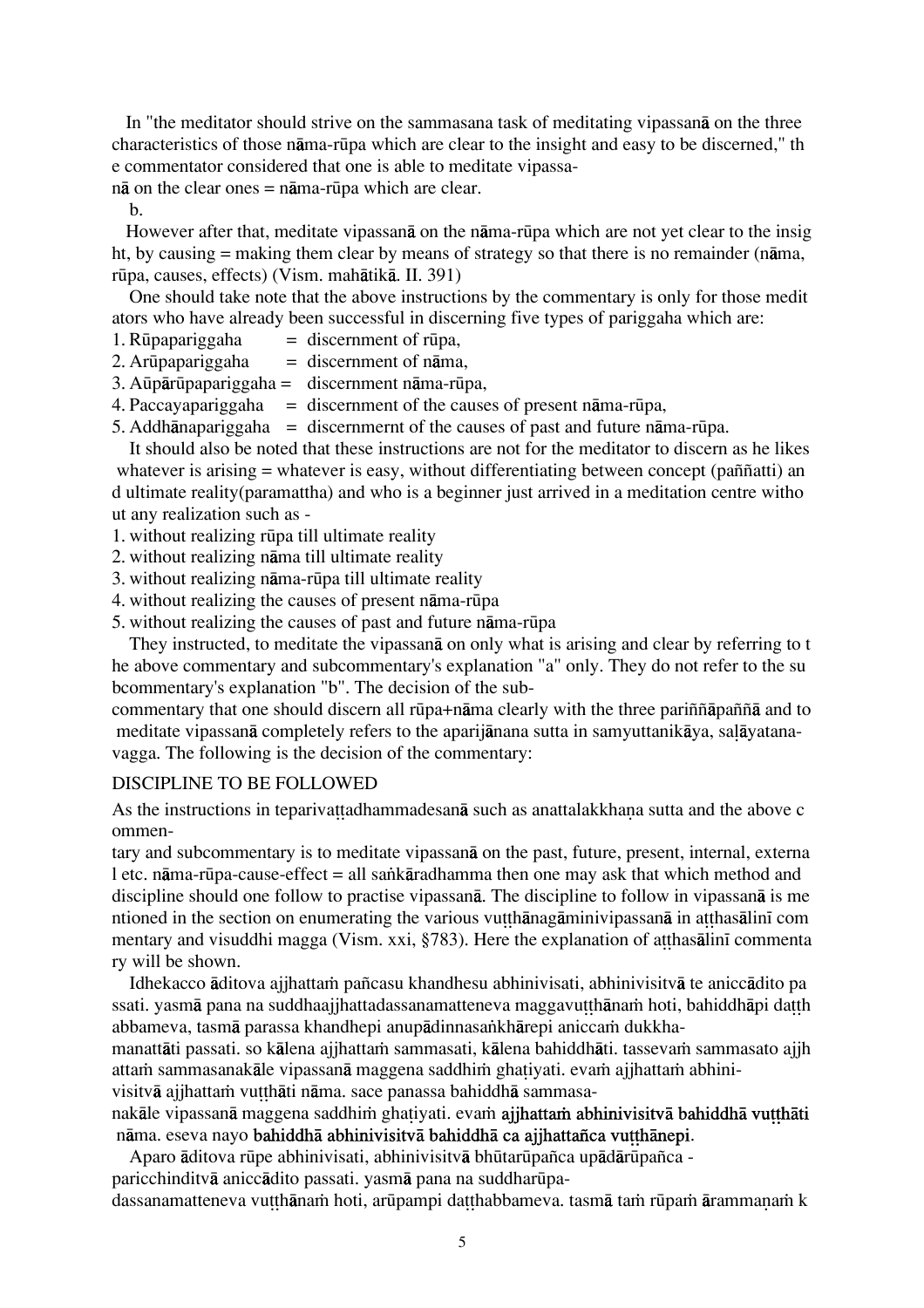In "the meditator should strive on the sammasana task of meditating vipassanā on the three characteristics of those nāma-rūpa which are clear to the insight and easy to be discerned," the commentator considered that one is able to meditate vipassanā on the clear ones = nāma-rūpa which are clear.

b.

However after that, meditate vipassanā on the nāma-rūpa which are not yet clear to the insight, by causing = making them clear by means of strategy so that there is no remainder (nāma, rūpa, causes, effects) (Vism. mahātikā. II. 391)

One should take note that the above instructions by the commentary is only for those meditators who have already been successful in discerning five types of pariggaha which are:

1. Rūpapariggaha = discernment of rūpa,
2. Arūpapariggaha = discernment of nāma,
3. Aūpārūpapariggaha = discernment nāma-rūpa,
4. Paccayapariggaha = discernment of the causes of present nāma-rūpa,
5. Addhānapariggaha = discernmernt of the causes of past and future nāma-rūpa.

It should also be noted that these above instructions are not for the meditator to discern as he likes whatever is arising = whatever is easy, without differentiating between concept (paññatti) and ultimate reality(paramattha) and who is a beginner just arrived in a meditation centre without any realization such as -

1. without realizing rūpa till ultimate reality
2. without realizing nāma till ultimate reality
3. without realizing nāma-rūpa till ultimate reality
4. without realizing the causes of present nāma-rūpa
5. without realizing the causes of past and future nāma-rūpa

They instructed, to meditate the vipassanā on only what is arising and clear by referring to the above commentary and subcommentary's explanation "a" only. They do not refer to the subcommentary's explanation "b". The decision of the subcommentary that one should discern all rūpa+nāma clearly with the three pariññāpaññā and to meditate vipassanā completely refers to the aparijānana sutta in samyuttanikāya, saḷāyatanavagga. The following is the decision of the commentary:

## DISCIPLINE TO BE FOLLOWED

As the instructions in teparivaṭṭadhammadesanā such as anattalakkhaṇa sutta and the above commentary and subcommentary is to meditate vipassanā on the past, future, present, internal, external etc. nāma-rūpa-cause-effect = all saṅkāradhamma then one may ask that which method and discipline should one follow to practise vipassanā. The discipline to follow in vipassanā is mentioned in the section on enumerating the various vuṭṭhānagāminivipassanā in aṭṭhasālinī commentary and visuddhi magga (Vism. xxi, §783). Here the explanation of aṭṭhasālinī commentary will be shown.

Idhekacco āditova ajjhattaṁ pañcasu khandhesu abhinivisati, abhinivisitvā te aniccādito passati. yasmā pana na suddhaajjhattadassanamatteneva maggavuṭṭhānaṁ hoti, bahiddhāpi daṭṭhabbameva, tasmā parassa khandhepi anupādinnasaṅkhārepi aniccaṁ dukkhamanattāti passati. so kālena ajjhattaṁ sammasati, kālena bahiddhāti. tassevaṁ sammasato ajjhattaṁ sammasanakāle vipassanā maggena saddhiṁ ghaṭiyati. evaṁ ajjhattaṁ abhinivisitvā ajjhattaṁ vuṭṭhāti nāma. sace panassa bahiddhā sammasanakāle vipassanā maggena saddhiṁ ghaṭiyati. evaṁ **ajjhattaṁ abhinivisitvā bahiddhā vuṭṭhāti** nāma. eseva nayo **bahiddhā abhinivisitvā bahiddhā ca ajjhattañca vuṭṭhānepi**.

Aparo āditova rūpe abhinivisati, abhinivisitvā bhūtarūpañca upādārūpañca - paricchinditvā aniccādito passati. yasmā pana na suddharūpadassanamatteneva vuṭṭhānaṁ hoti, arūpampi daṭṭhabbameva. tasmā taṁ rūpaṁ ārammaṇaṁ k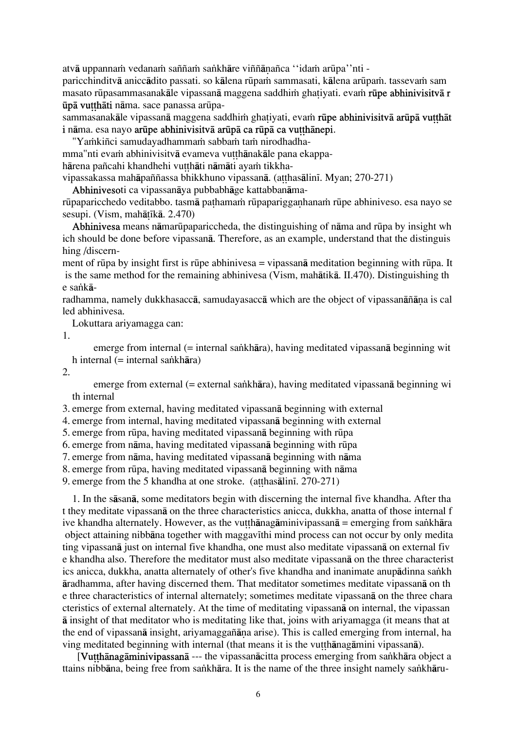atvā uppannaṁ vedanaṁ saññaṁ saṅkhāre viññāṇañca ''idaṁ arūpa''nti - paricchinditvā aniccādito passati. so kālena rūpaṁ sammasati, kālena arūpaṁ. tassevaṁ sammasato rūpasammasanakāle vipassanā maggena saddhiṁ ghaṭiyati. evaṁ **rūpe abhinivisitvā rūpā vuṭṭhāti** nāma. sace panassa arūpasammasanakāle vipassanā maggena saddhiṁ ghaṭiyati, evaṁ **rūpe abhinivisitvā arūpā vuṭṭhāti** nāma. esa nayo **arūpe abhinivisitvā arūpā ca rūpā ca vuṭṭhānepi**.

"Yaṁkiñci samudayadhammaṁ sabbaṁ taṁ nirodhadhamma"nti evaṁ abhinivisitvā evameva vuṭṭhānakāle pana ekappahārena pañcahi khandhehi vuṭṭhāti nāmāti ayaṁ tikkhavipassakassa mahāpaññassa bhikkhuno vipassanā. (aṭṭhasālinī. Myan; 270-271)

**Abhiniveso**ti ca vipassanāya pubbabhāge kattabbanāmarūpaparicchedo veditabbo. tasmā paṭhamaṁ rūpapariggaṇhanaṁ rūpe abhiniveso. esa nayo sesesupi. (Vism, mahāṭīkā. 2.470)

**Abhinivesa** means nāmarūpaparicceda, the distinguishing of nāma and rūpa by insight which should be done before vipassanā. Therefore, as an example, understand that the distinguishing /discernment of rūpa by insight first is rūpe abhinivesa = vipassanā meditation beginning with rūpa. It is the same method for the remaining abhinivesa (Vism, mahātikā. II.470). Distinguishing the saṅkāradhamma, namely dukkhasaccā, samudayasaccā which are the object of vipassanāñāṇa is called abhinivesa.

Lokuttara ariyamagga can:

1. emerge from internal (= internal saṅkhāra), having meditated vipassanā beginning with internal (= internal saṅkhāra)
2. emerge from external (= external saṅkhāra), having meditated vipassanā beginning with internal
3. emerge from external, having meditated vipassanā beginning with external
4. emerge from internal, having meditated vipassanā beginning with external
5. emerge from rūpa, having meditated vipassanā beginning with rūpa
6. emerge from nāma, having meditated vipassanā beginning with rūpa
7. emerge from nāma, having meditated vipassanā beginning with nāma
8. emerge from rūpa, having meditated vipassanā beginning with nāma
9. emerge from the 5 khandha at one stroke. (aṭṭhasālinī. 270-271)

1. In the sāsanā, some meditators begin with discerning the internal five khandha. After that they meditate vipassanā on the three characteristics anicca, dukkha, anatta of those internal five khandha alternately. However, as the vuṭṭhānagāminivipassanā = emerging from saṅkhāra object attaining nibbāna together with maggavīthi mind process can not occur by only meditating vipassanā just on internal five khandha, one must also meditate vipassanā on external five khandha also. Therefore the meditator must also meditate vipassanā on the three characteristics anicca, dukkha, anatta alternately of other's five khandha and inanimate anupādinna saṅkhāradhamma, after having discerned them. That meditator sometimes meditate vipassanā on the three characteristics of internal alternately; sometimes meditate vipassanā on the three characteristics of external alternately. At the time of meditating vipassanā on internal, the vipassanā insight of that meditator who is meditating like that, joins with ariyamagga (it means that at the end of vipassanā insight, ariyamaggañāṇa arise). This is called emerging from internal, having meditated beginning with internal (that means it is the vuṭṭhānagāmini vipassanā).

[**Vuṭṭhānagāminivipassanā** --- the vipassanācitta process emerging from saṅkhāra object attains nibbāna, being free from saṅkhāra. It is the name of the three insight namely saṅkhāru-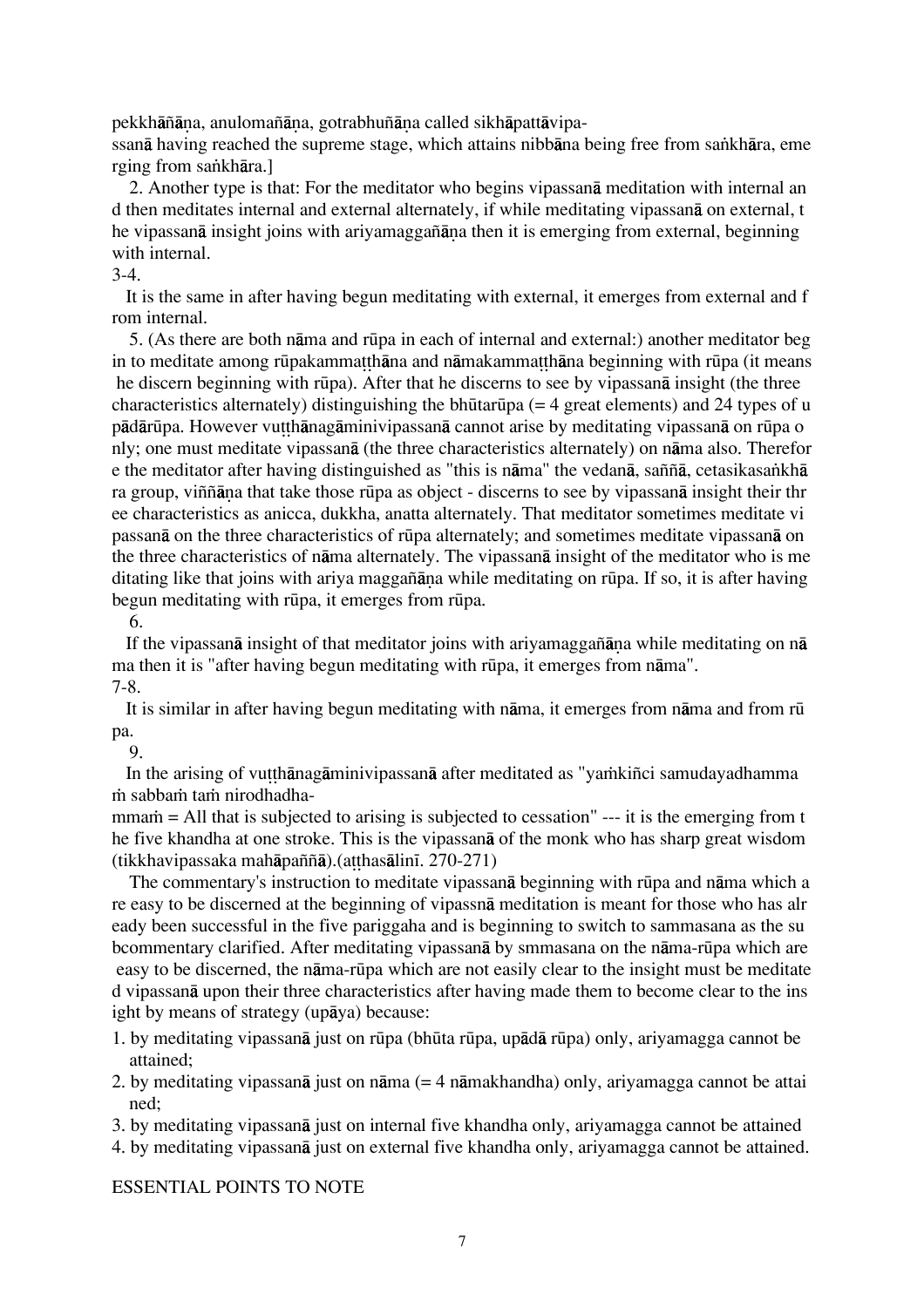pekkhāñāṇa, anulomañāṇa, gotrabhuñāṇa called sikhāpattāvipassanā having reached the supreme stage, which attains nibbāna being free from saṅkhāra, emerging from saṅkhāra.]

2. Another type is that: For the meditator who begins vipassanā meditation with internal and then meditates internal and external alternately, if while meditating vipassanā on external, the vipassanā insight joins with ariyamaggañāṇa then it is emerging from external, beginning with internal.

3-4.

It is the same in after having begun meditating with external, it emerges from external and from internal.

5. (As there are both nāma and rūpa in each of internal and external:) another meditator begin to meditate among rūpakammaṭṭhāna and nāmakammaṭṭhāna beginning with rūpa (it means he discern beginning with rūpa). After that he discerns to see by vipassanā insight (the three characteristics alternately) distinguishing the bhūtarūpa (= 4 great elements) and 24 types of upādārūpa. However vuṭṭhānagāminivipassanā cannot arise by meditating vipassanā on rūpa only; one must meditate vipassanā (the three characteristics alternately) on nāma also. Therefore the meditator after having distinguished as "this is nāma" the vedanā, saññā, cetasikasaṅkhāra group, viññāṇa that take those rūpa as object - discerns to see by vipassanā insight their three characteristics as anicca, dukkha, anatta alternately. That meditator sometimes meditate vipassanā on the three characteristics of rūpa alternately; and sometimes meditate vipassanā on the three characteristics of nāma alternately. The vipassanā insight of the meditator who is meditating like that joins with ariya maggañāṇa while meditating on rūpa. If so, it is after having begun meditating with rūpa, it emerges from rūpa.

6.

If the vipassanā insight of that meditator joins with ariyamaggañāṇa while meditating on nāma then it is "after having begun meditating with rūpa, it emerges from nāma".

7-8.

It is similar in after having begun meditating with nāma, it emerges from nāma and from rūpa.

9.

In the arising of vuṭṭhānagāminivipassanā after meditated as "yaṁkiñci samudayadhammaṁ sabbaṁ taṁ nirodhadhammaṁ = All that is subjected to arising is subjected to cessation" --- it is the emerging from the five khandha at one stroke. This is the vipassanā of the monk who has sharp great wisdom (tikkhavipassaka mahāpaññā).(aṭṭhasālinī. 270-271)

The commentary's instruction to meditate vipassanā beginning with rūpa and nāma which are easy to be discerned at the beginning of vipassnā meditation is meant for those who has already been successful in the five pariggaha and is beginning to switch to sammasana as the subcommentary clarified. After meditating vipassanā by smmasana on the nāma-rūpa which are easy to be discerned, the nāma-rūpa which are not easily clear to the insight must be meditated vipassanā upon their three characteristics after having made them to become clear to the insight by means of strategy (upāya) because:

1. by meditating vipassanā just on rūpa (bhūta rūpa, upādā rūpa) only, ariyamagga cannot be attained;
2. by meditating vipassanā just on nāma (= 4 nāmakhandha) only, ariyamagga cannot be attained;
3. by meditating vipassanā just on internal five khandha only, ariyamagga cannot be attained
4. by meditating vipassanā just on external five khandha only, ariyamagga cannot be attained.

ESSENTIAL POINTS TO NOTE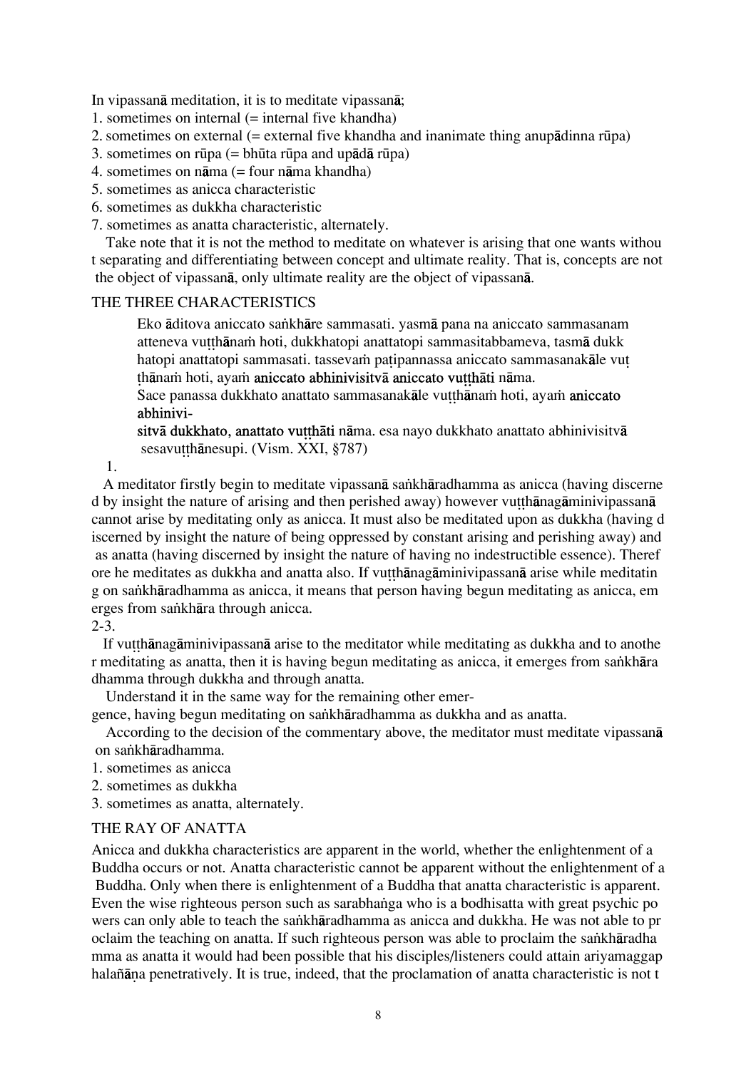In vipassanā meditation, it is to meditate vipassanā;

1. sometimes on internal (= internal five khandha)
2. sometimes on external (= external five khandha and inanimate thing anupādinna rūpa)
3. sometimes on rūpa (= bhūta rūpa and upādā rūpa)
4. sometimes on nāma (= four nāma khandha)
5. sometimes as anicca characteristic
6. sometimes as dukkha characteristic
7. sometimes as anatta characteristic, alternately.

Take note that it is not the method to meditate on whatever is arising that one wants without separating and differentiating between concept and ultimate reality. That is, concepts are not the object of vipassanā, only ultimate reality are the object of vipassanā.

## THE THREE CHARACTERISTICS

> Eko āditova aniccato saṅkhāre sammasati. yasmā pana na aniccato sammasanam atteneva vuṭṭhānaṁ hoti, dukkhatopi anattatopi sammasitabbameva, tasmā dukkhatopi anattatopi sammasati. tassevaṁ paṭipannassa aniccato sammasanakāle vuṭṭhānaṁ hoti, ayaṁ **aniccato abhinivisitvā aniccato vuṭṭhāti** nāma.
> Sace panassa dukkhato anattato sammasanakāle vuṭṭhānaṁ hoti, ayaṁ **aniccato abhinivisitvā dukkhato, anattato vuṭṭhāti** nāma. esa nayo dukkhato anattato abhinivisitvā sesavuṭṭhānesupi. (Vism. XXI, §787)

1.

A meditator firstly begin to meditate vipassanā saṅkhāradhamma as anicca (having discerned by insight the nature of arising and then perished away) however vuṭṭhānagāminivipassanā cannot arise by meditating only as anicca. It must also be meditated upon as dukkha (having discerned by insight the nature of being oppressed by constant arising and perishing away) and as anatta (having discerned by insight the nature of having no indestructible essence). Therefore he meditates as dukkha and anatta also. If vuṭṭhānagāminivipassanā arise while meditating on saṅkhāradhamma as anicca, it means that person having begun meditating as anicca, emerges from saṅkhāra through anicca.

2-3.

If vuṭṭhānagāminivipassanā arise to the meditator while meditating as dukkha and to another meditating as anatta, then it is having begun meditating as anicca, it emerges from saṅkhāradhamma through dukkha and through anatta.

Understand it in the same way for the remaining other emergence, having begun meditating on saṅkhāradhamma as dukkha and as anatta.

According to the decision of the commentary above, the meditator must meditate vipassanā on saṅkhāradhamma.

1. sometimes as anicca
2. sometimes as dukkha
3. sometimes as anatta, alternately.

## THE RAY OF ANATTA

Anicca and dukkha characteristics are apparent in the world, whether the enlightenment of a Buddha occurs or not. Anatta characteristic cannot be apparent without the enlightenment of a Buddha. Only when there is enlightenment of a Buddha that anatta characteristic is apparent. Even the wise righteous person such as sarabhaṅga who is a bodhisatta with great psychic powers can only able to teach the saṅkhāradhamma as anicca and dukkha. He was not able to proclaim the teaching on anatta. If such righteous person was able to proclaim the saṅkhāradhamma as anatta it would had been possible that his disciples/listeners could attain ariyamaggaphalañāṇa penetratively. It is true, indeed, that the proclamation of anatta characteristic is not t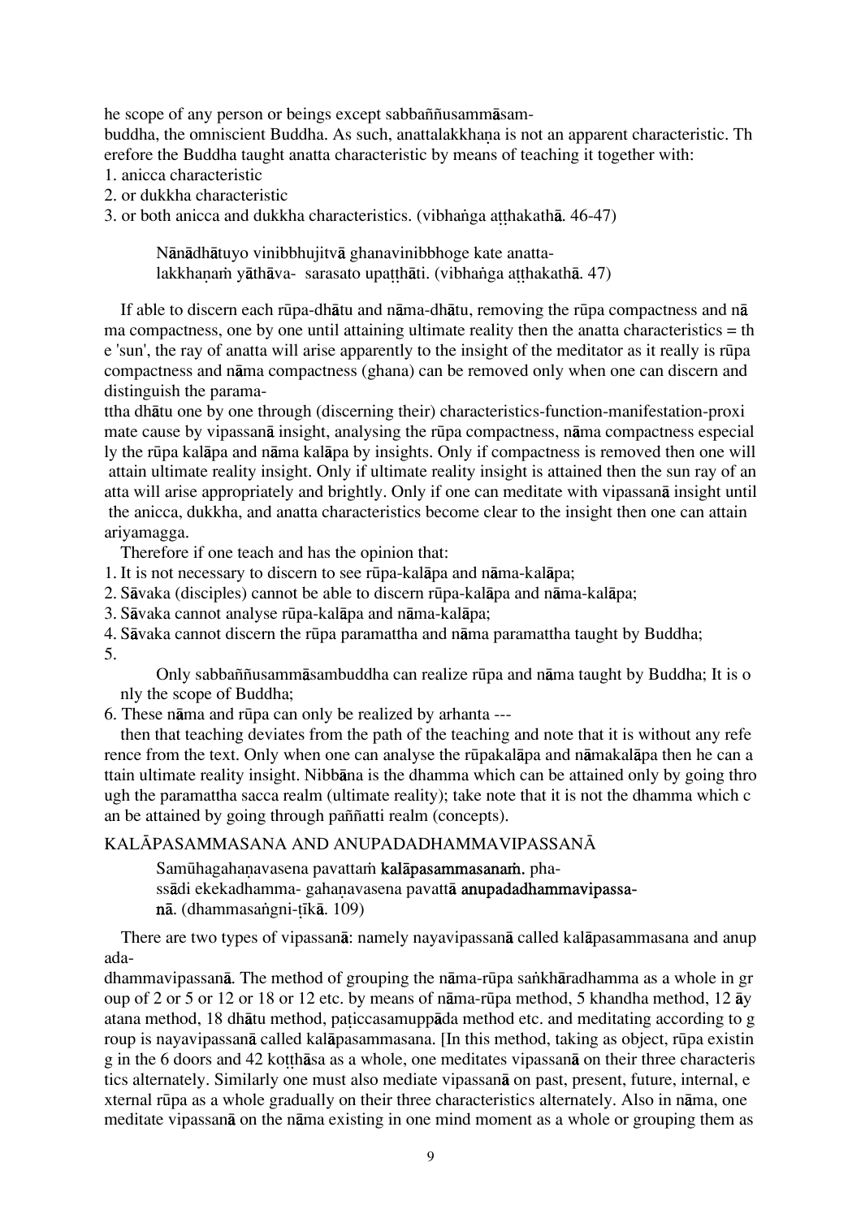he scope of any person or beings except sabbaññusammāsambuddha, the omniscient Buddha. As such, anattalakkhaṇa is not an apparent characteristic. Therefore the Buddha taught anatta characteristic by means of teaching it together with:

1. anicca characteristic
2. or dukkha characteristic
3. or both anicca and dukkha characteristics. (vibhaṅga aṭṭhakathā. 46-47)

> Nānādhātuyo vinibbhujitvā ghanavinibbhoge kate anattalakkhaṇaṁ yāthāva- sarasato upaṭṭhāti. (vibhaṅga aṭṭhakathā. 47)

If able to discern each rūpa-dhātu and nāma-dhātu, removing the rūpa compactness and nāma compactness, one by one until attaining ultimate reality then the anatta characteristics = the 'sun', the ray of anatta will arise apparently to the insight of the meditator as it really is rūpa compactness and nāma compactness (ghana) can be removed only when one can discern and distinguish the paramattha dhātu one by one through (discerning their) characteristics-function-manifestation-proximate cause by vipassanā insight, analysing the rūpa compactness, nāma compactness especially the rūpa kalāpa and nāma kalāpa by insights. Only if compactness is removed then one will attain ultimate reality insight. Only if ultimate reality insight is attained then the sun ray of anatta will arise appropriately and brightly. Only if one can meditate with vipassanā insight until the anicca, dukkha, and anatta characteristics become clear to the insight then one can attain ariyamagga.

Therefore if one teach and has the opinion that:

1. It is not necessary to discern to see rūpa-kalāpa and nāma-kalāpa;
2. Sāvaka (disciples) cannot be able to discern rūpa-kalāpa and nāma-kalāpa;
3. Sāvaka cannot analyse rūpa-kalāpa and nāma-kalāpa;
4. Sāvaka cannot discern the rūpa paramattha and nāma paramattha taught by Buddha;
5. Only sabbaññusammāsambuddha can realize rūpa and nāma taught by Buddha; It is only the scope of Buddha;
6. These nāma and rūpa can only be realized by arhanta ---

then that teaching deviates from the path of the teaching and note that it is without any reference from the text. Only when one can analyse the rūpakalāpa and nāmakalāpa then he can attain ultimate reality insight. Nibbāna is the dhamma which can be attained only by going through the paramattha sacca realm (ultimate reality); take note that it is not the dhamma which can be attained by going through paññatti realm (concepts).

## KALĀPASAMMASANA AND ANUPADADHAMMAVIPASSANĀ

> Samūhagahaṇavasena pavattaṁ **kalāpasammasanaṁ.** phassādi ekekadhamma- gahaṇavasena pavattā **anupadadhammavipassanā**. (dhammasaṅgni-ṭīkā. 109)

There are two types of vipassanā: namely nayavipassanā called kalāpasammasana and anupadadhammavipassanā. The method of grouping the nāma-rūpa saṅkhāradhamma as a whole in group of 2 or 5 or 12 or 18 or 12 etc. by means of nāma-rūpa method, 5 khandha method, 12 āyatana method, 18 dhātu method, paṭiccasamuppāda method etc. and meditating according to group is nayavipassanā called kalāpasammasana. [In this method, taking as object, rūpa existing in the 6 doors and 42 koṭṭhāsa as a whole, one meditates vipassanā on their three characteristics alternately. Similarly one must also mediate vipassanā on past, present, future, internal, external rūpa as a whole gradually on their three characteristics alternately. Also in nāma, one meditate vipassanā on the nāma existing in one mind moment as a whole or grouping them as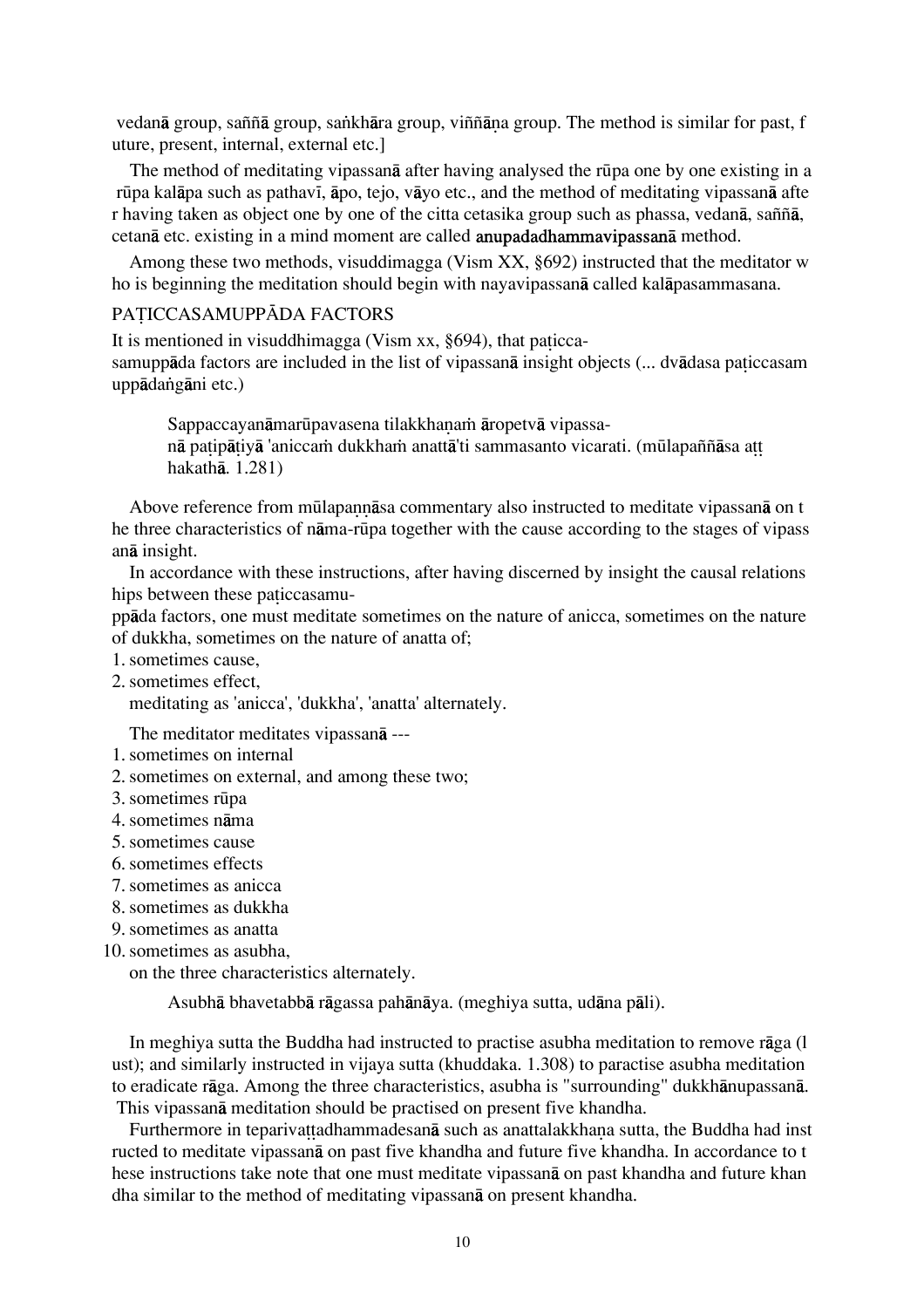vedanā group, saññā group, saṅkhāra group, viññāṇa group. The method is similar for past, future, present, internal, external etc.]

The method of meditating vipassanā after having analysed the rūpa one by one existing in a rūpa kalāpa such as pathavī, āpo, tejo, vāyo etc., and the method of meditating vipassanā after having taken as object one by one of the citta cetasika group such as phassa, vedanā, saññā, cetanā etc. existing in a mind moment are called **anupadadhammavipassanā** method.

Among these two methods, visuddimagga (Vism XX, §692) instructed that the meditator who is beginning the meditation should begin with nayavipassanā called kalāpasammasana.

## PAṬICCASAMUPPĀDA FACTORS

It is mentioned in visuddhimagga (Vism xx, §694), that paṭicca-samuppāda factors are included in the list of vipassanā insight objects (... dvādasa paṭiccasamuppādaṅgāni etc.)

> Sappaccayanāmarūpavasena tilakkhaṇaṁ āropetvā vipassanā paṭipāṭiyā 'aniccaṁ dukkhaṁ anattā'ti sammasanto vicarati. (mūlapaññāsa aṭṭhakathā. 1.281)

Above reference from mūlapaṇṇāsa commentary also instructed to meditate vipassanā on the three characteristics of nāma-rūpa together with the cause according to the stages of vipassanā insight.

In accordance with these instructions, after having discerned by insight the causal relationships between these paṭiccasamuppāda factors, one must meditate sometimes on the nature of anicca, sometimes on the nature of dukkha, sometimes on the nature of anatta of;

1. sometimes cause,
2. sometimes effect,

meditating as 'anicca', 'dukkha', 'anatta' alternately.

The meditator meditates vipassanā ---

1. sometimes on internal
2. sometimes on external, and among these two;
3. sometimes rūpa
4. sometimes nāma
5. sometimes cause
6. sometimes effects
7. sometimes as anicca
8. sometimes as dukkha
9. sometimes as anatta
10. sometimes as asubha,

on the three characteristics alternately.

> Asubhā bhavetabbā rāgassa pahānāya. (meghiya sutta, udāna pāli).

In meghiya sutta the Buddha had instructed to practise asubha meditation to remove rāga (lust); and similarly instructed in vijaya sutta (khuddaka. 1.308) to paractise asubha meditation to eradicate rāga. Among the three characteristics, asubha is "surrounding" dukkhānupassanā. This vipassanā meditation should be practised on present five khandha.

Furthermore in teparivaṭṭadhammadesanā such as anattalakkhaṇa sutta, the Buddha had instructed to meditate vipassanā on past five khandha and future five khandha. In accordance to these instructions take note that one must meditate vipassanā on past khandha and future khandha similar to the method of meditating vipassanā on present khandha.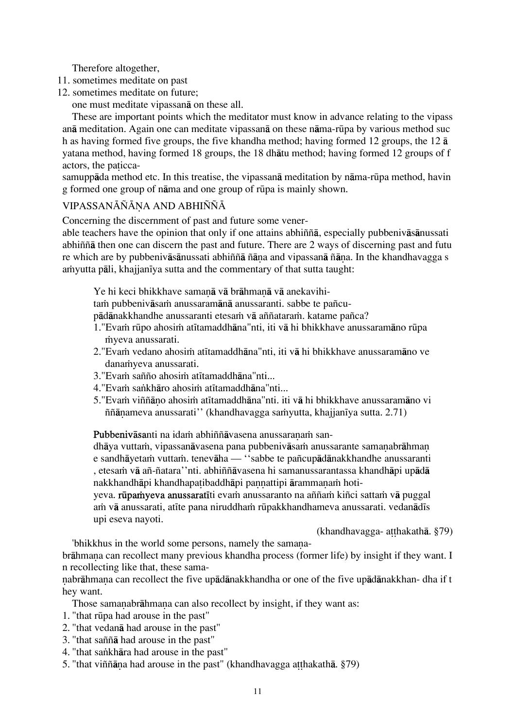Therefore altogether,

11. sometimes meditate on past
12. sometimes meditate on future;

one must meditate vipassanā on these all.

These are important points which the meditator must know in advance relating to the vipassanā meditation. Again one can meditate vipassanā on these nāma-rūpa by various method such as having formed five groups, the five khandha method; having formed 12 groups, the 12 āyatana method, having formed 18 groups, the 18 dhātu method; having formed 12 groups of factors, the paṭicca-samuppāda method etc. In this treatise, the vipassanā meditation by nāma-rūpa method, having formed one group of nāma and one group of rūpa is mainly shown.

## VIPASSANĀÑĀṆA AND ABHIÑÑĀ

Concerning the discernment of past and future some venerable teachers have the opinion that only if one attains abhiññā, especially pubbenivāsānussati abhiññā then one can discern the past and future. There are 2 ways of discerning past and future which are by pubbenivāsānussati abhiññā ñāṇa and vipassanā ñāṇa. In the khandhavagga saṁyutta pāli, khajjanīya sutta and the commentary of that sutta taught:

> Ye hi keci bhikkhave samaṇā vā brāhmaṇā vā anekavihitaṁ pubbenivāsaṁ anussaramānā anussaranti. sabbe te pañcupādānakkhandhe anussaranti etesaṁ vā aññataraṁ. katame pañca?
>
> 1."Evaṁ rūpo ahosiṁ atītamaddhāna"nti, iti vā hi bhikkhave anussaramāno rūpaṁyeva anussarati.
> 2."Evaṁ vedano ahosiṁ atītamaddhāna"nti, iti vā hi bhikkhave anussaramāno vedanaṁyeva anussarati.
> 3."Evaṁ sañño ahosiṁ atītamaddhāna"nti...
> 4."Evaṁ saṅkhāro ahosiṁ atītamaddhāna"nti...
> 5."Evaṁ viññāṇo ahosiṁ atītamaddhāna"nti. iti vā hi bhikkhave anussaramāno viññāṇameva anussarati'' (khandhavagga saṁyutta, khajjanīya sutta. 2.71)
>
> **Pubbenivāsa**nti na idaṁ abhiññāvasena anussaraṇaṁ sandhāya vuttaṁ, vipassanāvasena pana pubbenivāsaṁ anussarante samaṇabrāhmaṇe sandhāyetaṁ vuttaṁ. tenevāha — ''sabbe te pañcupādānakkhandhe anussaranti, etesaṁ vā añ-ñatara''nti. abhiññāvasena hi samanussarantassa khandhāpi upādānakkhandhāpi khandhapaṭibaddhāpi paṇṇattipi ārammaṇaṁ hotiyeva. **rūpaṁyeva anussaratī**ti evaṁ anussaranto na aññaṁ kiñci sattaṁ vā puggalaṁ vā anussarati, atīte pana niruddhaṁ rūpakkhandhameva anussarati. vedanādīsupi eseva nayoti.
>
> (khandhavagga- aṭṭhakathā. §79)

'bhikkhus in the world some persons, namely the samaṇa-brāhmaṇa can recollect many previous khandha process (former life) by insight if they want. In recollecting like that, these samaṇabrāhmaṇa can recollect the five upādānakkhandha or one of the five upādānakkhan- dha if they want.

Those samaṇabrāhmaṇa can also recollect by insight, if they want as:

1. "that rūpa had arouse in the past"
2. "that vedanā had arouse in the past"
3. "that saññā had arouse in the past"
4. "that saṅkhāra had arouse in the past"
5. "that viññāṇa had arouse in the past" (khandhavagga aṭṭhakathā. §79)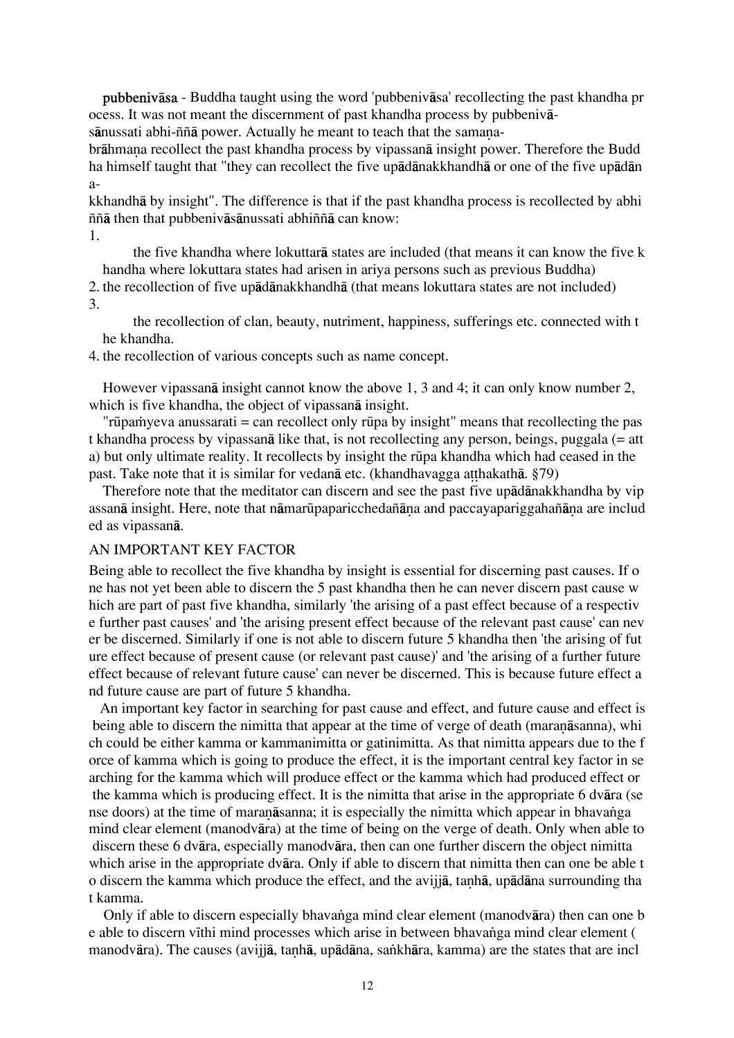**pubbenivāsa** - Buddha taught using the word 'pubbenivāsa' recollecting the past khandha process. It was not meant the discernment of past khandha process by pubbenivāsānussati abhi-ññā power. Actually he meant to teach that the samaṇa-brāhmaṇa recollect the past khandha process by vipassanā insight power. Therefore the Buddha himself taught that "they can recollect the five upādānakkhandhā or one of the five upādānakkhandhā by insight". The difference is that if the past khandha process is recollected by abhiññā then that pubbenivāsānussati abhiññā can know:

1. the five khandha where lokuttarā states are included (that means it can know the five khandha where lokuttara states had arisen in ariya persons such as previous Buddha)
2. the recollection of five upādānakkhandhā (that means lokuttara states are not included)
3. the recollection of clan, beauty, nutriment, happiness, sufferings etc. connected with the khandha.
4. the recollection of various concepts such as name concept.

However vipassanā insight cannot know the above 1, 3 and 4; it can only know number 2, which is five khandha, the object of vipassanā insight.

"rūpaṁyeva anussarati = can recollect only rūpa by insight" means that recollecting the past khandha process by vipassanā like that, is not recollecting any person, beings, puggala (= atta) but only ultimate reality. It recollects by insight the rūpa khandha which had ceased in the past. Take note that it is similar for vedanā etc. (khandhavagga aṭṭhakathā. §79)

Therefore note that the meditator can discern and see the past five upādānakkhandha by vipassanā insight. Here, note that nāmarūpaparicchedañāṇa and paccayapariggahañāṇa are included as vipassanā.

## AN IMPORTANT KEY FACTOR

Being able to recollect the five khandha by insight is essential for discerning past causes. If one has not yet been able to discern the 5 past khandha then he can never discern past cause which are part of past five khandha, similarly 'the arising of a past effect because of a respective further past causes' and 'the arising present effect because of the relevant past cause' can never be discerned. Similarly if one is not able to discern future 5 khandha then 'the arising of future effect because of present cause (or relevant past cause)' and 'the arising of a further future effect because of relevant future cause' can never be discerned. This is because future effect and future cause are part of future 5 khandha.

An important key factor in searching for past cause and effect, and future cause and effect is being able to discern the nimitta that appear at the time of verge of death (maraṇāsanna), which could be either kamma or kammanimitta or gatinimitta. As that nimitta appears due to the force of kamma which is going to produce the effect, it is the important central key factor in searching for the kamma which will produce effect or the kamma which had produced effect or the kamma which is producing effect. It is the nimitta that arise in the appropriate 6 dvāra (sense doors) at the time of maraṇāsanna; it is especially the nimitta which appear in bhavaṅga mind clear element (manodvāra) at the time of being on the verge of death. Only when able to discern these 6 dvāra, especially manodvāra, then can one further discern the object nimitta which arise in the appropriate dvāra. Only if able to discern that nimitta then can one be able to discern the kamma which produce the effect, and the avijjā, taṇhā, upādāna surrounding that kamma.

Only if able to discern especially bhavaṅga mind clear element (manodvāra) then can one be able to discern vīthi mind processes which arise in between bhavaṅga mind clear element (manodvāra). The causes (avijjā, taṇhā, upādāna, saṅkhāra, kamma) are the states that are incl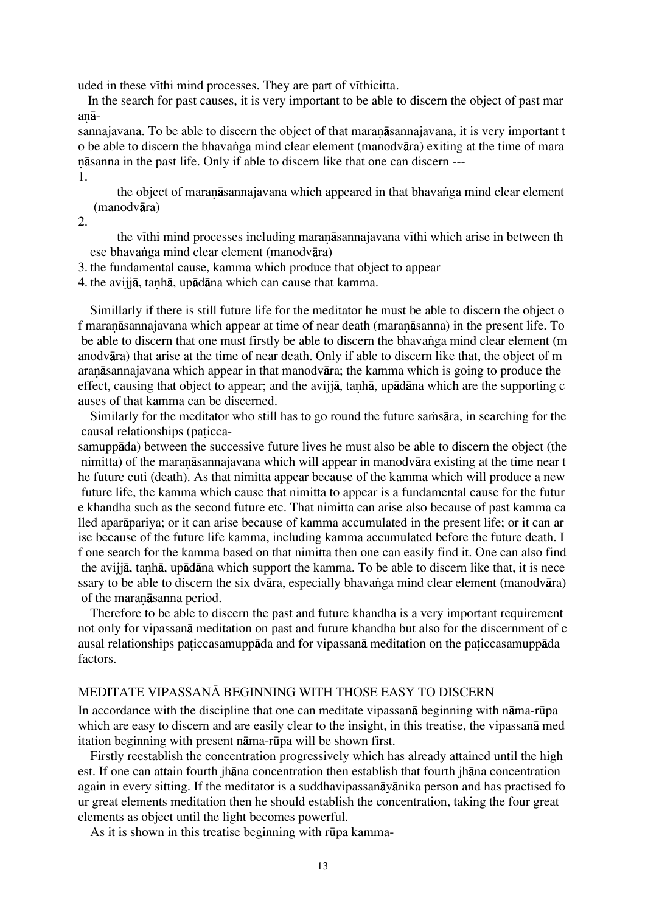uded in these vīthi mind processes. They are part of vīthicitta.

In the search for past causes, it is very important to be able to discern the object of past maraṇāsannajavana. To be able to discern the object of that maraṇāsannajavana, it is very important to be able to discern the bhavaṅga mind clear element (manodvāra) exiting at the time of maraṇāsanna in the past life. Only if able to discern like that one can discern ---

1. the object of maraṇāsannajavana which appeared in that bhavaṅga mind clear element (manodvāra)
2. the vīthi mind processes including maraṇāsannajavana vīthi which arise in between these bhavaṅga mind clear element (manodvāra)
3. the fundamental cause, kamma which produce that object to appear
4. the avijjā, taṇhā, upādāna which can cause that kamma.

Simillarly if there is still future life for the meditator he must be able to discern the object of maraṇāsannajavana which appear at time of near death (maraṇāsanna) in the present life. To be able to discern that one must firstly be able to discern the bhavaṅga mind clear element (manodvāra) that arise at the time of near death. Only if able to discern like that, the object of maraṇāsannajavana which appear in that manodvāra; the kamma which is going to produce the effect, causing that object to appear; and the avijjā, taṇhā, upādāna which are the supporting causes of that kamma can be discerned.

Similarly for the meditator who still has to go round the future saṁsāra, in searching for the causal relationships (paṭiccasamuppāda) between the successive future lives he must also be able to discern the object (the nimitta) of the maraṇāsannajavana which will appear in manodvāra existing at the time near the future cuti (death). As that nimitta appear because of the kamma which will produce a new future life, the kamma which cause that nimitta to appear is a fundamental cause for the future khandha such as the second future etc. That nimitta can arise also because of past kamma called aparāpariya; or it can arise because of kamma accumulated in the present life; or it can arise because of the future life kamma, including kamma accumulated before the future death. If one search for the kamma based on that nimitta then one can easily find it. One can also find the avijjā, taṇhā, upādāna which support the kamma. To be able to discern like that, it is necessary to be able to discern the six dvāra, especially bhavaṅga mind clear element (manodvāra) of the maraṇāsanna period.

Therefore to be able to discern the past and future khandha is a very important requirement not only for vipassanā meditation on past and future khandha but also for the discernment of causal relationships paṭiccasamuppāda and for vipassanā meditation on the paṭiccasamuppāda factors.

## MEDITATE VIPASSANĀ BEGINNING WITH THOSE EASY TO DISCERN

In accordance with the discipline that one can meditate vipassanā beginning with nāma-rūpa which are easy to discern and are easily clear to the insight, in this treatise, the vipassanā meditation beginning with present nāma-rūpa will be shown first.

Firstly reestablish the concentration progressively which has already attained until the highest. If one can attain fourth jhāna concentration then establish that fourth jhāna concentration again in every sitting. If the meditator is a suddhavipassanāyānika person and has practised four great elements meditation then he should establish the concentration, taking the four great elements as object until the light becomes powerful.

As it is shown in this treatise beginning with rūpa kamma-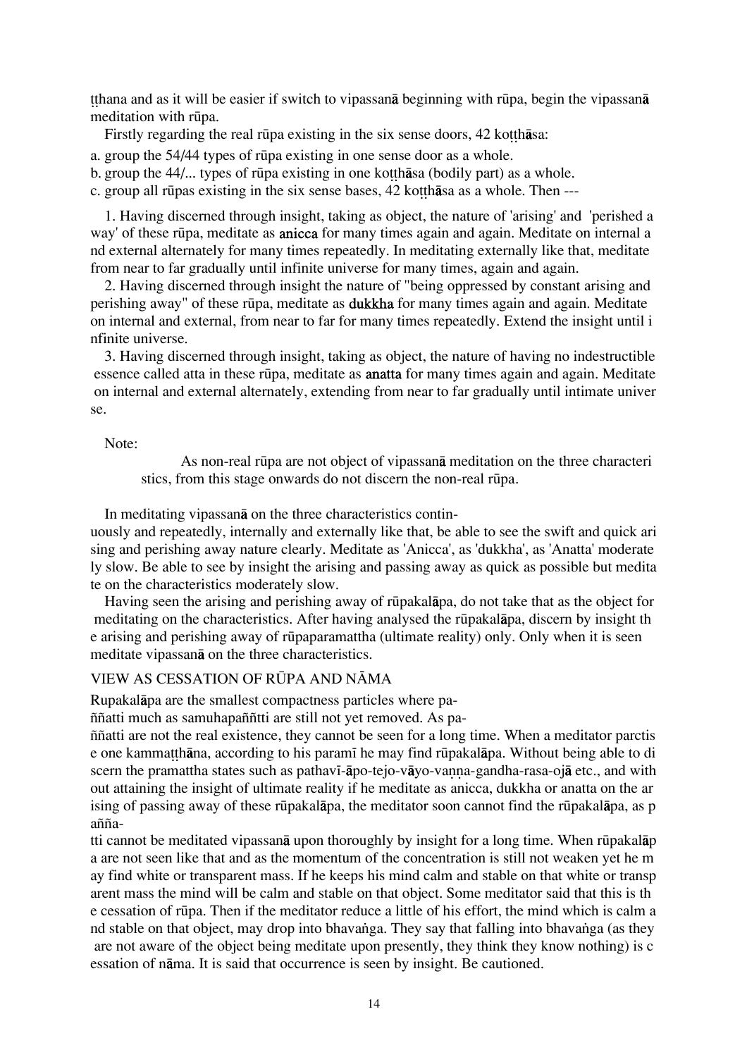ṭṭhana and as it will be easier if switch to vipassanā beginning with rūpa, begin the vipassanā meditation with rūpa.

Firstly regarding the real rūpa existing in the six sense doors, 42 koṭṭhāsa:

a. group the 54/44 types of rūpa existing in one sense door as a whole.
b. group the 44/... types of rūpa existing in one koṭṭhāsa (bodily part) as a whole.
c. group all rūpas existing in the six sense bases, 42 koṭṭhāsa as a whole. Then ---

1. Having discerned through insight, taking as object, the nature of 'arising' and 'perished a way' of these rūpa, meditate as **anicca** for many times again and again. Meditate on internal a nd external alternately for many times repeatedly. In meditating externally like that, meditate from near to far gradually until infinite universe for many times, again and again.

2. Having discerned through insight the nature of "being oppressed by constant arising and perishing away" of these rūpa, meditate as **dukkha** for many times again and again. Meditate on internal and external, from near to far for many times repeatedly. Extend the insight until i nfinite universe.

3. Having discerned through insight, taking as object, the nature of having no indestructible essence called atta in these rūpa, meditate as **anatta** for many times again and again. Meditate on internal and external alternately, extending from near to far gradually until intimate univer se.

Note:

> As non-real rūpa are not object of vipassanā meditation on the three characteri stics, from this stage onwards do not discern the non-real rūpa.

In meditating vipassanā on the three characteristics contin-uously and repeatedly, internally and externally like that, be able to see the swift and quick ari sing and perishing away nature clearly. Meditate as 'Anicca', as 'dukkha', as 'Anatta' moderate ly slow. Be able to see by insight the arising and passing away as quick as possible but medita te on the characteristics moderately slow.

Having seen the arising and perishing away of rūpakalāpa, do not take that as the object for meditating on the characteristics. After having analysed the rūpakalāpa, discern by insight th e arising and perishing away of rūpaparamattha (ultimate reality) only. Only when it is seen meditate vipassanā on the three characteristics.

## VIEW AS CESSATION OF RŪPA AND NĀMA

Rupakalāpa are the smallest compactness particles where pa-ññatti much as samuhapaññtti are still not yet removed. As pa-ññatti are not the real existence, they cannot be seen for a long time. When a meditator parctis e one kammaṭṭhāna, according to his paramī he may find rūpakalāpa. Without being able to di scern the pramattha states such as pathavī-āpo-tejo-vāyo-vaṇṇa-gandha-rasa-ojā etc., and with out attaining the insight of ultimate reality if he meditate as anicca, dukkha or anatta on the ar ising of passing away of these rūpakalāpa, the meditator soon cannot find the rūpakalāpa, as p añña-tti cannot be meditated vipassanā upon thoroughly by insight for a long time. When rūpakalāp a are not seen like that and as the momentum of the concentration is still not weaken yet he m ay find white or transparent mass. If he keeps his mind calm and stable on that white or transp arent mass the mind will be calm and stable on that object. Some meditator said that this is th e cessation of rūpa. Then if the meditator reduce a little of his effort, the mind which is calm a nd stable on that object, may drop into bhavaṅga. They say that falling into bhavaṅga (as they are not aware of the object being meditate upon presently, they think they know nothing) is c essation of nāma. It is said that occurrence is seen by insight. Be cautioned.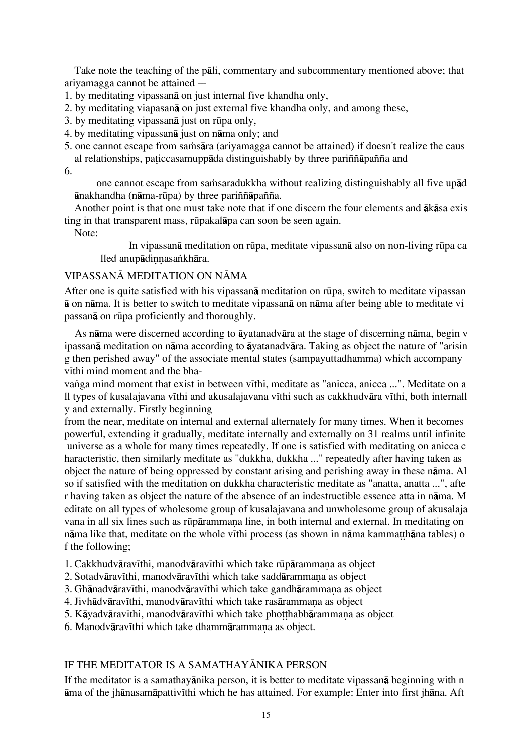Take note the teaching of the pāli, commentary and subcommentary mentioned above; that ariyamagga cannot be attained —

1. by meditating vipassanā on just internal five khandha only,
2. by meditating viapasanā on just external five khandha only, and among these,
3. by meditating vipassanā just on rūpa only,
4. by meditating vipassanā just on nāma only; and
5. one cannot escape from saṁsāra (ariyamagga cannot be attained) if doesn't realize the causal relationships, paṭiccasamuppāda distinguishably by three pariññāpañña and
6. one cannot escape from saṁsaradukkha without realizing distinguishably all five upādānakhandha (nāma-rūpa) by three pariññāpañña.

Another point is that one must take note that if one discern the four elements and ākāsa existing in that transparent mass, rūpakalāpa can soon be seen again.

Note:

In vipassanā meditation on rūpa, meditate vipassanā also on non-living rūpa called anupādiṇṇasaṅkhāra.

## VIPASSANĀ MEDITATION ON NĀMA

After one is quite satisfied with his vipassanā meditation on rūpa, switch to meditate vipassanā on nāma. It is better to switch to meditate vipassanā on nāma after being able to meditate vipassanā on rūpa proficiently and thoroughly.

As nāma were discerned according to āyatanadvāra at the stage of discerning nāma, begin vipassanā meditation on nāma according to āyatanadvāra. Taking as object the nature of "arising then perished away" of the associate mental states (sampayuttadhamma) which accompany vīthi mind moment and the bhavaṅga mind moment that exist in between vīthi, meditate as "anicca, anicca ...". Meditate on all types of kusalajavana vīthi and akusalajavana vīthi such as cakkhudvāra vīthi, both internally and externally. Firstly beginning from the near, meditate on internal and external alternately for many times. When it becomes powerful, extending it gradually, meditate internally and externally on 31 realms until infinite universe as a whole for many times repeatedly. If one is satisfied with meditating on anicca characteristic, then similarly meditate as "dukkha, dukkha ..." repeatedly after having taken as object the nature of being oppressed by constant arising and perishing away in these nāma. Also if satisfied with the meditation on dukkha characteristic meditate as "anatta, anatta ...", after having taken as object the nature of the absence of an indestructible essence atta in nāma. Meditate on all types of wholesome group of kusalajavana and unwholesome group of akusalajavana in all six lines such as rūpārammaṇa line, in both internal and external. In meditating on nāma like that, meditate on the whole vīthi process (as shown in nāma kammaṭṭhāna tables) of the following;

1. Cakkhudvāravīthi, manodvāravīthi which take rūpārammaṇa as object
2. Sotadvāravīthi, manodvāravīthi which take saddārammaṇa as object
3. Ghānadvāravīthi, manodvāravīthi which take gandhārammaṇa as object
4. Jivhādvāravīthi, manodvāravīthi which take rasārammaṇa as object
5. Kāyadvāravīthi, manodvāravīthi which take phoṭṭhabbārammaṇa as object
6. Manodvāravīthi which take dhammārammaṇa as object.

## IF THE MEDITATOR IS A SAMATHAYĀNIKA PERSON

If the meditator is a samathayānika person, it is better to meditate vipassanā beginning with nāma of the jhānasamāpattivīthi which he has attained. For example: Enter into first jhāna. Aft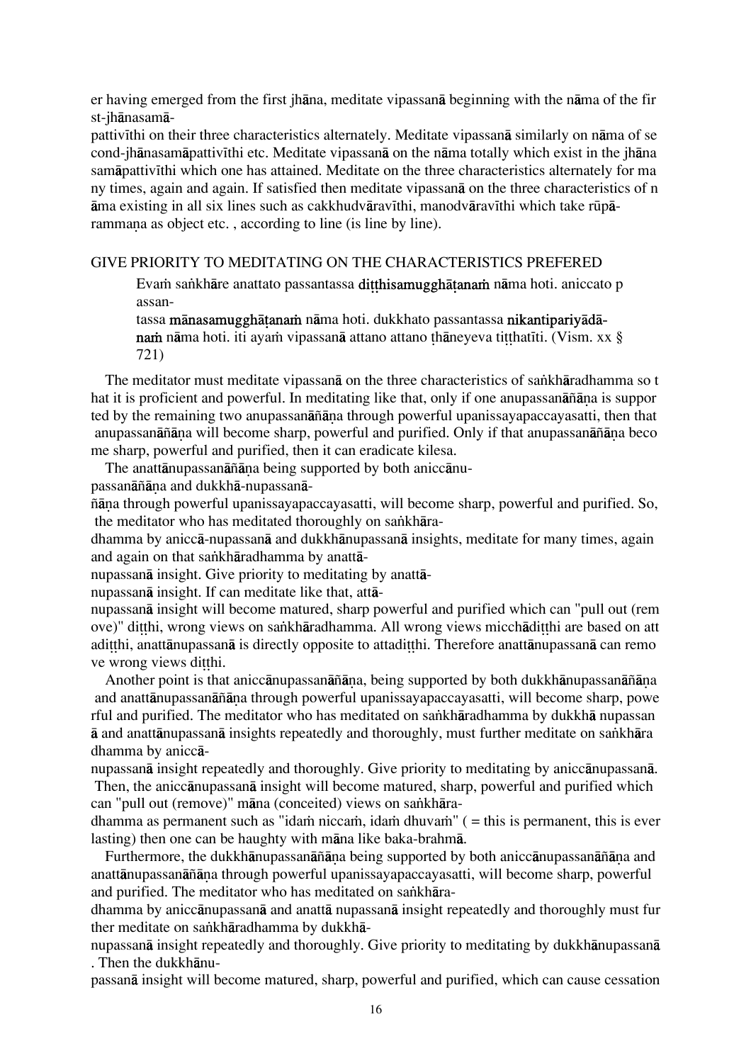er having emerged from the first jhāna, meditate vipassanā beginning with the nāma of the first-jhānasamāpattivīthi on their three characteristics alternately. Meditate vipassanā similarly on nāma of second-jhānasamāpattivīthi etc. Meditate vipassanā on the nāma totally which exist in the jhāna samāpattivīthi which one has attained. Meditate on the three characteristics alternately for many times, again and again. If satisfied then meditate vipassanā on the three characteristics of nāma existing in all six lines such as cakkhudvāravīthi, manodvāravīthi which take rūpārammaṇa as object etc. , according to line (is line by line).

## GIVE PRIORITY TO MEDITATING ON THE CHARACTERISTICS PREFERED

> Evaṁ saṅkhāre anattato passantassa **diṭṭhisamugghāṭanaṁ** nāma hoti. aniccato passantassa **mānasamugghāṭanaṁ** nāma hoti. dukkhato passantassa **nikantipariyādānaṁ** nāma hoti. iti ayaṁ vipassanā attano attano ṭhāneyeva tiṭṭhatīti. (Vism. xx § 721)

The meditator must meditate vipassanā on the three characteristics of saṅkhāradhamma so that it is proficient and powerful. In meditating like that, only if one anupassanāñāṇa is supported by the remaining two anupassanāñāṇa through powerful upanissayapaccayasatti, then that anupassanāñāṇa will become sharp, powerful and purified. Only if that anupassanāñāṇa become sharp, powerful and purified, then it can eradicate kilesa.

The anattānupassanāñāṇa being supported by both aniccānupassanāñāṇa and dukkhā-nupassanāñāṇa through powerful upanissayapaccayasatti, will become sharp, powerful and purified. So, the meditator who has meditated thoroughly on saṅkhāradhamma by aniccā-nupassanā and dukkhānupassanā insights, meditate for many times, again and again on that saṅkhāradhamma by anattānupassanā insight. Give priority to meditating by anattānupassanā insight. If can meditate like that, attānupassanā insight will become matured, sharp powerful and purified which can "pull out (remove)" diṭṭhi, wrong views on saṅkhāradhamma. All wrong views micchādiṭṭhi are based on attadiṭṭhi, anattānupassanā is directly opposite to attadiṭṭhi. Therefore anattānupassanā can remove wrong views diṭṭhi.

Another point is that aniccānupassanāñāṇa, being supported by both dukkhānupassanāñāṇa and anattānupassanāñāṇa through powerful upanissayapaccayasatti, will become sharp, powerful and purified. The meditator who has meditated on saṅkhāradhamma by dukkhā nupassanā and anattānupassanā insights repeatedly and thoroughly, must further meditate on saṅkhāradhamma by aniccānupassanā insight repeatedly and thoroughly. Give priority to meditating by aniccānupassanā. Then, the aniccānupassanā insight will become matured, sharp, powerful and purified which can "pull out (remove)" māna (conceited) views on saṅkhāradhamma as permanent such as "idaṁ niccaṁ, idaṁ dhuvaṁ" ( = this is permanent, this is ever lasting) then one can be haughty with māna like baka-brahmā.

Furthermore, the dukkhānupassanāñāṇa being supported by both aniccānupassanāñāṇa and anattānupassanāñāṇa through powerful upanissayapaccayasatti, will become sharp, powerful and purified. The meditator who has meditated on saṅkhāradhamma by aniccānupassanā and anattā nupassanā insight repeatedly and thoroughly must further meditate on saṅkhāradhamma by dukkhānupassanā insight repeatedly and thoroughly. Give priority to meditating by dukkhānupassanā. Then the dukkhānupassanā insight will become matured, sharp, powerful and purified, which can cause cessation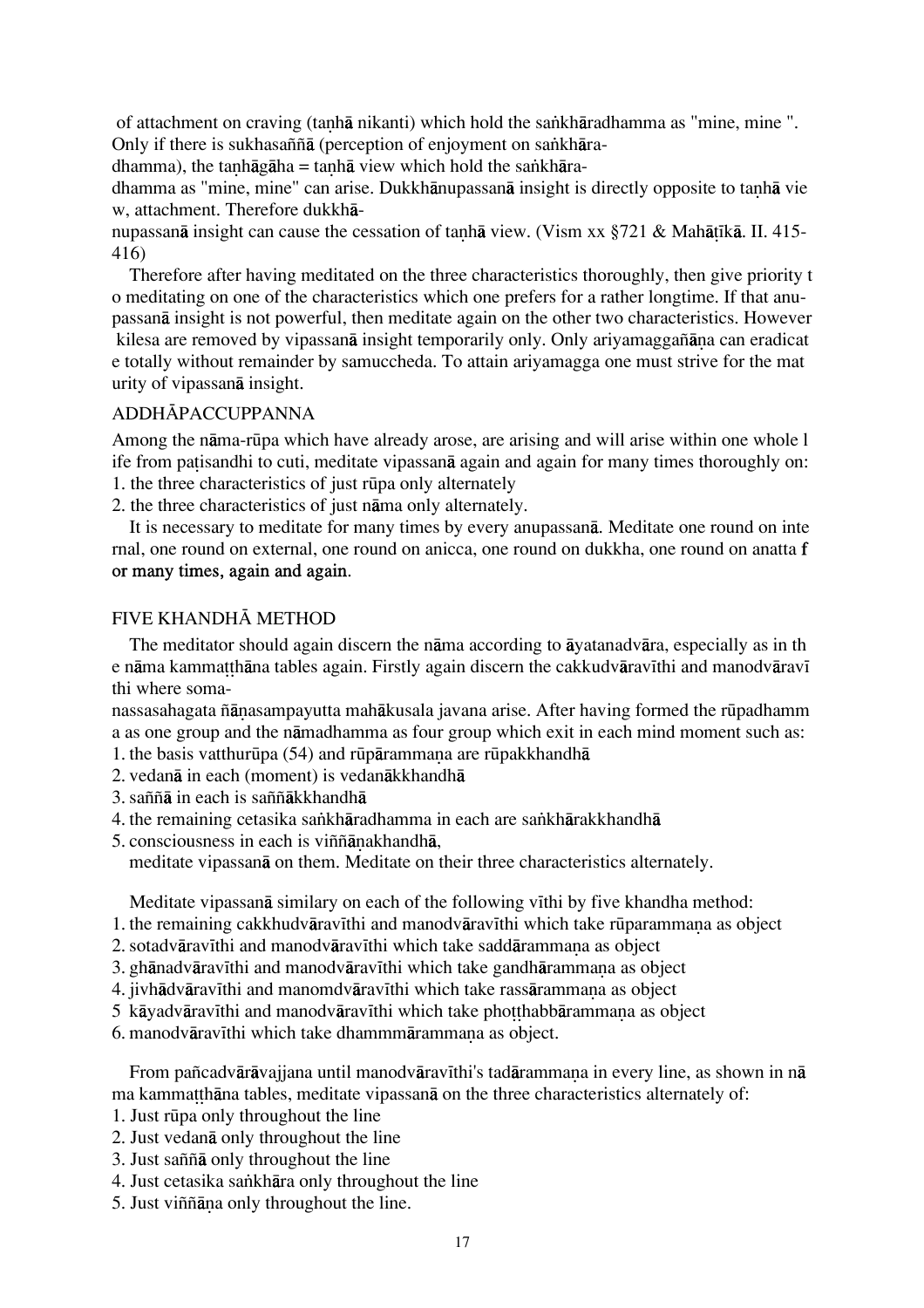of attachment on craving (taṇhā nikanti) which hold the saṅkhāradhamma as "mine, mine ". Only if there is sukhasaññā (perception of enjoyment on saṅkhāradhamma), the taṇhāgāha = taṇhā view which hold the saṅkhāradhamma as "mine, mine" can arise. Dukkhānupassanā insight is directly opposite to taṇhā view, attachment. Therefore dukkhānupassanā insight can cause the cessation of taṇhā view. (Vism xx §721 & Mahāṭīkā. II. 415-416)

Therefore after having meditated on the three characteristics thoroughly, then give priority to meditating on one of the characteristics which one prefers for a rather longtime. If that anupassanā insight is not powerful, then meditate again on the other two characteristics. However kilesa are removed by vipassanā insight temporarily only. Only ariyamaggañāṇa can eradicate totally without remainder by samuccheda. To attain ariyamagga one must strive for the maturity of vipassanā insight.

## ADDHĀPACCUPPANNA

Among the nāma-rūpa which have already arose, are arising and will arise within one whole life from paṭisandhi to cuti, meditate vipassanā again and again for many times thoroughly on:

1. the three characteristics of just rūpa only alternately
2. the three characteristics of just nāma only alternately.

It is necessary to meditate for many times by every anupassanā. Meditate one round on internal, one round on external, one round on anicca, one round on dukkha, one round on anatta for many times, again and again.

## FIVE KHANDHĀ METHOD

The meditator should again discern the nāma according to āyatanadvāra, especially as in the nāma kammaṭṭhāna tables again. Firstly again discern the cakkudvāravīthi and manodvāravīthi where somanassasahagata ñāṇasampayutta mahākusala javana arise. After having formed the rūpadhamma as one group and the nāmadhamma as four group which exit in each mind moment such as:

1. the basis vatthurūpa (54) and rūpārammaṇa are rūpakkhandhā
2. vedanā in each (moment) is vedanākkhandhā
3. saññā in each is saññākkhandhā
4. the remaining cetasika saṅkhāradhamma in each are saṅkhārakkhandhā
5. consciousness in each is viññāṇakhandhā,

meditate vipassanā on them. Meditate on their three characteristics alternately.

Meditate vipassanā similary on each of the following vīthi by five khandha method:

1. the remaining cakkhudvāravīthi and manodvāravīthi which take rūparammaṇa as object
2. sotadvāravīthi and manodvāravīthi which take saddārammaṇa as object
3. ghānadvāravīthi and manodvāravīthi which take gandhārammaṇa as object
4. jivhādvāravīthi and manomdvāravīthi which take rassārammaṇa as object
5. kāyadvāravīthi and manodvāravīthi which take phoṭṭhabbārammaṇa as object
6. manodvāravīthi which take dhammmārammaṇa as object.

From pañcadvārāvajjana until manodvāravīthi's tadārammaṇa in every line, as shown in nāma kammaṭṭhāna tables, meditate vipassanā on the three characteristics alternately of:

1. Just rūpa only throughout the line
2. Just vedanā only throughout the line
3. Just saññā only throughout the line
4. Just cetasika saṅkhāra only throughout the line
5. Just viññāṇa only throughout the line.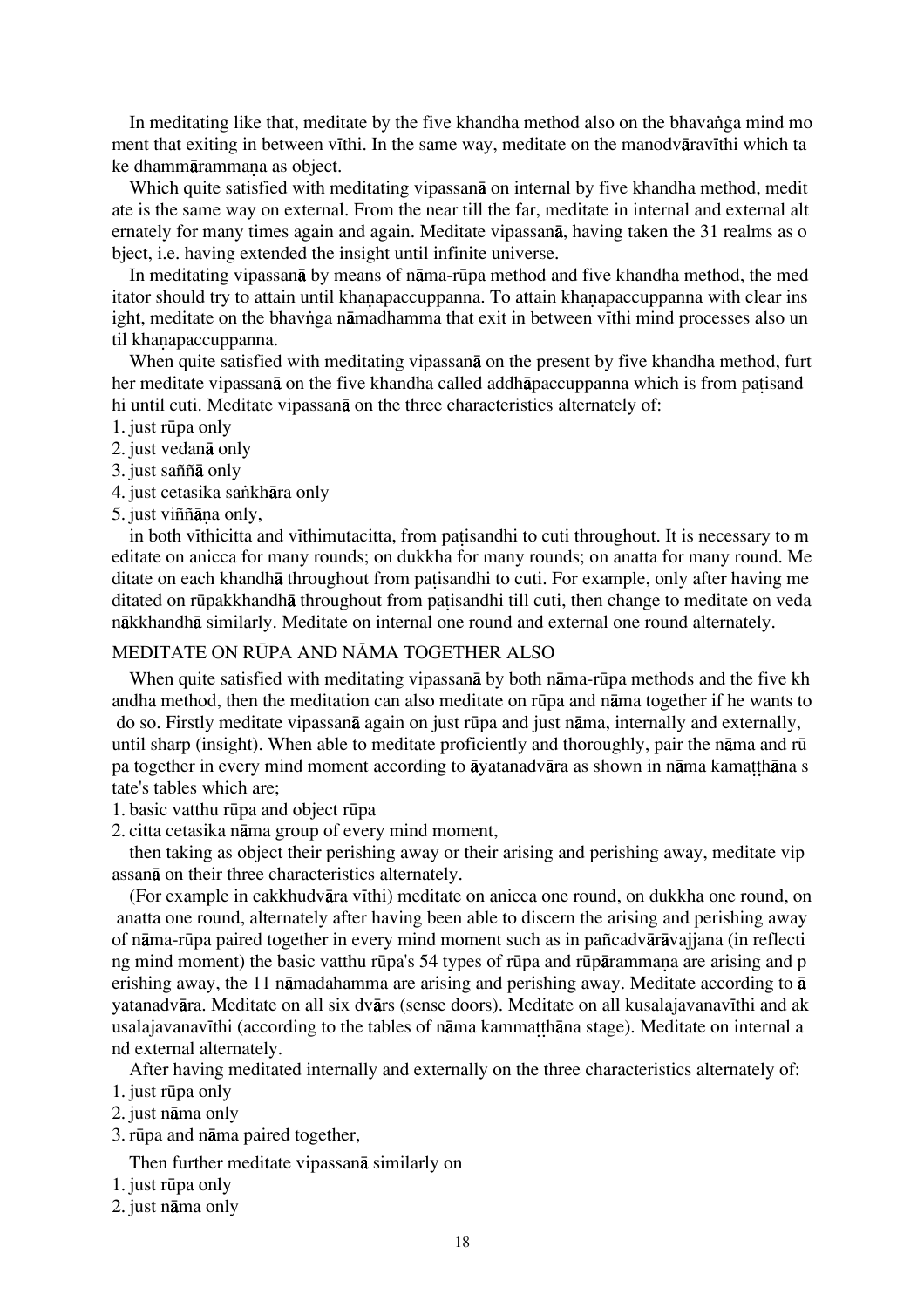In meditating like that, meditate by the five khandha method also on the bhavaṅga mind moment that exiting in between vīthi. In the same way, meditate on the manodvāravīthi which take dhammārammaṇa as object.

Which quite satisfied with meditating vipassanā on internal by five khandha method, meditate is the same way on external. From the near till the far, meditate in internal and external alternately for many times again and again. Meditate vipassanā, having taken the 31 realms as object, i.e. having extended the insight until infinite universe.

In meditating vipassanā by means of nāma-rūpa method and five khandha method, the meditator should try to attain until khaṇapaccuppanna. To attain khaṇapaccuppanna with clear insight, meditate on the bhavṅga nāmadhamma that exit in between vīthi mind processes also until khaṇapaccuppanna.

When quite satisfied with meditating vipassanā on the present by five khandha method, further meditate vipassanā on the five khandha called addhāpaccuppanna which is from paṭisandhi until cuti. Meditate vipassanā on the three characteristics alternately of:

1. just rūpa only
2. just vedanā only
3. just saññā only
4. just cetasika saṅkhāra only
5. just viññāṇa only,

in both vīthicitta and vīthimutacitta, from paṭisandhi to cuti throughout. It is necessary to meditate on anicca for many rounds; on dukkha for many rounds; on anatta for many round. Meditate on each khandhā throughout from paṭisandhi to cuti. For example, only after having meditated on rūpakkhandhā throughout from paṭisandhi till cuti, then change to meditate on vedanākkhandhā similarly. Meditate on internal one round and external one round alternately.

## MEDITATE ON RŪPA AND NĀMA TOGETHER ALSO

When quite satisfied with meditating vipassanā by both nāma-rūpa methods and the five khandha method, then the meditation can also meditate on rūpa and nāma together if he wants to do so. Firstly meditate vipassanā again on just rūpa and just nāma, internally and externally, until sharp (insight). When able to meditate proficiently and thoroughly, pair the nāma and rūpa together in every mind moment according to āyatanadvāra as shown in nāma kamaṭṭhāna state's tables which are;

1. basic vatthu rūpa and object rūpa
2. citta cetasika nāma group of every mind moment,

then taking as object their perishing away or their arising and perishing away, meditate vipassanā on their three characteristics alternately.

(For example in cakkhudvāra vīthi) meditate on anicca one round, on dukkha one round, on anatta one round, alternately after having been able to discern the arising and perishing away of nāma-rūpa paired together in every mind moment such as in pañcadvārāvajjana (in reflecting mind moment) the basic vatthu rūpa's 54 types of rūpa and rūpārammaṇa are arising and perishing away, the 11 nāmadahamma are arising and perishing away. Meditate according to āyatanadvāra. Meditate on all six dvārs (sense doors). Meditate on all kusalajavanavīthi and akusalajavanavīthi (according to the tables of nāma kammaṭṭhāna stage). Meditate on internal and external alternately.

After having meditated internally and externally on the three characteristics alternately of:

1. just rūpa only
2. just nāma only
3. rūpa and nāma paired together,

Then further meditate vipassanā similarly on

1. just rūpa only
2. just nāma only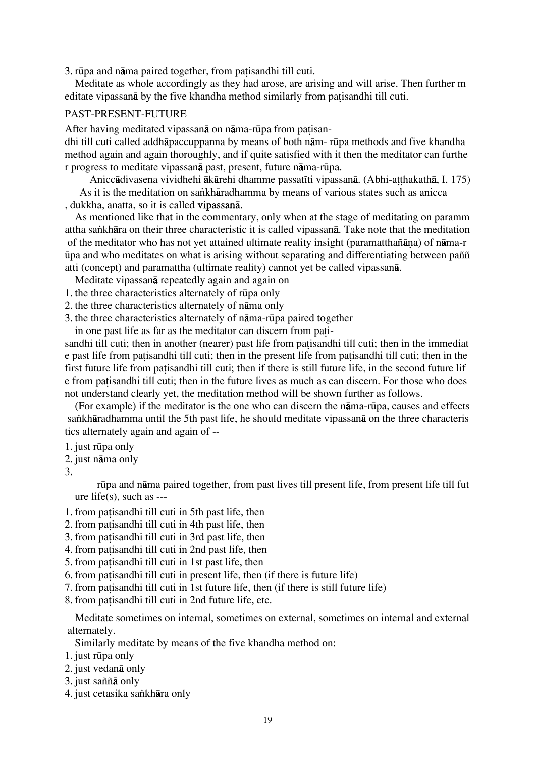3. rūpa and nāma paired together, from paṭisandhi till cuti.

Meditate as whole accordingly as they had arose, are arising and will arise. Then further meditate vipassanā by the five khandha method similarly from paṭisandhi till cuti.

PAST-PRESENT-FUTURE

After having meditated vipassanā on nāma-rūpa from paṭisandhi till cuti called addhāpaccuppanna by means of both nām- rūpa methods and five khandha method again and again thoroughly, and if quite satisfied with it then the meditator can further progress to meditate vipassanā past, present, future nāma-rūpa.

Aniccādivasena vividhehi ākārehi dhamme passatīti vipassanā. (Abhi-aṭṭhakathā, I. 175)

As it is the meditation on saṅkhāradhamma by means of various states such as anicca, dukkha, anatta, so it is called **vipassanā**.

As mentioned like that in the commentary, only when at the stage of meditating on paramattha saṅkhāra on their three characteristic it is called vipassanā. Take note that the meditation of the meditator who has not yet attained ultimate reality insight (paramatthañāṇa) of nāma-rūpa and who meditates on what is arising without separating and differentiating between paññatti (concept) and paramattha (ultimate reality) cannot yet be called vipassanā.

Meditate vipassanā repeatedly again and again on

1. the three characteristics alternately of rūpa only
2. the three characteristics alternately of nāma only
3. the three characteristics alternately of nāma-rūpa paired together

in one past life as far as the meditator can discern from paṭisandhi till cuti; then in another (nearer) past life from paṭisandhi till cuti; then in the immediate past life from paṭisandhi till cuti; then in the present life from paṭisandhi till cuti; then in the first future life from paṭisandhi till cuti; then if there is still future life, in the second future life from paṭisandhi till cuti; then in the future lives as much as can discern. For those who does not understand clearly yet, the meditation method will be shown further as follows.

(For example) if the meditator is the one who can discern the nāma-rūpa, causes and effects saṅkhāradhamma until the 5th past life, he should meditate vipassanā on the three characteristics alternately again and again of --

1. just rūpa only
2. just nāma only
3. rūpa and nāma paired together, from past lives till present life, from present life till future life(s), such as ---

1. from paṭisandhi till cuti in 5th past life, then
2. from paṭisandhi till cuti in 4th past life, then
3. from paṭisandhi till cuti in 3rd past life, then
4. from paṭisandhi till cuti in 2nd past life, then
5. from paṭisandhi till cuti in 1st past life, then
6. from paṭisandhi till cuti in present life, then (if there is future life)
7. from paṭisandhi till cuti in 1st future life, then (if there is still future life)
8. from paṭisandhi till cuti in 2nd future life, etc.

Meditate sometimes on internal, sometimes on external, sometimes on internal and external alternately.

Similarly meditate by means of the five khandha method on:

1. just rūpa only
2. just vedanā only
3. just saññā only
4. just cetasika saṅkhāra only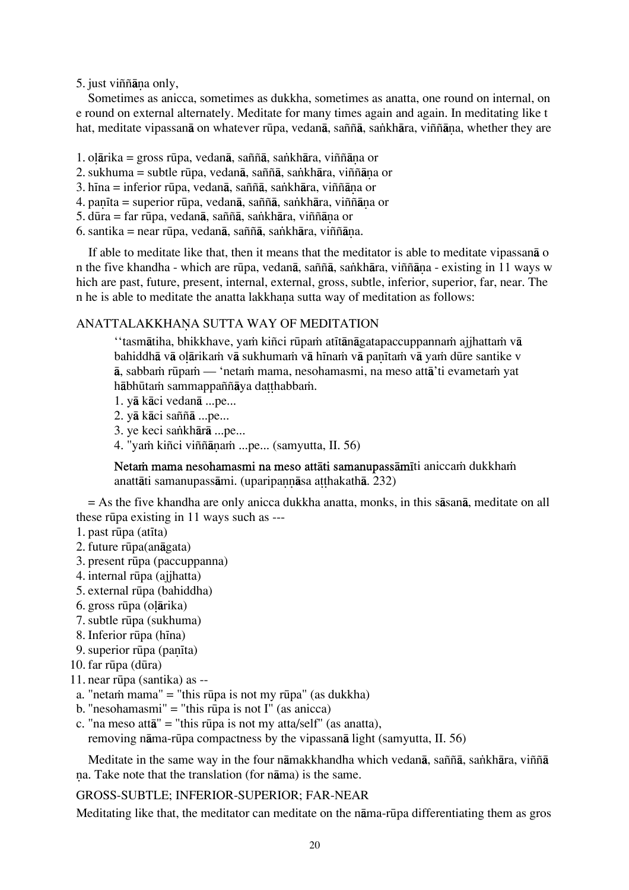5. just viññāṇa only,

Sometimes as anicca, sometimes as dukkha, sometimes as anatta, one round on internal, one round on external alternately. Meditate for many times again and again. In meditating like that, meditate vipassanā on whatever rūpa, vedanā, saññā, saṅkhāra, viññāṇa, whether they are

1. oḷārika = gross rūpa, vedanā, saññā, saṅkhāra, viññāṇa or
2. sukhuma = subtle rūpa, vedanā, saññā, saṅkhāra, viññāṇa or
3. hīna = inferior rūpa, vedanā, saññā, saṅkhāra, viññāṇa or
4. paṇīta = superior rūpa, vedanā, saññā, saṅkhāra, viññāṇa or
5. dūra = far rūpa, vedanā, saññā, saṅkhāra, viññāṇa or
6. santika = near rūpa, vedanā, saññā, saṅkhāra, viññāṇa.

If able to meditate like that, then it means that the meditator is able to meditate vipassanā on the five khandha - which are rūpa, vedanā, saññā, saṅkhāra, viññāṇa - existing in 11 ways which are past, future, present, internal, external, gross, subtle, inferior, superior, far, near. Then he is able to meditate the anatta lakkhaṇa sutta way of meditation as follows:

## ANATTALAKKHAṆA SUTTA WAY OF MEDITATION

> ''tasmātiha, bhikkhave, yaṁ kiñci rūpaṁ atītānāgatapaccuppannaṁ ajjhattaṁ vā bahiddhā vā oḷārikaṁ vā sukhumaṁ vā hīnaṁ vā paṇītaṁ vā yaṁ dūre santike vā, sabbaṁ rūpaṁ — 'netaṁ mama, nesohamasmi, na meso attā'ti evametaṁ yathābhūtaṁ sammappaññāya daṭṭhabbaṁ.
>
> 1. yā kāci vedanā ...pe...
> 2. yā kāci saññā ...pe...
> 3. ye keci saṅkhārā ...pe...
> 4. "yaṁ kiñci viññāṇaṁ ...pe... (samyutta, II. 56)
>
> **Netaṁ mama nesohamasmi na meso attāti samanupassāmī**ti aniccaṁ dukkhaṁ anattāti samanupassāmi. (uparipaṇṇāsa aṭṭhakathā. 232)

= As the five khandha are only anicca dukkha anatta, monks, in this sāsanā, meditate on all these rūpa existing in 11 ways such as ---

1. past rūpa (atīta)
2. future rūpa(anāgata)
3. present rūpa (paccuppanna)
4. internal rūpa (ajjhatta)
5. external rūpa (bahiddha)
6. gross rūpa (oḷārika)
7. subtle rūpa (sukhuma)
8. Inferior rūpa (hīna)
9. superior rūpa (paṇīta)
10. far rūpa (dūra)
11. near rūpa (santika) as --

a. "netaṁ mama" = "this rūpa is not my rūpa" (as dukkha)
b. "nesohamasmi" = "this rūpa is not I" (as anicca)
c. "na meso attā" = "this rūpa is not my atta/self" (as anatta),
removing nāma-rūpa compactness by the vipassanā light (samyutta, II. 56)

Meditate in the same way in the four nāmakkhandha which vedanā, saññā, saṅkhāra, viññāṇa. Take note that the translation (for nāma) is the same.

## GROSS-SUBTLE; INFERIOR-SUPERIOR; FAR-NEAR

Meditating like that, the meditator can meditate on the nāma-rūpa differentiating them as gros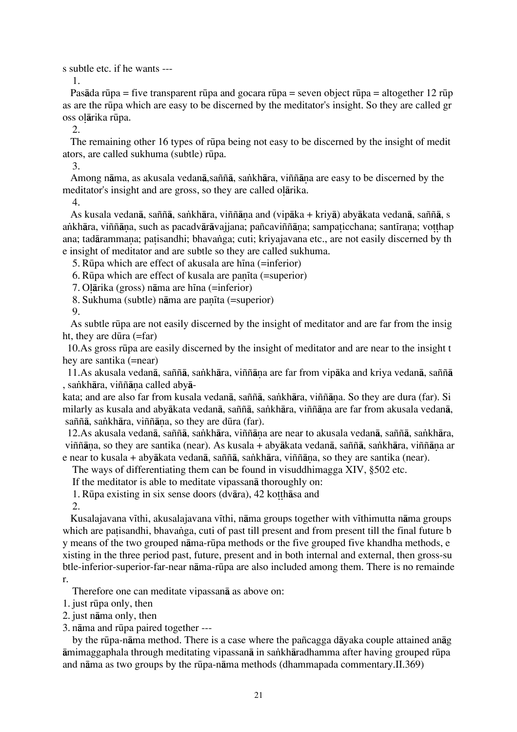s subtle etc. if he wants ---

1. Pasāda rūpa = five transparent rūpa and gocara rūpa = seven object rūpa = altogether 12 rūpas are the rūpa which are easy to be discerned by the meditator's insight. So they are called gross oḷārika rūpa.

2. The remaining other 16 types of rūpa being not easy to be discerned by the insight of meditators, are called sukhuma (subtle) rūpa.

3. Among nāma, as akusala vedanā,saññā, saṅkhāra, viññāṇa are easy to be discerned by the meditator's insight and are gross, so they are called oḷārika.

4. As kusala vedanā, saññā, saṅkhāra, viññāṇa and (vipāka + kriyā) abyākata vedanā, saññā, saṅkhāra, viññāṇa, such as pacadvārāvajjana; pañcaviññāṇa; sampaṭicchana; santīraṇa; voṭṭhapana; tadārammaṇa; paṭisandhi; bhavaṅga; cuti; kriyajavana etc., are not easily discerned by the insight of meditator and are subtle so they are called sukhuma.

5. Rūpa which are effect of akusala are hīna (=inferior)

6. Rūpa which are effect of kusala are paṇīta (=superior)

7. Oḷārika (gross) nāma are hīna (=inferior)

8. Sukhuma (subtle) nāma are paṇīta (=superior)

9. As subtle rūpa are not easily discerned by the insight of meditator and are far from the insight, they are dūra (=far)

10. As gross rūpa are easily discerned by the insight of meditator and are near to the insight they are santika (=near)

11. As akusala vedanā, saññā, saṅkhāra, viññāṇa are far from vipāka and kriya vedanā, saññā, saṅkhāra, viññāṇa called abyākata; and are also far from kusala vedanā, saññā, saṅkhāra, viññāṇa. So they are dura (far). Similarly as kusala and abyākata vedanā, saññā, saṅkhāra, viññāṇa are far from akusala vedanā, saññā, saṅkhāra, viññāṇa, so they are dūra (far).

12. As akusala vedanā, saññā, saṅkhāra, viññāṇa are near to akusala vedanā, saññā, saṅkhāra, viññāṇa, so they are santika (near). As kusala + abyākata vedanā, saññā, saṅkhāra, viññāṇa are near to kusala + abyākata vedanā, saññā, saṅkhāra, viññāṇa, so they are santika (near).

The ways of differentiating them can be found in visuddhimagga XIV, §502 etc.

If the meditator is able to meditate vipassanā thoroughly on:

1. Rūpa existing in six sense doors (dvāra), 42 koṭṭhāsa and
2. Kusalajavana vīthi, akusalajavana vīthi, nāma groups together with vīthimutta nāma groups which are paṭisandhi, bhavaṅga, cuti of past till present and from present till the final future by means of the two grouped nāma-rūpa methods or the five grouped five khandha methods, existing in the three period past, future, present and in both internal and external, then gross-subtle-inferior-superior-far-near nāma-rūpa are also included among them. There is no remainder.

Therefore one can meditate vipassanā as above on:

1. just rūpa only, then
2. just nāma only, then
3. nāma and rūpa paired together ---

by the rūpa-nāma method. There is a case where the pañcagga dāyaka couple attained anāgāmimaggaphala through meditating vipassanā in saṅkhāradhamma after having grouped rūpa and nāma as two groups by the rūpa-nāma methods (dhammapada commentary.II.369)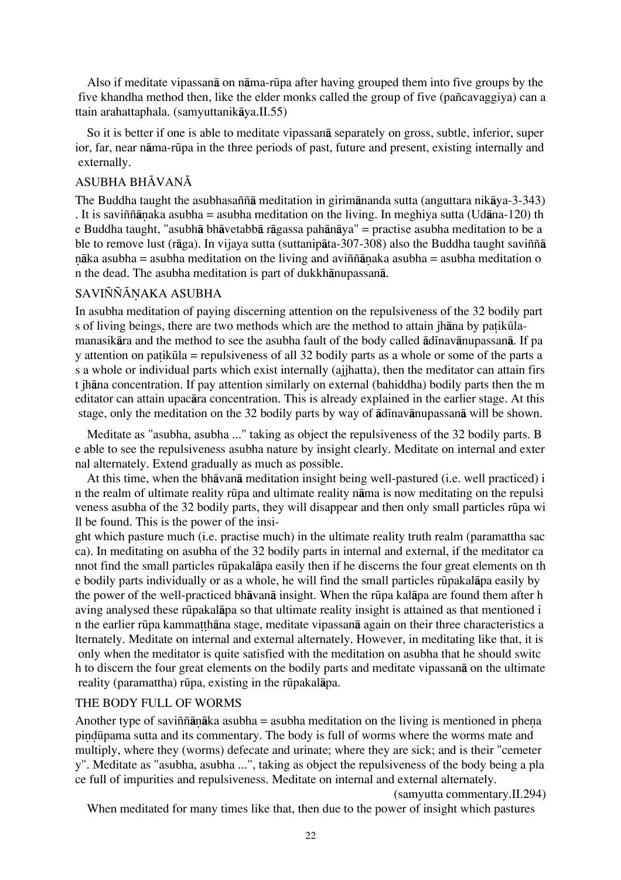Also if meditate vipassanā on nāma-rūpa after having grouped them into five groups by the five khandha method then, like the elder monks called the group of five (pañcavaggiya) can attain arahattaphala. (samyuttanikāya.II.55)

So it is better if one is able to meditate vipassanā separately on gross, subtle, inferior, superior, far, near nāma-rūpa in the three periods of past, future and present, existing internally and externally.

## ASUBHA BHĀVANĀ

The Buddha taught the asubhasaññā meditation in girimānanda sutta (anguttara nikāya-3-343). It is saviññāṇaka asubha = asubha meditation on the living. In meghiya sutta (Udāna-120) the Buddha taught, "asubhā bhāvetabbā rāgassa pahānāya" = practise asubha meditation to be able to remove lust (rāga). In vijaya sutta (suttanipāta-307-308) also the Buddha taught saviññāṇāka asubha = asubha meditation on the living and aviññāṇaka asubha = asubha meditation on the dead. The asubha meditation is part of dukkhānupassanā.

## SAVIÑÑĀṆAKA ASUBHA

In asubha meditation of paying discerning attention on the repulsiveness of the 32 bodily parts of living beings, there are two methods which are the method to attain jhāna by paṭikūla-manasikāra and the method to see the asubha fault of the body called ādīnavānupassanā. If pay attention on paṭikūla = repulsiveness of all 32 bodily parts as a whole or some of the parts as a whole or individual parts which exist internally (ajjhatta), then the meditator can attain first jhāna concentration. If pay attention similarly on external (bahiddha) bodily parts then the meditator can attain upacāra concentration. This is already explained in the earlier stage. At this stage, only the meditation on the 32 bodily parts by way of ādīnavānupassanā will be shown.

Meditate as "asubha, asubha ..." taking as object the repulsiveness of the 32 bodily parts. Be able to see the repulsiveness asubha nature by insight clearly. Meditate on internal and external alternately. Extend gradually as much as possible.

At this time, when the bhāvanā meditation insight being well-pastured (i.e. well practiced) in the realm of ultimate reality rūpa and ultimate reality nāma is now meditating on the repulsiveness asubha of the 32 bodily parts, they will disappear and then only small particles rūpa will be found. This is the power of the insight which pasture much (i.e. practise much) in the ultimate reality truth realm (paramattha sacca). In meditating on asubha of the 32 bodily parts in internal and external, if the meditator cannot find the small particles rūpakalāpa easily then if he discerns the four great elements on the bodily parts individually or as a whole, he will find the small particles rūpakalāpa easily by the power of the well-practiced bhāvanā insight. When the rūpa kalāpa are found them after having analysed these rūpakalāpa so that ultimate reality insight is attained as that mentioned in the earlier rūpa kammaṭṭhāna stage, meditate vipassanā again on their three characteristics alternately. Meditate on internal and external alternately. However, in meditating like that, it is only when the meditator is quite satisfied with the meditation on asubha that he should switch to discern the four great elements on the bodily parts and meditate vipassanā on the ultimate reality (paramattha) rūpa, existing in the rūpakalāpa.

## THE BODY FULL OF WORMS

Another type of saviññāṇāka asubha = asubha meditation on the living is mentioned in pheṇa piṇḍūpama sutta and its commentary. The body is full of worms where the worms mate and multiply, where they (worms) defecate and urinate; where they are sick; and is their "cemetery". Meditate as "asubha, asubha ...", taking as object the repulsiveness of the body being a place full of impurities and repulsiveness. Meditate on internal and external alternately.

(samyutta commentary.II.294)

When meditated for many times like that, then due to the power of insight which pastures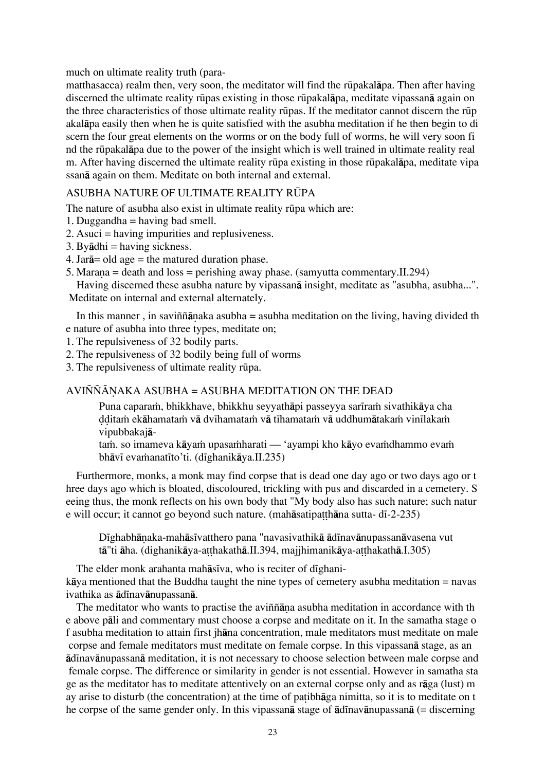much on ultimate reality truth (paramatthasacca) realm then, very soon, the meditator will find the rūpakalāpa. Then after having discerned the ultimate reality rūpas existing in those rūpakalāpa, meditate vipassanā again on the three characteristics of those ultimate reality rūpas. If the meditator cannot discern the rūpakalāpa easily then when he is quite satisfied with the asubha meditation if he then begin to discern the four great elements on the worms or on the body full of worms, he will very soon find the rūpakalāpa due to the power of the insight which is well trained in ultimate reality realm. After having discerned the ultimate reality rūpa existing in those rūpakalāpa, meditate vipassanā again on them. Meditate on both internal and external.

## ASUBHA NATURE OF ULTIMATE REALITY RŪPA

The nature of asubha also exist in ultimate reality rūpa which are:

1. Duggandha = having bad smell.
2. Asuci = having impurities and replusiveness.
3. Byādhi = having sickness.
4. Jarā= old age = the matured duration phase.
5. Maraṇa = death and loss = perishing away phase. (samyutta commentary.II.294)

Having discerned these asubha nature by vipassanā insight, meditate as "asubha, asubha...". Meditate on internal and external alternately.

In this manner , in saviññāṇaka asubha = asubha meditation on the living, having divided the nature of asubha into three types, meditate on;

1. The repulsiveness of 32 bodily parts.
2. The repulsiveness of 32 bodily being full of worms
3. The repulsiveness of ultimate reality rūpa.

## AVIÑÑĀṆAKA ASUBHA = ASUBHA MEDITATION ON THE DEAD

> Puna caparaṁ, bhikkhave, bhikkhu seyyathāpi passeyya sarīraṁ sivathikāya chaḍḍitaṁ ekāhamataṁ vā dvīhamataṁ vā tīhamataṁ vā uddhumātakaṁ vinīlakaṁ vipubbakajātaṁ. so imameva kāyaṁ upasaṁharati — 'ayampi kho kāyo evaṁdhammo evaṁ bhāvī evaṁanatīto'ti. (dīghanikāya.II.235)

Furthermore, monks, a monk may find corpse that is dead one day ago or two days ago or three days ago which is bloated, discoloured, trickling with pus and discarded in a cemetery. Seeing thus, the monk reflects on his own body that "My body also has such nature; such nature will occur; it cannot go beyond such nature. (mahāsatipaṭṭhāna sutta- dī-2-235)

> Dīghabhāṇaka-mahāsīvatthero pana "navasivathikā ādīnavānupassanāvasena vuttā"ti āha. (dighanikāya-aṭṭhakathā.II.394, majjhimanikāya-aṭṭhakathā.I.305)

The elder monk arahanta mahāsīva, who is reciter of dīghanikāya mentioned that the Buddha taught the nine types of cemetery asubha meditation = navasivathika as ādīnavānupassanā.

The meditator who wants to practise the aviññāṇa asubha meditation in accordance with the above pāli and commentary must choose a corpse and meditate on it. In the samatha stage of asubha meditation to attain first jhāna concentration, male meditators must meditate on male corpse and female meditators must meditate on female corpse. In this vipassanā stage, as an ādīnavānupassanā meditation, it is not necessary to choose selection between male corpse and female corpse. The difference or similarity in gender is not essential. However in samatha stage as the meditator has to meditate attentively on an external corpse only and as rāga (lust) may arise to disturb (the concentration) at the time of paṭibhāga nimitta, so it is to meditate on the corpse of the same gender only. In this vipassanā stage of ādīnavānupassanā (= discerning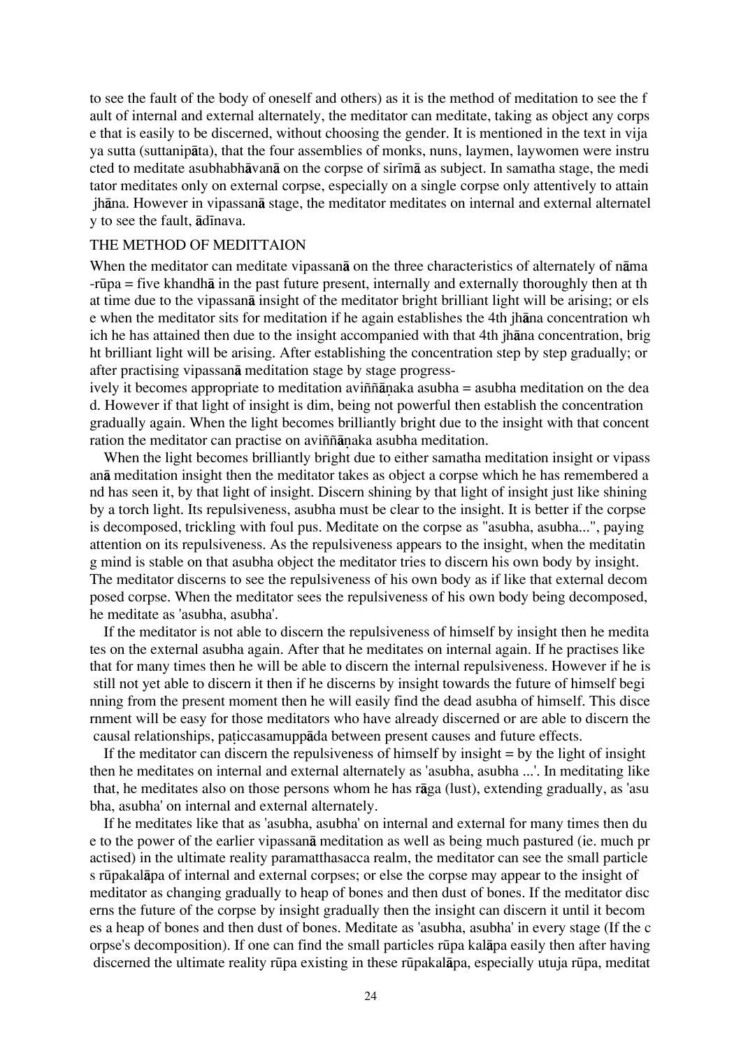to see the fault of the body of oneself and others) as it is the method of meditation to see the fault of internal and external alternately, the meditator can meditate, taking as object any corpse that is easily to be discerned, without choosing the gender. It is mentioned in the text in vijaya sutta (suttanipāta), that the four assemblies of monks, nuns, laymen, laywomen were instructed to meditate asubhabhāvanā on the corpse of sirīmā as subject. In samatha stage, the meditator meditates only on external corpse, especially on a single corpse only attentively to attain jhāna. However in vipassanā stage, the meditator meditates on internal and external alternately to see the fault, ādīnava.

## THE METHOD OF MEDITTAION

When the meditator can meditate vipassanā on the three characteristics of alternately of nāma-rūpa = five khandhā in the past future present, internally and externally thoroughly then at that time due to the vipassanā insight of the meditator bright brilliant light will be arising; or else when the meditator sits for meditation if he again establishes the 4th jhāna concentration which he has attained then due to the insight accompanied with that 4th jhāna concentration, bright brilliant light will be arising. After establishing the concentration step by step gradually; or after practising vipassanā meditation stage by stage progressively it becomes appropriate to meditation aviññāṇaka asubha = asubha meditation on the dead. However if that light of insight is dim, being not powerful then establish the concentration gradually again. When the light becomes brilliantly bright due to the insight with that concentration the meditator can practise on aviññāṇaka asubha meditation.

When the light becomes brilliantly bright due to either samatha meditation insight or vipassanā meditation insight then the meditator takes as object a corpse which he has remembered and has seen it, by that light of insight. Discern shining by that light of insight just like shining by a torch light. Its repulsiveness, asubha must be clear to the insight. It is better if the corpse is decomposed, trickling with foul pus. Meditate on the corpse as "asubha, asubha...", paying attention on its repulsiveness. As the repulsiveness appears to the insight, when the meditating mind is stable on that asubha object the meditator tries to discern his own body by insight. The meditator discerns to see the repulsiveness of his own body as if like that external decomposed corpse. When the meditator sees the repulsiveness of his own body being decomposed, he meditate as 'asubha, asubha'.

If the meditator is not able to discern the repulsiveness of himself by insight then he meditates on the external asubha again. After that he meditates on internal again. If he practises like that for many times then he will be able to discern the internal repulsiveness. However if he is still not yet able to discern it then if he discerns by insight towards the future of himself beginning from the present moment then he will easily find the dead asubha of himself. This discernment will be easy for those meditators who have already discerned or are able to discern the causal relationships, paṭiccasamuppāda between present causes and future effects.

If the meditator can discern the repulsiveness of himself by insight = by the light of insight then he meditates on internal and external alternately as 'asubha, asubha ...'. In meditating like that, he meditates also on those persons whom he has rāga (lust), extending gradually, as 'asubha, asubha' on internal and external alternately.

If he meditates like that as 'asubha, asubha' on internal and external for many times then due to the power of the earlier vipassanā meditation as well as being much pastured (ie. much practised) in the ultimate reality paramatthasacca realm, the meditator can see the small particles rūpakalāpa of internal and external corpses; or else the corpse may appear to the insight of meditator as changing gradually to heap of bones and then dust of bones. If the meditator discerns the future of the corpse by insight gradually then the insight can discern it until it becomes a heap of bones and then dust of bones. Meditate as 'asubha, asubha' in every stage (If the corpse's decomposition). If one can find the small particles rūpa kalāpa easily then after having discerned the ultimate reality rūpa existing in these rūpakalāpa, especially utuja rūpa, meditat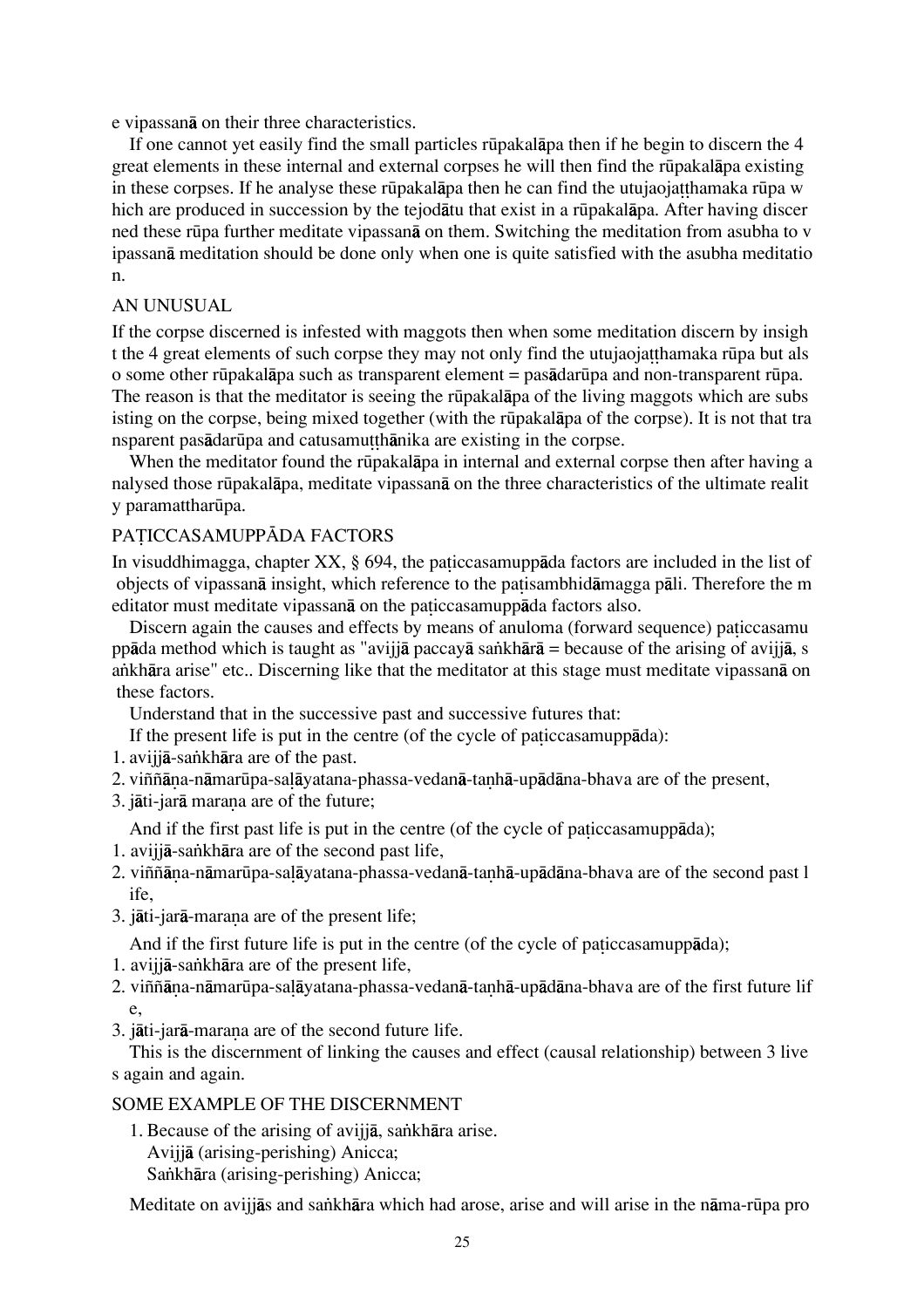e vipassanā on their three characteristics.

If one cannot yet easily find the small particles rūpakalāpa then if he begin to discern the 4 great elements in these internal and external corpses he will then find the rūpakalāpa existing in these corpses. If he analyse these rūpakalāpa then he can find the utujaojaṭṭhamaka rūpa which are produced in succession by the tejodātu that exist in a rūpakalāpa. After having discerned these rūpa further meditate vipassanā on them. Switching the meditation from asubha to vipassanā meditation should be done only when one is quite satisfied with the asubha meditation.

## AN UNUSUAL

If the corpse discerned is infested with maggots then when some meditation discern by insight the 4 great elements of such corpse they may not only find the utujaojaṭṭhamaka rūpa but also some other rūpakalāpa such as transparent element = pasādarūpa and non-transparent rūpa. The reason is that the meditator is seeing the rūpakalāpa of the living maggots which are subsisting on the corpse, being mixed together (with the rūpakalāpa of the corpse). It is not that transparent pasādarūpa and catusamuṭṭhānika are existing in the corpse.

When the meditator found the rūpakalāpa in internal and external corpse then after having analysed those rūpakalāpa, meditate vipassanā on the three characteristics of the ultimate reality paramattharūpa.

## PAṬICCASAMUPPĀDA FACTORS

In visuddhimagga, chapter XX, § 694, the paṭiccasamuppāda factors are included in the list of objects of vipassanā insight, which reference to the paṭisambhidāmagga pāli. Therefore the meditator must meditate vipassanā on the paṭiccasamuppāda factors also.

Discern again the causes and effects by means of anuloma (forward sequence) paṭiccasamuppāda method which is taught as "avijjā paccayā saṅkhārā = because of the arising of avijjā, saṅkhāra arise" etc.. Discerning like that the meditator at this stage must meditate vipassanā on these factors.

Understand that in the successive past and successive futures that:

If the present life is put in the centre (of the cycle of paṭiccasamuppāda):

1. avijjā-saṅkhāra are of the past.
2. viññāṇa-nāmarūpa-saḷāyatana-phassa-vedanā-taṇhā-upādāna-bhava are of the present,
3. jāti-jarā maraṇa are of the future;

And if the first past life is put in the centre (of the cycle of paṭiccasamuppāda);

1. avijjā-saṅkhāra are of the second past life,
2. viññāṇa-nāmarūpa-saḷāyatana-phassa-vedanā-taṇhā-upādāna-bhava are of the second past life,
3. jāti-jarā-maraṇa are of the present life;

And if the first future life is put in the centre (of the cycle of paṭiccasamuppāda);

1. avijjā-saṅkhāra are of the present life,
2. viññāṇa-nāmarūpa-saḷāyatana-phassa-vedanā-taṇhā-upādāna-bhava are of the first future life,
3. jāti-jarā-maraṇa are of the second future life.

This is the discernment of linking the causes and effect (causal relationship) between 3 lives again and again.

## SOME EXAMPLE OF THE DISCERNMENT

1. Because of the arising of avijjā, saṅkhāra arise.
   Avijjā (arising-perishing) Anicca;
   Saṅkhāra (arising-perishing) Anicca;

Meditate on avijjās and saṅkhāra which had arose, arise and will arise in the nāma-rūpa pro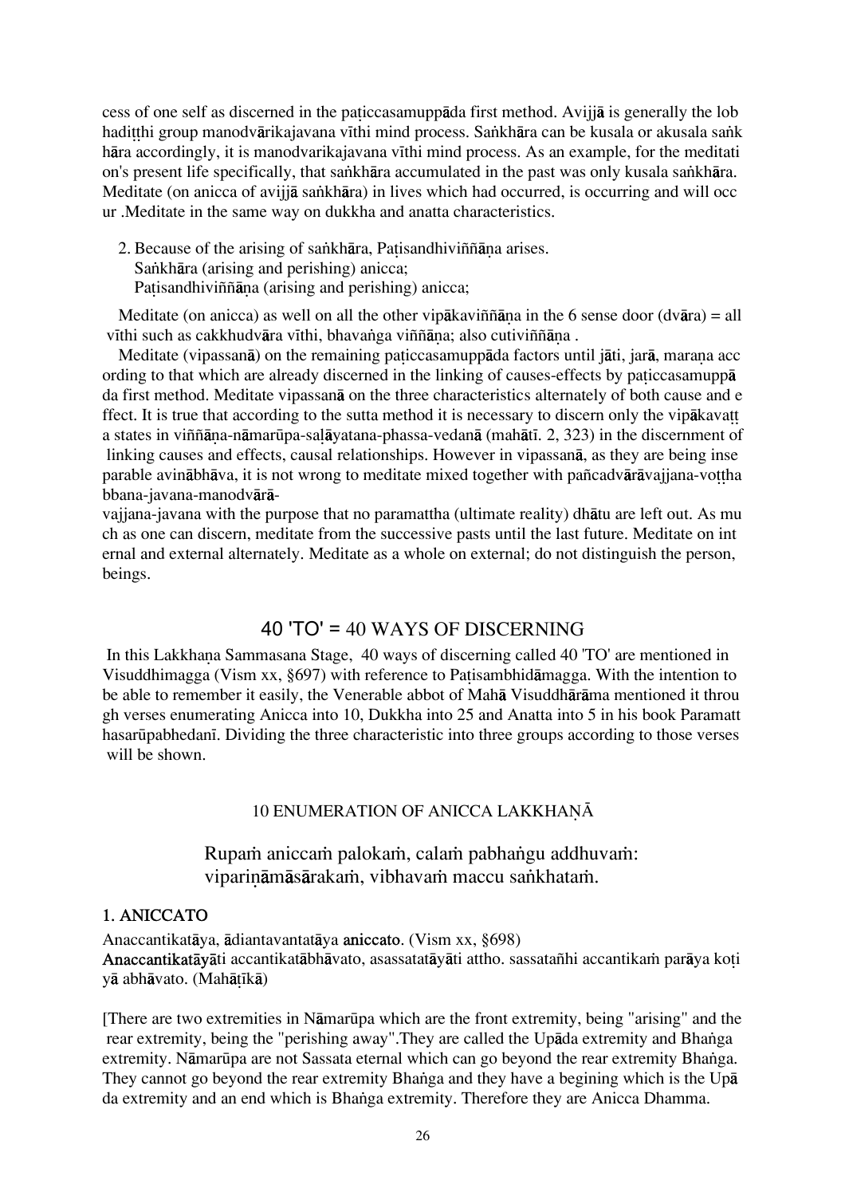cess of one self as discerned in the paṭiccasamuppāda first method. Avijjā is generally the lobhadiṭṭhi group manodvārikajavana vīthi mind process. Saṅkhāra can be kusala or akusala saṅkhāra accordingly, it is manodvarikajavana vīthi mind process. As an example, for the meditation's present life specifically, that saṅkhāra accumulated in the past was only kusala saṅkhāra. Meditate (on anicca of avijjā saṅkhāra) in lives which had occurred, is occurring and will occur .Meditate in the same way on dukkha and anatta characteristics.

2. Because of the arising of saṅkhāra, Paṭisandhiviññāṇa arises.
   Saṅkhāra (arising and perishing) anicca;
   Paṭisandhiviññāṇa (arising and perishing) anicca;

Meditate (on anicca) as well on all the other vipākaviññāṇa in the 6 sense door (dvāra) = all vīthi such as cakkhudvāra vīthi, bhavaṅga viññāṇa; also cutiviññāṇa .

Meditate (vipassanā) on the remaining paṭiccasamuppāda factors until jāti, jarā, maraṇa according to that which are already discerned in the linking of causes-effects by paṭiccasamuppāda first method. Meditate vipassanā on the three characteristics alternately of both cause and effect. It is true that according to the sutta method it is necessary to discern only the vipākavaṭṭa states in viññāṇa-nāmarūpa-saḷāyatana-phassa-vedanā (mahāṭī. 2, 323) in the discernment of linking causes and effects, causal relationships. However in vipassanā, as they are being inseparable avinābhāva, it is not wrong to meditate mixed together with pañcadvārāvajjana-voṭṭhabbana-javana-manodvārā-vajjana-javana with the purpose that no paramattha (ultimate reality) dhātu are left out. As much as one can discern, meditate from the successive pasts until the last future. Meditate on internal and external alternately. Meditate as a whole on external; do not distinguish the person, beings.

## 40 'TO' = 40 WAYS OF DISCERNING

In this Lakkhaṇa Sammasana Stage, 40 ways of discerning called 40 'TO' are mentioned in Visuddhimagga (Vism xx, §697) with reference to Paṭisambhidāmagga. With the intention to be able to remember it easily, the Venerable abbot of Mahā Visuddhārāma mentioned it through verses enumerating Anicca into 10, Dukkha into 25 and Anatta into 5 in his book Paramatthasarūpabhedanī. Dividing the three characteristic into three groups according to those verses will be shown.

### 10 ENUMERATION OF ANICCA LAKKHAṆĀ

> Rupaṁ aniccaṁ palokaṁ, calaṁ pabhaṅgu addhuvaṁ:
> vipariṇāmāsārakaṁ, vibhavaṁ maccu saṅkhataṁ.

### 1. ANICCATO

Anaccantikatāya, ādiantavantatāya **aniccato**. (Vism xx, §698)
**Anaccantikatāyā**ti accantikatābhāvato, asassatatāyāti attho. sassatañhi accantikaṁ parāya koṭiyā abhāvato. (Mahāṭīkā)

[There are two extremities in Nāmarūpa which are the front extremity, being "arising" and the rear extremity, being the "perishing away".They are called the Upāda extremity and Bhaṅga extremity. Nāmarūpa are not Sassata eternal which can go beyond the rear extremity Bhaṅga. They cannot go beyond the rear extremity Bhaṅga and they have a begining which is the Upāda extremity and an end which is Bhaṅga extremity. Therefore they are Anicca Dhamma.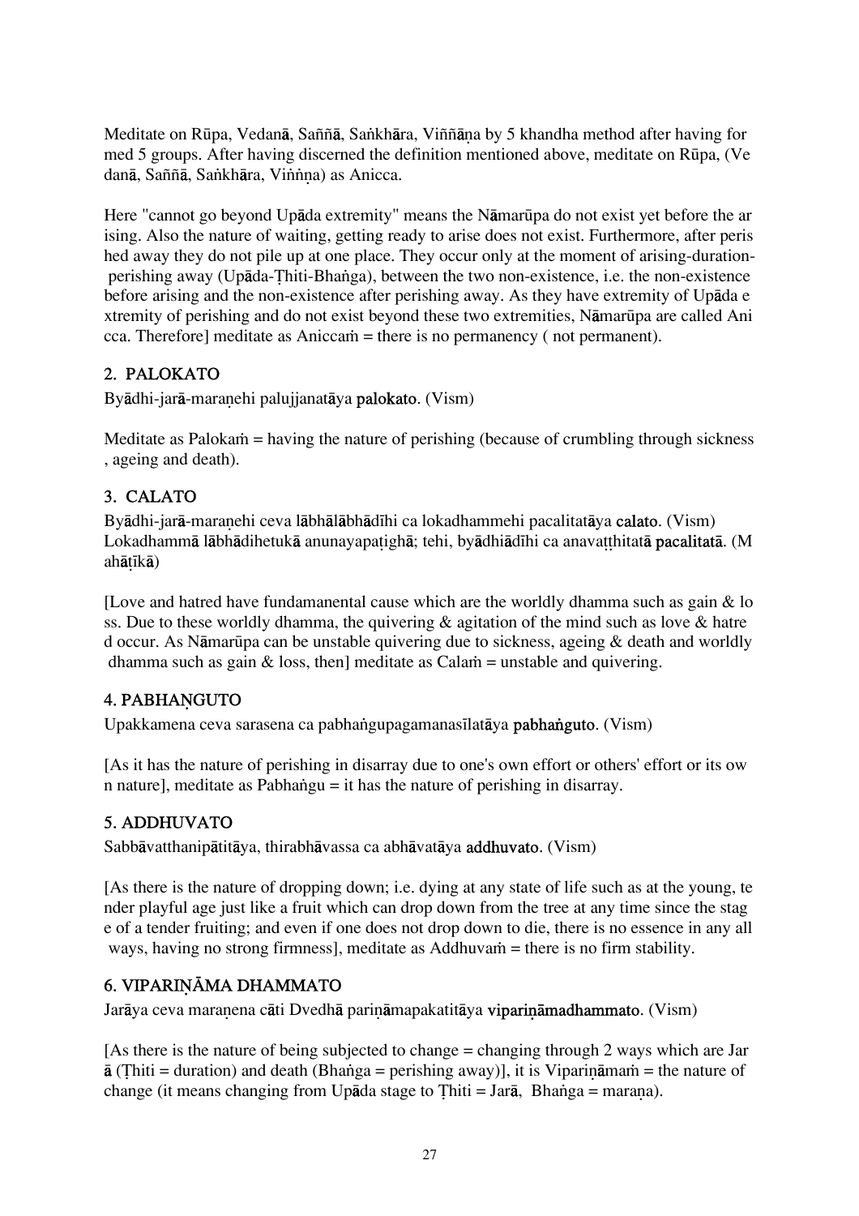Meditate on Rūpa, Vedanā, Saññā, Saṅkhāra, Viññāṇa by 5 khandha method after having formed 5 groups. After having discerned the definition mentioned above, meditate on Rūpa, (Vedanā, Saññā, Saṅkhāra, Viṅṅṇa) as Anicca.

Here "cannot go beyond Upāda extremity" means the Nāmarūpa do not exist yet before the arising. Also the nature of waiting, getting ready to arise does not exist. Furthermore, after perished away they do not pile up at one place. They occur only at the moment of arising-duration-perishing away (Upāda-Ṭhiti-Bhaṅga), between the two non-existence, i.e. the non-existence before arising and the non-existence after perishing away. As they have extremity of Upāda extremity of perishing and do not exist beyond these two extremities, Nāmarūpa are called Anicca. Therefore] meditate as Aniccaṁ = there is no permanency ( not permanent).

## 2. PALOKATO

Byādhi-jarā-maraṇehi palujjanatāya **palokato**. (Vism)

Meditate as Palokaṁ = having the nature of perishing (because of crumbling through sickness, ageing and death).

## 3. CALATO

Byādhi-jarā-maraṇehi ceva lābhālābhādīhi ca lokadhammehi pacalitatāya **calato**. (Vism) Lokadhammā lābhādihetukā anunayapaṭighā; tehi, byādhiādīhi ca anavaṭṭhitatā **pacalitatā**. (Mahāṭīkā)

[Love and hatred have fundamanental cause which are the worldly dhamma such as gain & loss. Due to these worldly dhamma, the quivering & agitation of the mind such as love & hatred occur. As Nāmarūpa can be unstable quivering due to sickness, ageing & death and worldly dhamma such as gain & loss, then] meditate as Calaṁ = unstable and quivering.

## 4. PABHAṆGUTO

Upakkamena ceva sarasena ca pabhaṅgupagamanasīlatāya **pabhaṅguto**. (Vism)

[As it has the nature of perishing in disarray due to one's own effort or others' effort or its own nature], meditate as Pabhaṅgu = it has the nature of perishing in disarray.

## 5. ADDHUVATO

Sabbāvatthanipātitāya, thirabhāvassa ca abhāvatāya **addhuvato**. (Vism)

[As there is the nature of dropping down; i.e. dying at any state of life such as at the young, tender playful age just like a fruit which can drop down from the tree at any time since the stage of a tender fruiting; and even if one does not drop down to die, there is no essence in any all ways, having no strong firmness], meditate as Addhuvaṁ = there is no firm stability.

## 6. VIPARIṆĀMA DHAMMATO

Jarāya ceva maraṇena cāti Dvedhā pariṇāmapakatitāya **vipariṇāmadhammato**. (Vism)

[As there is the nature of being subjected to change = changing through 2 ways which are Jarā (Ṭhiti = duration) and death (Bhaṅga = perishing away)], it is Vipariṇāmaṁ = the nature of change (it means changing from Upāda stage to Ṭhiti = Jarā, Bhaṅga = maraṇa).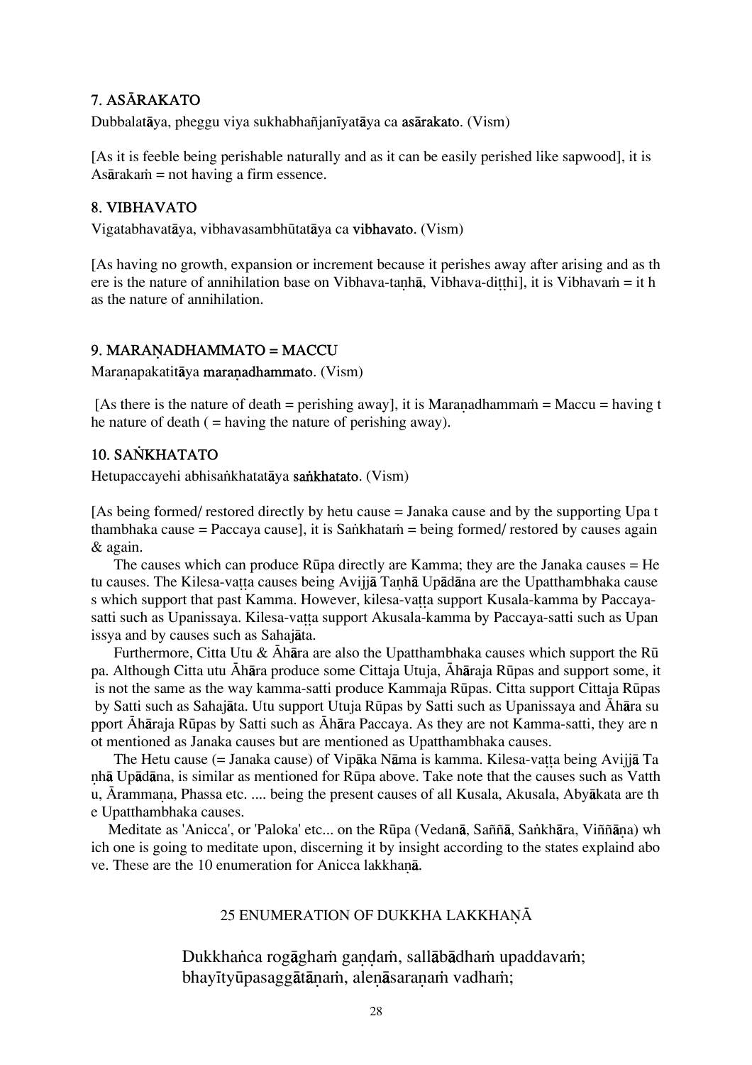### 7. ASĀRAKATO

Dubbalatāya, pheggu viya sukhabhañjanīyatāya ca asārakato. (Vism)

[As it is feeble being perishable naturally and as it can be easily perished like sapwood], it is Asārakaṁ = not having a firm essence.

### 8. VIBHAVATO

Vigatabhavatāya, vibhavasambhūtatāya ca vibhavato. (Vism)

[As having no growth, expansion or increment because it perishes away after arising and as there is the nature of annihilation base on Vibhava-taṇhā, Vibhava-diṭṭhi], it is Vibhavaṁ = it has the nature of annihilation.

### 9. MARAṆADHAMMATO = MACCU

Maraṇapakatitāya maraṇadhammato. (Vism)

[As there is the nature of death = perishing away], it is Maraṇadhammaṁ = Maccu = having the nature of death ( = having the nature of perishing away).

### 10. SAṄKHATATO

Hetupaccayehi abhisaṅkhatatāya saṅkhatato. (Vism)

[As being formed/ restored directly by hetu cause = Janaka cause and by the supporting Upatthambhaka cause = Paccaya cause], it is Saṅkhataṁ = being formed/ restored by causes again & again.

The causes which can produce Rūpa directly are Kamma; they are the Janaka causes = Hetu causes. The Kilesa-vaṭṭa causes being Avijjā Taṇhā Upādāna are the Upatthambhaka causes which support that past Kamma. However, kilesa-vaṭṭa support Kusala-kamma by Paccaya-satti such as Upanissaya. Kilesa-vaṭṭa support Akusala-kamma by Paccaya-satti such as Upanissya and by causes such as Sahajāta.

Furthermore, Citta Utu & Āhāra are also the Upatthambhaka causes which support the Rūpa. Although Citta utu Āhāra produce some Cittaja Utuja, Āhāraja Rūpas and support some, it is not the same as the way kamma-satti produce Kammaja Rūpas. Citta support Cittaja Rūpas by Satti such as Sahajāta. Utu support Utuja Rūpas by Satti such as Upanissaya and Āhāra support Āhāraja Rūpas by Satti such as Āhāra Paccaya. As they are not Kamma-satti, they are not mentioned as Janaka causes but are mentioned as Upatthambhaka causes.

The Hetu cause (= Janaka cause) of Vipāka Nāma is kamma. Kilesa-vaṭṭa being Avijjā Taṇhā Upādāna, is similar as mentioned for Rūpa above. Take note that the causes such as Vatthu, Ārammaṇa, Phassa etc. .... being the present causes of all Kusala, Akusala, Abyākata are the Upatthambhaka causes.

Meditate as 'Anicca', or 'Paloka' etc... on the Rūpa (Vedanā, Saññā, Saṅkhāra, Viññāṇa) which one is going to meditate upon, discerning it by insight according to the states explaind above. These are the 10 enumeration for Anicca lakkhaṇā.

## 25 ENUMERATION OF DUKKHA LAKKHAṆĀ

Dukkhañca rogāghaṁ gaṇḍaṁ, sallābādhaṁ upaddavaṁ;
bhayītyūpasaggātāṇaṁ, aleṇāsaraṇaṁ vadhaṁ;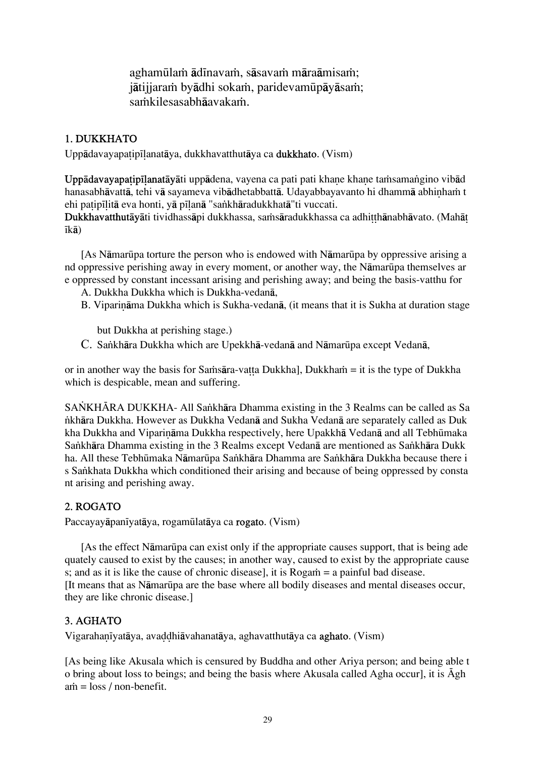aghamūlaṁ ādīnavaṁ, sāsavaṁ māraāmisaṁ;
jātijjaraṁ byādhi sokaṁ, paridevamūpāyāsaṁ;
saṁkilesasabhāavakaṁ.

## 1. DUKKHATO

Uppādavayapaṭipīḷanatāya, dukkhavatthutāya ca **dukkhato**. (Vism)

**Uppādavayapaṭipīḷanatāyā**ti uppādena, vayena ca pati pati khaṇe khaṇe taṁsamaṅgino vibād hanasabhāvattā, tehi vā sayameva vibādhetabbattā. Udayabbayavanto hi dhammā abhiṇhaṁ t ehi paṭipīḷitā eva honti, yā pīḷanā "saṅkhāradukkhatā"ti vuccati.
**Dukkhavatthutāyā**ti tividhassāpi dukkhassa, saṁsāradukkhassa ca adhiṭṭhānabhāvato. (Mahāṭ īkā)

[As Nāmarūpa torture the person who is endowed with Nāmarūpa by oppressive arising a nd oppressive perishing away in every moment, or another way, the Nāmarūpa themselves ar e oppressed by constant incessant arising and perishing away; and being the basis-vatthu for

A. Dukkha Dukkha which is Dukkha-vedanā,
B. Vipariṇāma Dukkha which is Sukha-vedanā, (it means that it is Sukha at duration stage but Dukkha at perishing stage.)
C. Saṅkhāra Dukkha which are Upekkhā-vedanā and Nāmarūpa except Vedanā,

or in another way the basis for Saṁsāra-vaṭṭa Dukkha], Dukkhaṁ = it is the type of Dukkha which is despicable, mean and suffering.

SAṄKHĀRA DUKKHA- All Saṅkhāra Dhamma existing in the 3 Realms can be called as Sa ṅkhāra Dukkha. However as Dukkha Vedanā and Sukha Vedanā are separately called as Duk kha Dukkha and Vipariṇāma Dukkha respectively, here Upakkhā Vedanā and all Tebhūmaka Saṅkhāra Dhamma existing in the 3 Realms except Vedanā are mentioned as Saṅkhāra Dukk ha. All these Tebhūmaka Nāmarūpa Saṅkhāra Dhamma are Saṅkhāra Dukkha because there i s Saṅkhata Dukkha which conditioned their arising and because of being oppressed by consta nt arising and perishing away.

## 2. ROGATO

Paccayayāpanīyatāya, rogamūlatāya ca **rogato**. (Vism)

[As the effect Nāmarūpa can exist only if the appropriate causes support, that is being ade quately caused to exist by the causes; in another way, caused to exist by the appropriate cause s; and as it is like the cause of chronic disease], it is Rogaṁ = a painful bad disease.
[It means that as Nāmarūpa are the base where all bodily diseases and mental diseases occur, they are like chronic disease.]

## 3. AGHATO

Vigarahaṇīyatāya, avaḍḍhiāvahanatāya, aghavatthutāya ca **aghato**. (Vism)

[As being like Akusala which is censured by Buddha and other Ariya person; and being able t o bring about loss to beings; and being the basis where Akusala called Agha occur], it is Āgh aṁ = loss / non-benefit.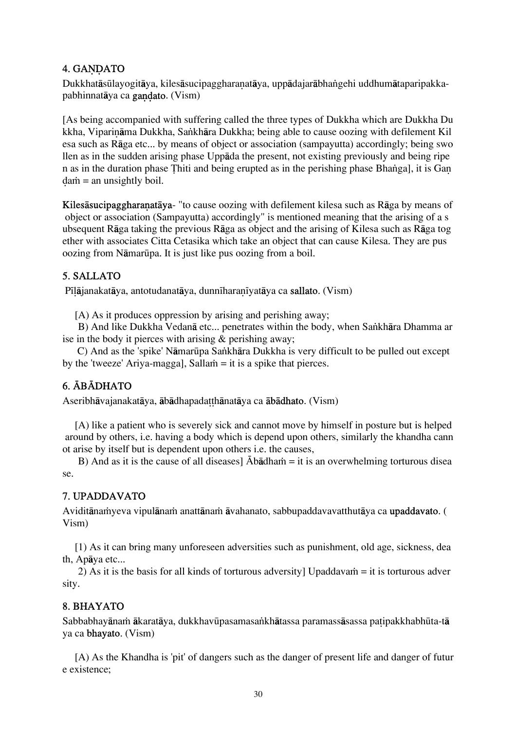### 4. GAṆḌATO

Dukkhatāsūlayogitāya, kilesāsucipaggharaṇatāya, uppādajarābhaṅgehi uddhumātaparipakka-pabhinnatāya ca gaṇḍato. (Vism)

[As being accompanied with suffering called the three types of Dukkha which are Dukkha Dukkha, Vipariṇāma Dukkha, Saṅkhāra Dukkha; being able to cause oozing with defilement Kilesa such as Rāga etc... by means of object or association (sampayutta) accordingly; being swollen as in the sudden arising phase Uppāda the present, not existing previously and being ripen as in the duration phase Ṭhiti and being erupted as in the perishing phase Bhaṅga], it is Gaṇḍaṁ = an unsightly boil.

**Kilesāsucipaggharaṇatāya**- "to cause oozing with defilement kilesa such as Rāga by means of object or association (Sampayutta) accordingly" is mentioned meaning that the arising of a subsequent Rāga taking the previous Rāga as object and the arising of Kilesa such as Rāga together with associates Citta Cetasika which take an object that can cause Kilesa. They are pus oozing from Nāmarūpa. It is just like pus oozing from a boil.

### 5. SALLATO

Pīḷājanakatāya, antotudanatāya, dunnīharaṇīyatāya ca sallato. (Vism)

[A) As it produces oppression by arising and perishing away;

B) And like Dukkha Vedanā etc... penetrates within the body, when Saṅkhāra Dhamma arise in the body it pierces with arising & perishing away;

C) And as the 'spike' Nāmarūpa Saṅkhāra Dukkha is very difficult to be pulled out except by the 'tweeze' Ariya-magga], Sallaṁ = it is a spike that pierces.

### 6. ĀBĀDHATO

Aseribhāvajanakatāya, ābādhapadaṭṭhānatāya ca ābādhato. (Vism)

[A) like a patient who is severely sick and cannot move by himself in posture but is helped around by others, i.e. having a body which is depend upon others, similarly the khandha cannot arise by itself but is dependent upon others i.e. the causes,

B) And as it is the cause of all diseases] Ābādhaṁ = it is an overwhelming torturous disease.

### 7. UPADDAVATO

Aviditānaṁyeva vipulānaṁ anattānaṁ āvahanato, sabbupaddavavatthutāya ca upaddavato. (Vism)

[1) As it can bring many unforeseen adversities such as punishment, old age, sickness, death, Apāya etc...

2) As it is the basis for all kinds of torturous adversity] Upaddavaṁ = it is torturous adversity.

### 8. BHAYATO

Sabbabhayānaṁ ākaratāya, dukkhavūpasamasaṅkhātassa paramassāsassa paṭipakkhabhūta-tāya ca bhayato. (Vism)

[A) As the Khandha is 'pit' of dangers such as the danger of present life and danger of future existence;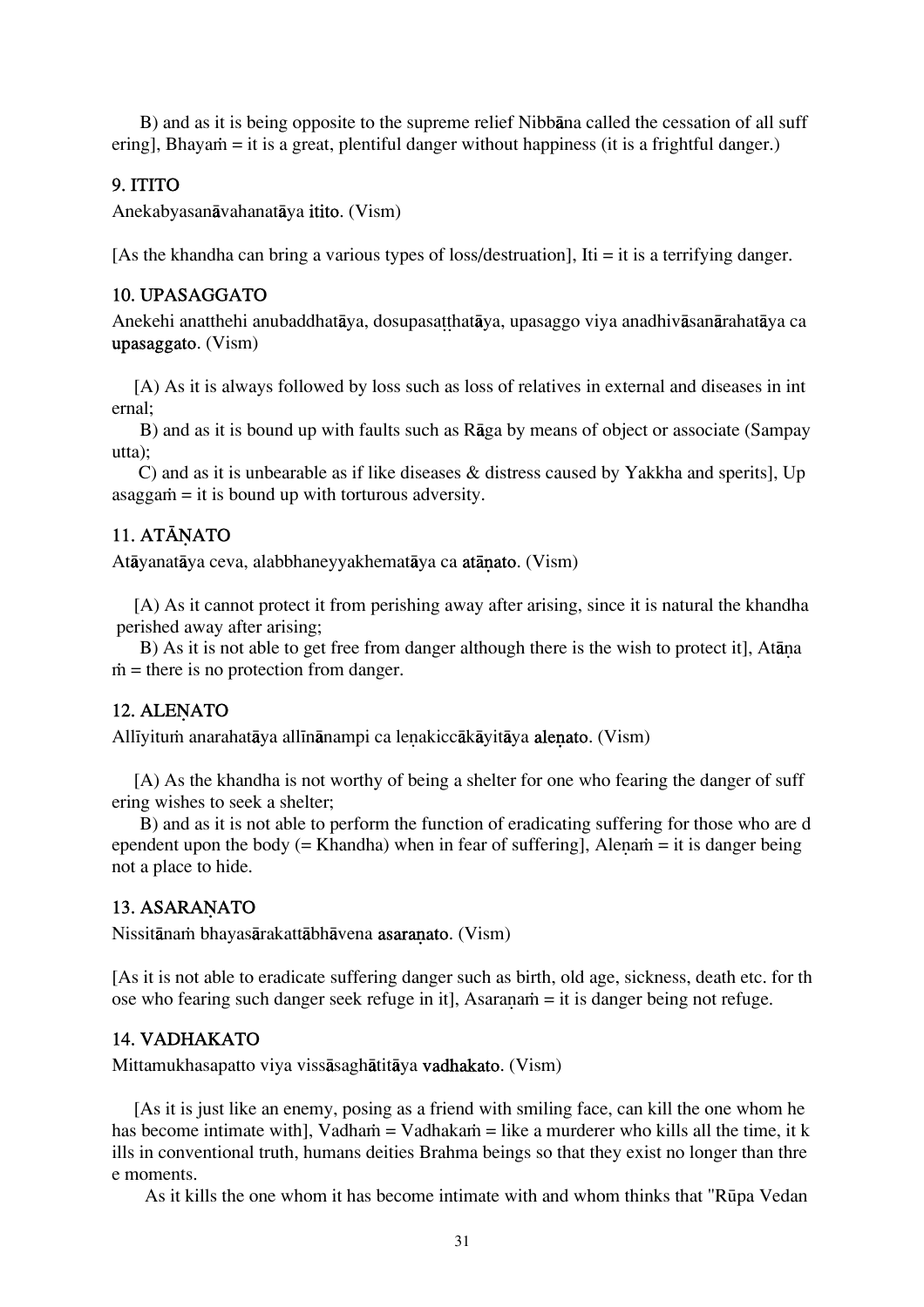B) and as it is being opposite to the supreme relief Nibbāna called the cessation of all suffering], Bhayaṁ = it is a great, plentiful danger without happiness (it is a frightful danger.)

## 9. ITITO

Anekabyasanāvahanatāya itito. (Vism)

[As the khandha can bring a various types of loss/destruation], Iti = it is a terrifying danger.

## 10. UPASAGGATO

Anekehi anatthehi anubaddhatāya, dosupasaṭṭhatāya, upasaggo viya anadhivāsanārahatāya ca upasaggato. (Vism)

[A) As it is always followed by loss such as loss of relatives in external and diseases in internal;

B) and as it is bound up with faults such as Rāga by means of object or associate (Sampayutta);

C) and as it is unbearable as if like diseases & distress caused by Yakkha and sperits], Upasaggaṁ = it is bound up with torturous adversity.

## 11. ATĀṆATO

Atāyanatāya ceva, alabbhaneyyakhematāya ca atāṇato. (Vism)

[A) As it cannot protect it from perishing away after arising, since it is natural the khandha perished away after arising;

B) As it is not able to get free from danger although there is the wish to protect it], Atāṇaṁ = there is no protection from danger.

## 12. ALEṆATO

Allīyituṁ anarahatāya allīnānampi ca leṇakiccākāyitāya aleṇato. (Vism)

[A) As the khandha is not worthy of being a shelter for one who fearing the danger of suffering wishes to seek a shelter;

B) and as it is not able to perform the function of eradicating suffering for those who are dependent upon the body (= Khandha) when in fear of suffering], Aleṇaṁ = it is danger being not a place to hide.

## 13. ASARAṆATO

Nissitānaṁ bhayasārakattābhāvena asaraṇato. (Vism)

[As it is not able to eradicate suffering danger such as birth, old age, sickness, death etc. for those who fearing such danger seek refuge in it], Asaraṇaṁ = it is danger being not refuge.

## 14. VADHAKATO

Mittamukhasapatto viya vissāsaghātitāya vadhakato. (Vism)

[As it is just like an enemy, posing as a friend with smiling face, can kill the one whom he has become intimate with], Vadhaṁ = Vadhakaṁ = like a murderer who kills all the time, it kills in conventional truth, humans deities Brahma beings so that they exist no longer than three moments.

As it kills the one whom it has become intimate with and whom thinks that "Rūpa Vedan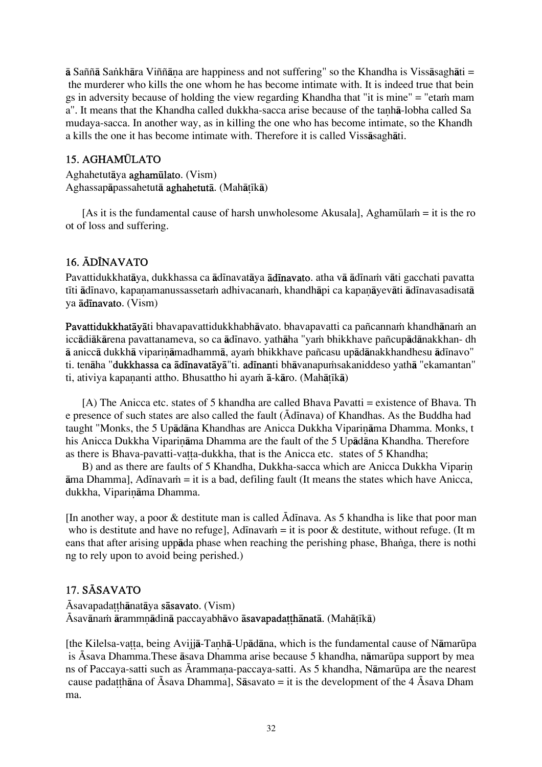ā Saññā Saṅkhāra Viññāṇa are happiness and not suffering" so the Khandha is Vissāsaghāti = the murderer who kills the one whom he has become intimate with. It is indeed true that beings in adversity because of holding the view regarding Khandha that "it is mine" = "etaṁ mama". It means that the Khandha called dukkha-sacca arise because of the taṇhā-lobha called Samudaya-sacca. In another way, as in killing the one who has become intimate, so the Khandha kills the one it has become intimate with. Therefore it is called Vissāsaghāti.

### 15. AGHAMŪLATO

Aghahetutāya **aghamūlato**. (Vism)
Aghassapāpassahetutā **aghahetutā**. (Mahāṭīkā)

[As it is the fundamental cause of harsh unwholesome Akusala], Aghamūlaṁ = it is the root of loss and suffering.

### 16. ĀDĪNAVATO

Pavattidukkhatāya, dukkhassa ca ādīnavatāya **ādīnavato**. atha vā ādīnaṁ vāti gacchati pavattatīti ādīnavo, kapaṇamanussassetaṁ adhivacanaṁ, khandhāpi ca kapaṇāyevāti ādīnavasadisatāya **ādīnavato**. (Vism)

**Pavattidukkhatāyā**ti bhavapavattidukkhabhāvato. bhavapavatti ca pañcannaṁ khandhānaṁ aniccādiākārena pavattanameva, so ca ādīnavo. yathāha "yaṁ bhikkhave pañcupādānakkhan- dhā aniccā dukkhā vipariṇāmadhammā, ayaṁ bhikkhave pañcasu upādānakkhandhesu ādīnavo" ti. tenāha "**dukkhassa ca ādīnavatāyā**"ti. **adīnan**ti bhāvanapuṁsakaniddeso yathā "ekamantan" ti, ativiya kapaṇanti attho. Bhusattho hi ayaṁ ā-kāro. (Mahāṭīkā)

[A) The Anicca etc. states of 5 khandha are called Bhava Pavatti = existence of Bhava. The presence of such states are also called the fault (Ādīnava) of Khandhas. As the Buddha had taught "Monks, the 5 Upādāna Khandhas are Anicca Dukkha Vipariṇāma Dhamma. Monks, this Anicca Dukkha Vipariṇāma Dhamma are the fault of the 5 Upādāna Khandha. Therefore as there is Bhava-pavatti-vaṭṭa-dukkha, that is the Anicca etc. states of 5 Khandha;

B) and as there are faults of 5 Khandha, Dukkha-sacca which are Anicca Dukkha Vipariṇāma Dhamma], Adīnavaṁ = it is a bad, defiling fault (It means the states which have Anicca, dukkha, Vipariṇāma Dhamma.

[In another way, a poor & destitute man is called Ādīnava. As 5 khandha is like that poor man who is destitute and have no refuge], Adīnavaṁ = it is poor & destitute, without refuge. (It means that after arising uppāda phase when reaching the perishing phase, Bhaṅga, there is nothing to rely upon to avoid being perished.)

### 17. SĀSAVATO

Āsavapadaṭṭhānatāya **sāsavato**. (Vism)
Āsavānaṁ ārammṇādinā paccayabhāvo **āsavapadaṭṭhānatā**. (Mahāṭīkā)

[the Kilelsa-vaṭṭa, being Avijjā-Taṇhā-Upādāna, which is the fundamental cause of Nāmarūpa is Āsava Dhamma.These āsava Dhamma arise because 5 khandha, nāmarūpa support by means of Paccaya-satti such as Ārammaṇa-paccaya-satti. As 5 khandha, Nāmarūpa are the nearest cause padaṭṭhāna of Āsava Dhamma], Sāsavato = it is the development of the 4 Āsava Dhamma.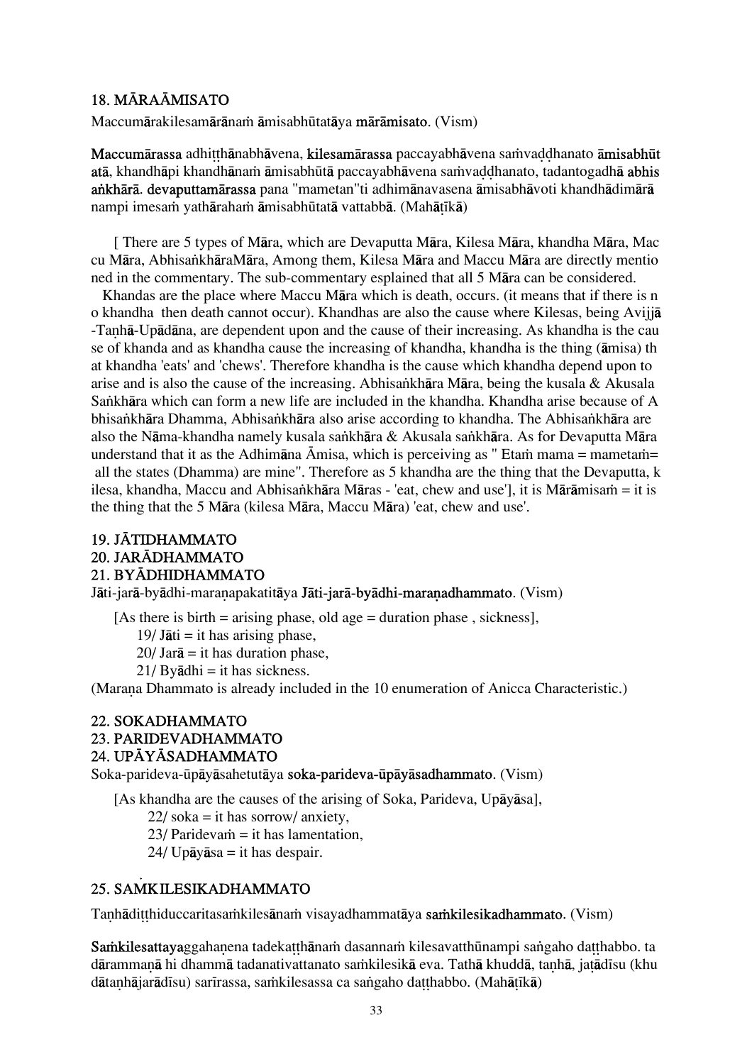## 18. MĀRAĀMISATO

Maccumārakilesamārānaṁ āmisabhūtatāya **mārāmisato**. (Vism)

**Maccumārassa** adhiṭṭhānabhāvena, **kilesamārassa** paccayabhāvena saṁvaḍḍhanato **āmisabhūtatā**, khandhāpi khandhānaṁ āmisabhūtā paccayabhāvena saṁvaḍḍhanato, tadantogadhā **abhisaṅkhārā**. **devaputtamārassa** pana "mametan"ti adhimānavasena āmisabhāvoti khandhādimārānampi imesaṁ yathārahaṁ āmisabhūtatā vattabbā. (Mahāṭīkā)

[ There are 5 types of Māra, which are Devaputta Māra, Kilesa Māra, khandha Māra, Maccu Māra, AbhisaṅkhāraMāra, Among them, Kilesa Māra and Maccu Māra are directly mentioned in the commentary. The sub-commentary esplained that all 5 Māra can be considered.

Khandas are the place where Maccu Māra which is death, occurs. (it means that if there is no khandha then death cannot occur). Khandhas are also the cause where Kilesas, being Avijjā-Taṇhā-Upādāna, are dependent upon and the cause of their increasing. As khandha is the cause of khanda and as khandha cause the increasing of khandha, khandha is the thing (āmisa) that khandha 'eats' and 'chews'. Therefore khandha is the cause which khandha depend upon to arise and is also the cause of the increasing. Abhisaṅkhāra Māra, being the kusala & Akusala Saṅkhāra which can form a new life are included in the khandha. Khandha arise because of Abhisaṅkhāra Dhamma, Abhisaṅkhāra also arise according to khandha. The Abhisaṅkhāra are also the Nāma-khandha namely kusala saṅkhāra & Akusala saṅkhāra. As for Devaputta Māra understand that it as the Adhimāna Āmisa, which is perceiving as " Etaṁ mama = mametaṁ= all the states (Dhamma) are mine". Therefore as 5 khandha are the thing that the Devaputta, kilesa, khandha, Maccu and Abhisaṅkhāra Māras - 'eat, chew and use'], it is Mārāmisaṁ = it is the thing that the 5 Māra (kilesa Māra, Maccu Māra) 'eat, chew and use'.

## 19. JĀTIDHAMMATO
## 20. JARĀDHAMMATO
## 21. BYĀDHIDHAMMATO

Jāti-jarā-byādhi-maraṇapakatitāya **Jāti-jarā-byādhi-maraṇadhammato**. (Vism)

[As there is birth = arising phase, old age = duration phase , sickness],

19/ Jāti = it has arising phase,
20/ Jarā = it has duration phase,
21/ Byādhi = it has sickness.

(Maraṇa Dhammato is already included in the 10 enumeration of Anicca Characteristic.)

## 22. SOKADHAMMATO
## 23. PARIDEVADHAMMATO
## 24. UPĀYĀSADHAMMATO

Soka-parideva-ūpāyāsahetutāya **soka-parideva-ūpāyāsadhammato**. (Vism)

[As khandha are the causes of the arising of Soka, Parideva, Upāyāsa],

22/ soka = it has sorrow/ anxiety,
23/ Paridevaṁ = it has lamentation,
24/ Upāyāsa = it has despair.

## 25. SAṀKILESIKADHAMMATO

Taṇhādiṭṭhiduccaritasaṁkilesānaṁ visayadhammatāya **saṁkilesikadhammato**. (Vism)

**Saṁkilesattaya**ggahaṇena tadekaṭṭhānaṁ dasannaṁ kilesavatthūnampi saṅgaho daṭṭhabbo. tadārammaṇā hi dhammā tadanativattanato saṁkilesikā eva. Tathā khuddā, taṇhā, jaṭādīsu (khudātaṇhājarādīsu) sarīrassa, saṁkilesassa ca saṅgaho daṭṭhabbo. (Mahāṭīkā)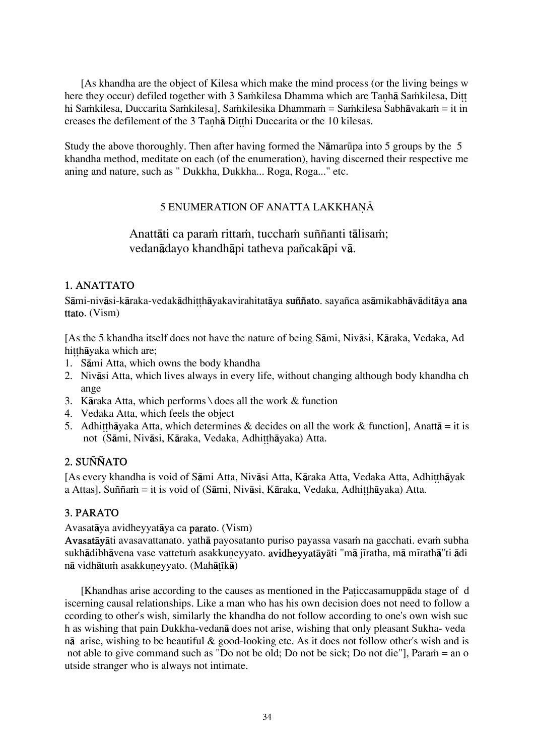[As khandha are the object of Kilesa which make the mind process (or the living beings where they occur) defiled together with 3 Saṁkilesa Dhamma which are Taṇhā Saṁkilesa, Diṭṭhi Saṁkilesa, Duccarita Saṁkilesa], Saṁkilesika Dhammaṁ = Saṁkilesa Sabhāvakaṁ = it increases the defilement of the 3 Taṇhā Diṭṭhi Duccarita or the 10 kilesas.

Study the above thoroughly. Then after having formed the Nāmarūpa into 5 groups by the 5 khandha method, meditate on each (of the enumeration), having discerned their respective meaning and nature, such as " Dukkha, Dukkha... Roga, Roga..." etc.

## 5 ENUMERATION OF ANATTA LAKKHAṆĀ

> Anattāti ca paraṁ rittaṁ, tucchaṁ suññanti tālisaṁ;
> vedanādayo khandhāpi tatheva pañcakāpi vā.

### 1. ANATTATO

Sāmi-nivāsi-kāraka-vedakādhiṭṭhāyakavirahitatāya **suññato**. sayañca asāmikabhāvāditāya **anattato**. (Vism)

[As the 5 khandha itself does not have the nature of being Sāmi, Nivāsi, Kāraka, Vedaka, Adhiṭṭhāyaka which are;

1. Sāmi Atta, which owns the body khandha
2. Nivāsi Atta, which lives always in every life, without changing although body khandha change
3. Kāraka Atta, which performs \ does all the work & function
4. Vedaka Atta, which feels the object
5. Adhiṭṭhāyaka Atta, which determines & decides on all the work & function], Anattā = it is not (Sāmi, Nivāsi, Kāraka, Vedaka, Adhiṭṭhāyaka) Atta.

### 2. SUÑÑATO

[As every khandha is void of Sāmi Atta, Nivāsi Atta, Kāraka Atta, Vedaka Atta, Adhiṭṭhāyaka Attas], Suññaṁ = it is void of (Sāmi, Nivāsi, Kāraka, Vedaka, Adhiṭṭhāyaka) Atta.

### 3. PARATO

Avasatāya avidheyyatāya ca **parato**. (Vism)

**Avasatāyā**ti avasavattanato. yathā payosatanto puriso payassa vasaṁ na gacchati. evaṁ subha sukhādibhāvena vase vattetuṁ asakkuṇeyyato. **avidheyyatāyā**ti "mā jīratha, mā mīrathā"ti ādinā vidhātuṁ asakkuṇeyyato. (Mahāṭīkā)

[Khandhas arise according to the causes as mentioned in the Paṭiccasamuppāda stage of discerning causal relationships. Like a man who has his own decision does not need to follow according to other's wish, similarly the khandha do not follow according to one's own wish such as wishing that pain Dukkha-vedanā does not arise, wishing that only pleasant Sukha- vedanā arise, wishing to be beautiful & good-looking etc. As it does not follow other's wish and is not able to give command such as "Do not be old; Do not be sick; Do not die"], Paraṁ = an outside stranger who is always not intimate.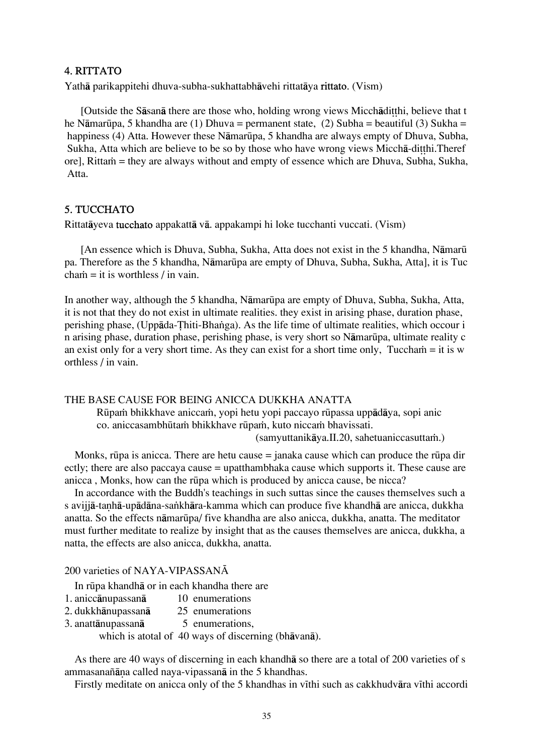### 4. RITTATO

Yathā parikappitehi dhuva-subha-sukhattabhāvehi rittatāya rittato. (Vism)

[Outside the Sāsanā there are those who, holding wrong views Micchādiṭṭhi, believe that the Nāmarūpa, 5 khandha are (1) Dhuva = permanent state, (2) Subha = beautiful (3) Sukha = happiness (4) Atta. However these Nāmarūpa, 5 khandha are always empty of Dhuva, Subha, Sukha, Atta which are believe to be so by those who have wrong views Micchā-diṭṭhi.Therefore], Rittaṁ = they are always without and empty of essence which are Dhuva, Subha, Sukha, Atta.

### 5. TUCCHATO

Rittatāyeva tucchato appakattā vā. appakampi hi loke tucchanti vuccati. (Vism)

[An essence which is Dhuva, Subha, Sukha, Atta does not exist in the 5 khandha, Nāmarūpa. Therefore as the 5 khandha, Nāmarūpa are empty of Dhuva, Subha, Sukha, Atta], it is Tucchaṁ = it is worthless / in vain.

In another way, although the 5 khandha, Nāmarūpa are empty of Dhuva, Subha, Sukha, Atta, it is not that they do not exist in ultimate realities. they exist in arising phase, duration phase, perishing phase, (Uppāda-Ṭhiti-Bhaṅga). As the life time of ultimate realities, which occour in arising phase, duration phase, perishing phase, is very short so Nāmarūpa, ultimate reality can exist only for a very short time. As they can exist for a short time only, Tucchaṁ = it is worthless / in vain.

### THE BASE CAUSE FOR BEING ANICCA DUKKHA ANATTA

Rūpaṁ bhikkhave aniccaṁ, yopi hetu yopi paccayo rūpassa uppādāya, sopi anicco. aniccasambhūtaṁ bhikkhave rūpaṁ, kuto niccaṁ bhavissati.
(samyuttanikāya.II.20, sahetuaniccasuttaṁ.)

Monks, rūpa is anicca. There are hetu cause = janaka cause which can produce the rūpa directly; there are also paccaya cause = upatthambhaka cause which supports it. These cause are anicca , Monks, how can the rūpa which is produced by anicca cause, be nicca?

In accordance with the Buddh's teachings in such suttas since the causes themselves such as avijjā-taṇhā-upādāna-saṅkhāra-kamma which can produce five khandhā are anicca, dukkha anatta. So the effects nāmarūpa/ five khandha are also anicca, dukkha, anatta. The meditator must further meditate to realize by insight that as the causes themselves are anicca, dukkha, anatta, the effects are also anicca, dukkha, anatta.

### 200 varieties of NAYA-VIPASSANĀ

In rūpa khandhā or in each khandha there are

1. aniccānupassanā 10 enumerations
2. dukkhānupassanā 25 enumerations
3. anattānupassanā 5 enumerations,

which is atotal of 40 ways of discerning (bhāvanā).

As there are 40 ways of discerning in each khandhā so there are a total of 200 varieties of sammasanañāṇa called naya-vipassanā in the 5 khandhas.

Firstly meditate on anicca only of the 5 khandhas in vīthi such as cakkhudvāra vīthi accordi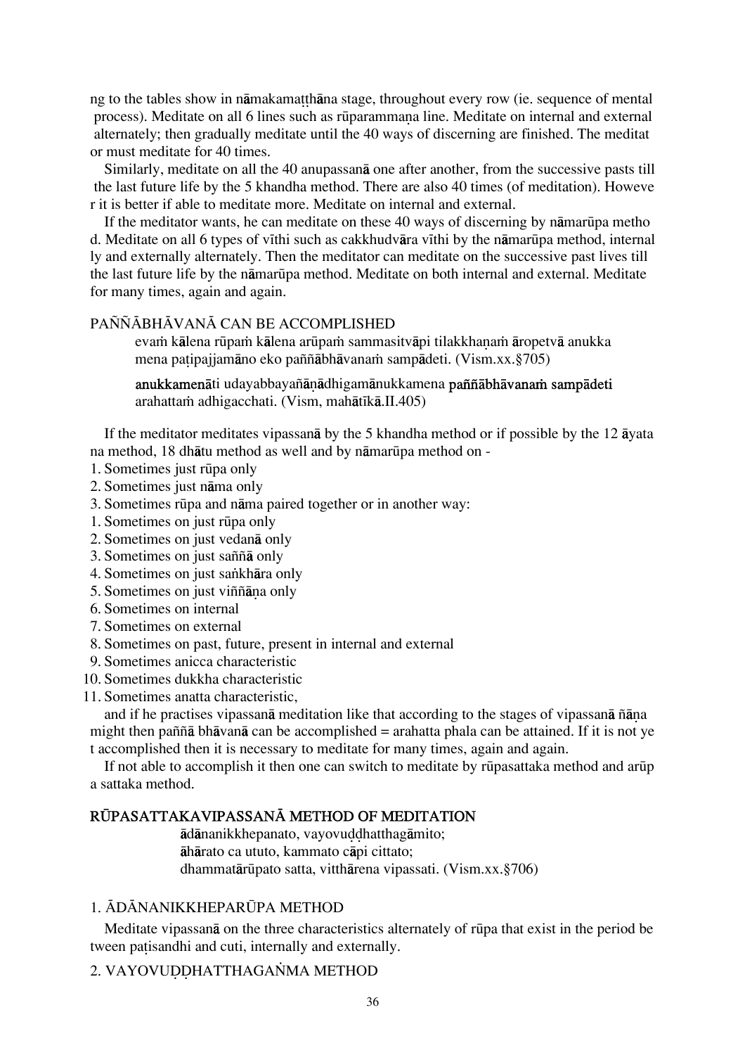ng to the tables show in nāmakamaṭṭhāna stage, throughout every row (ie. sequence of mental process). Meditate on all 6 lines such as rūparammaṇa line. Meditate on internal and external alternately; then gradually meditate until the 40 ways of discerning are finished. The meditator must meditate for 40 times.

Similarly, meditate on all the 40 anupassanā one after another, from the successive pasts till the last future life by the 5 khandha method. There are also 40 times (of meditation). However it is better if able to meditate more. Meditate on internal and external.

If the meditator wants, he can meditate on these 40 ways of discerning by nāmarūpa method. Meditate on all 6 types of vīthi such as cakkhudvāra vīthi by the nāmarūpa method, internally and externally alternately. Then the meditator can meditate on the successive past lives till the last future life by the nāmarūpa method. Meditate on both internal and external. Meditate for many times, again and again.

## PAÑÑĀBHĀVANĀ CAN BE ACCOMPLISHED

> evaṁ kālena rūpaṁ kālena arūpaṁ sammasitvāpi tilakkhaṇaṁ āropetvā anukkamena paṭipajjamāno eko paññābhāvanaṁ sampādeti. (Vism.xx.§705)
>
> **anukkamenā**ti udayabbayañāṇādhigamānukkamena **paññābhāvanaṁ sampādeti** arahattaṁ adhigacchati. (Vism, mahāṭīkā.II.405)

If the meditator meditates vipassanā by the 5 khandha method or if possible by the 12 āyatana method, 18 dhātu method as well and by nāmarūpa method on -

1. Sometimes just rūpa only
2. Sometimes just nāma only
3. Sometimes rūpa and nāma paired together or in another way:

1. Sometimes on just rūpa only
2. Sometimes on just vedanā only
3. Sometimes on just saññā only
4. Sometimes on just saṅkhāra only
5. Sometimes on just viññāṇa only
6. Sometimes on internal
7. Sometimes on external
8. Sometimes on past, future, present in internal and external
9. Sometimes anicca characteristic
10. Sometimes dukkha characteristic
11. Sometimes anatta characteristic,

and if he practises vipassanā meditation like that according to the stages of vipassanā ñāṇa might then paññā bhāvanā can be accomplished = arahatta phala can be attained. If it is not yet accomplished then it is necessary to meditate for many times, again and again.

If not able to accomplish it then one can switch to meditate by rūpasattaka method and arūpa sattaka method.

## RŪPASATTAKAVIPASSANĀ METHOD OF MEDITATION

> ādānanikkhepanato, vayovuḍḍhatthagāmito;
> āhārato ca ututo, kammato cāpi cittato;
> dhammatārūpato satta, vitthārena vipassati. (Vism.xx.§706)

### 1. ĀDĀNANIKKHEPARŪPA METHOD

Meditate vipassanā on the three characteristics alternately of rūpa that exist in the period between paṭisandhi and cuti, internally and externally.

### 2. VAYOVUḌḌHATTHAGAṄMA METHOD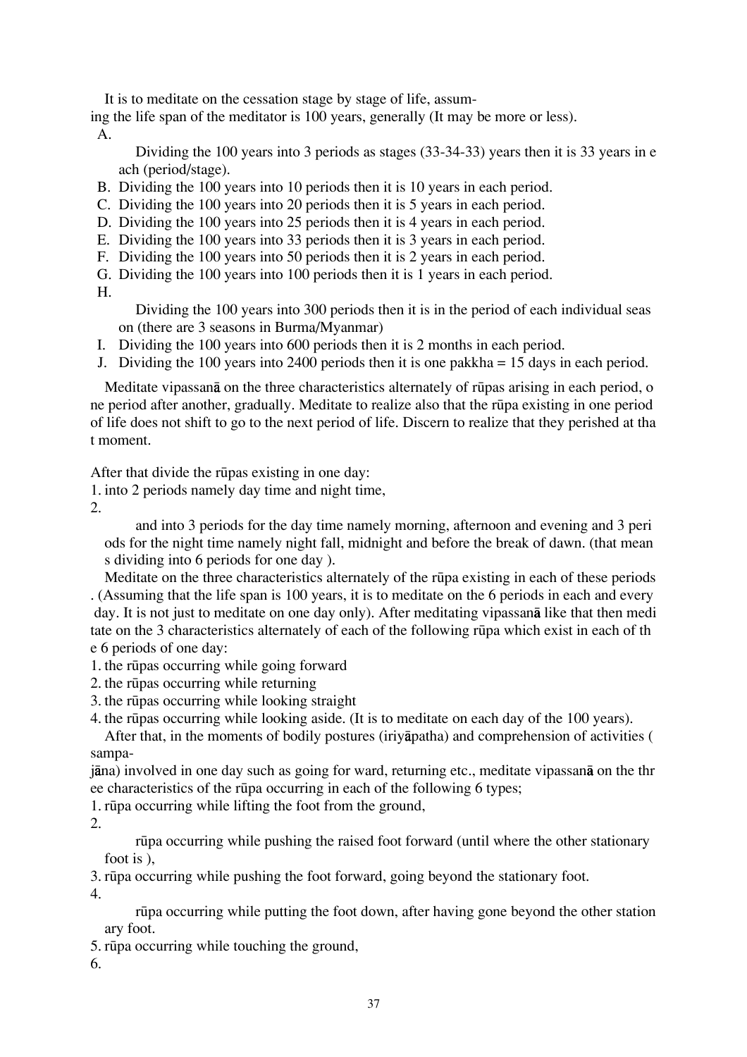It is to meditate on the cessation stage by stage of life, assuming the life span of the meditator is 100 years, generally (It may be more or less).

A. Dividing the 100 years into 3 periods as stages (33-34-33) years then it is 33 years in each (period/stage).
B. Dividing the 100 years into 10 periods then it is 10 years in each period.
C. Dividing the 100 years into 20 periods then it is 5 years in each period.
D. Dividing the 100 years into 25 periods then it is 4 years in each period.
E. Dividing the 100 years into 33 periods then it is 3 years in each period.
F. Dividing the 100 years into 50 periods then it is 2 years in each period.
G. Dividing the 100 years into 100 periods then it is 1 years in each period.
H. Dividing the 100 years into 300 periods then it is in the period of each individual season (there are 3 seasons in Burma/Myanmar)
I. Dividing the 100 years into 600 periods then it is 2 months in each period.
J. Dividing the 100 years into 2400 periods then it is one pakkha = 15 days in each period.

Meditate vipassanā on the three characteristics alternately of rūpas arising in each period, one period after another, gradually. Meditate to realize also that the rūpa existing in one period of life does not shift to go to the next period of life. Discern to realize that they perished at that moment.

After that divide the rūpas existing in one day:

1. into 2 periods namely day time and night time,
2. and into 3 periods for the day time namely morning, afternoon and evening and 3 periods for the night time namely night fall, midnight and before the break of dawn. (that means dividing into 6 periods for one day ).

Meditate on the three characteristics alternately of the rūpa existing in each of these periods. (Assuming that the life span is 100 years, it is to meditate on the 6 periods in each and every day. It is not just to meditate on one day only). After meditating vipassanā like that then meditate on the 3 characteristics alternately of each of the following rūpa which exist in each of the 6 periods of one day:

1. the rūpas occurring while going forward
2. the rūpas occurring while returning
3. the rūpas occurring while looking straight
4. the rūpas occurring while looking aside. (It is to meditate on each day of the 100 years).

After that, in the moments of bodily postures (iriyāpatha) and comprehension of activities (sampajāna) involved in one day such as going for ward, returning etc., meditate vipassanā on the three characteristics of the rūpa occurring in each of the following 6 types;

1. rūpa occurring while lifting the foot from the ground,
2. rūpa occurring while pushing the raised foot forward (until where the other stationary foot is ),
3. rūpa occurring while pushing the foot forward, going beyond the stationary foot.
4. rūpa occurring while putting the foot down, after having gone beyond the other stationary foot.
5. rūpa occurring while touching the ground,
6.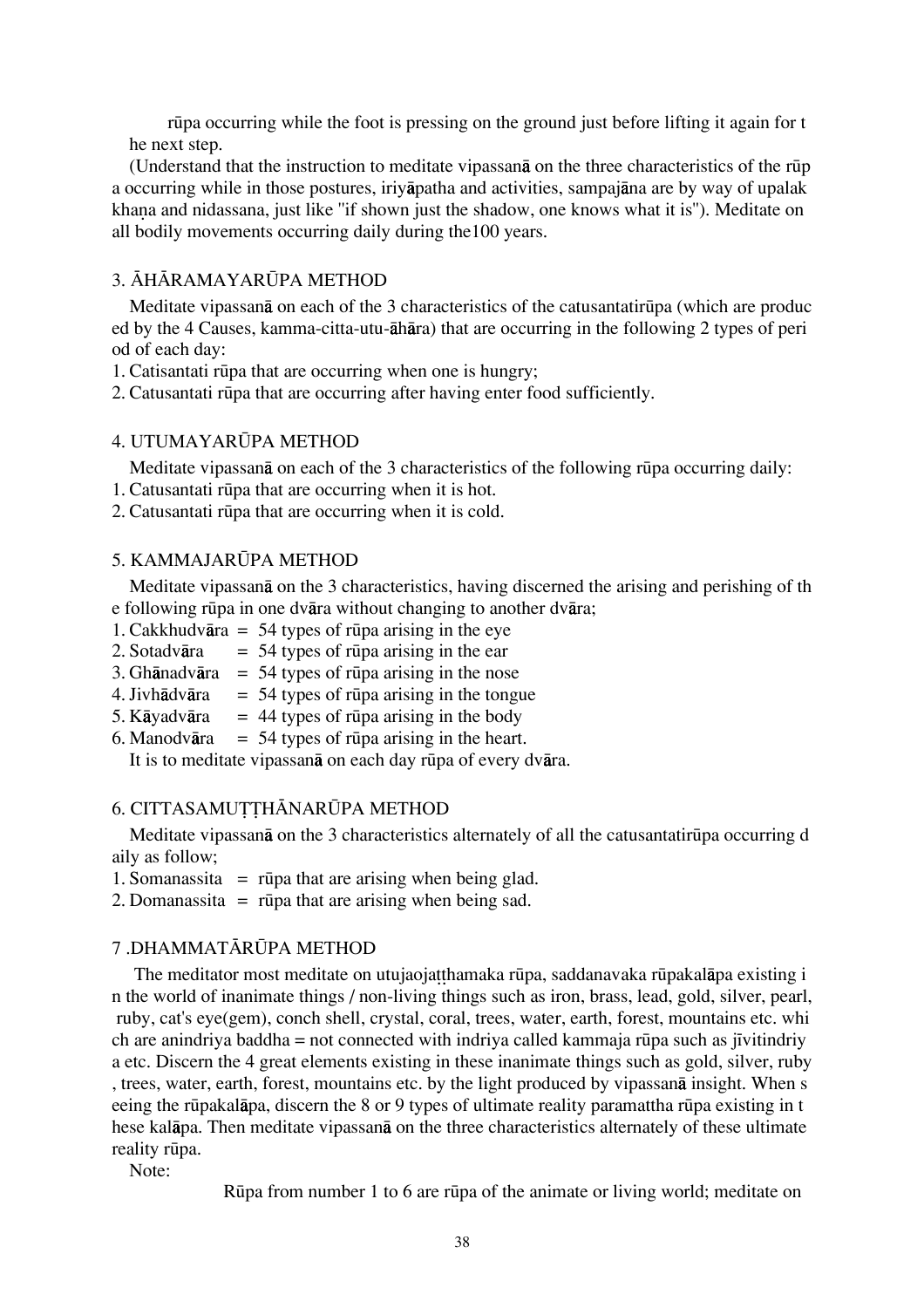rūpa occurring while the foot is pressing on the ground just before lifting it again for the next step.

(Understand that the instruction to meditate vipassanā on the three characteristics of the rūpa occurring while in those postures, iriyāpatha and activities, sampajāna are by way of upalakkhaṇa and nidassana, just like "if shown just the shadow, one knows what it is"). Meditate on all bodily movements occurring daily during the100 years.

## 3. ĀHĀRAMAYARŪPA METHOD

Meditate vipassanā on each of the 3 characteristics of the catusantatirūpa (which are produced by the 4 Causes, kamma-citta-utu-āhāra) that are occurring in the following 2 types of period of each day:

1. Catisantati rūpa that are occurring when one is hungry;
2. Catusantati rūpa that are occurring after having enter food sufficiently.

## 4. UTUMAYARŪPA METHOD

Meditate vipassanā on each of the 3 characteristics of the following rūpa occurring daily:

1. Catusantati rūpa that are occurring when it is hot.
2. Catusantati rūpa that are occurring when it is cold.

## 5. KAMMAJARŪPA METHOD

Meditate vipassanā on the 3 characteristics, having discerned the arising and perishing of the following rūpa in one dvāra without changing to another dvāra;

1. Cakkhudvāra = 54 types of rūpa arising in the eye
2. Sotadvāra = 54 types of rūpa arising in the ear
3. Ghānadvāra = 54 types of rūpa arising in the nose
4. Jivhādvāra = 54 types of rūpa arising in the tongue
5. Kāyadvāra = 44 types of rūpa arising in the body
6. Manodvāra = 54 types of rūpa arising in the heart.

It is to meditate vipassanā on each day rūpa of every dvāra.

## 6. CITTASAMUṬṬHĀNARŪPA METHOD

Meditate vipassanā on the 3 characteristics alternately of all the catusantatirūpa occurring daily as follow;

1. Somanassita = rūpa that are arising when being glad.
2. Domanassita = rūpa that are arising when being sad.

## 7 .DHAMMATĀRŪPA METHOD

The meditator most meditate on utujojaṭṭhamaka rūpa, saddanavaka rūpakalāpa existing in the world of inanimate things / non-living things such as iron, brass, lead, gold, silver, pearl, ruby, cat's eye(gem), conch shell, crystal, coral, trees, water, earth, forest, mountains etc. which are anindriya baddha = not connected with indriya called kammaja rūpa such as jīvitindriya etc. Discern the 4 great elements existing in these inanimate things such as gold, silver, ruby, trees, water, earth, forest, mountains etc. by the light produced by vipassanā insight. When seeing the rūpakalāpa, discern the 8 or 9 types of ultimate reality paramattha rūpa existing in these kalāpa. Then meditate vipassanā on the three characteristics alternately of these ultimate reality rūpa.

Note:

Rūpa from number 1 to 6 are rūpa of the animate or living world; meditate on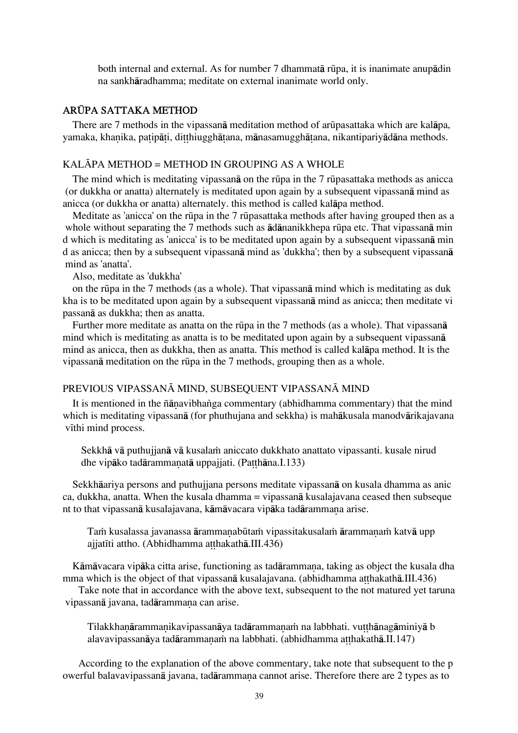both internal and external. As for number 7 dhammatā rūpa, it is inanimate anupādin na sankhāradhamma; meditate on external inanimate world only.

## ARŪPA SATTAKA METHOD

There are 7 methods in the vipassanā meditation method of arūpasattaka which are kalāpa, yamaka, khaṇika, paṭipāṭi, diṭṭhiugghāṭana, mānasamugghāṭana, nikantipariyādāna methods.

### KALĀPA METHOD = METHOD IN GROUPING AS A WHOLE

The mind which is meditating vipassanā on the rūpa in the 7 rūpasattaka methods as anicca (or dukkha or anatta) alternately is meditated upon again by a subsequent vipassanā mind as anicca (or dukkha or anatta) alternately. this method is called kalāpa method.

Meditate as 'anicca' on the rūpa in the 7 rūpasattaka methods after having grouped then as a whole without separating the 7 methods such as ādānanikkhepa rūpa etc. That vipassanā mind which is meditating as 'anicca' is to be meditated upon again by a subsequent vipassanā mind as anicca; then by a subsequent vipassanā mind as 'dukkha'; then by a subsequent vipassanā mind as 'anatta'.

Also, meditate as 'dukkha'

on the rūpa in the 7 methods (as a whole). That vipassanā mind which is meditating as dukkha is to be meditated upon again by a subsequent vipassanā mind as anicca; then meditate vipassanā as dukkha; then as anatta.

Further more meditate as anatta on the rūpa in the 7 methods (as a whole). That vipassanā mind which is meditating as anatta is to be meditated upon again by a subsequent vipassanā mind as anicca, then as dukkha, then as anatta. This method is called kalāpa method. It is the vipassanā meditation on the rūpa in the 7 methods, grouping then as a whole.

### PREVIOUS VIPASSANĀ MIND, SUBSEQUENT VIPASSANĀ MIND

It is mentioned in the ñāṇavibhaṅga commentary (abhidhamma commentary) that the mind which is meditating vipassanā (for phuthujana and sekkha) is mahākusala manodvārikajavana vīthi mind process.

> Sekkhā vā puthujjanā vā kusalaṁ aniccato dukkhato anattato vipassanti. kusale nirudhe vipāko tadārammaṇatā uppajjati. (Paṭṭhāna.I.133)

Sekkhāariya persons and puthujjana persons meditate vipassanā on kusala dhamma as anicca, dukkha, anatta. When the kusala dhamma = vipassanā kusalajavana ceased then subsequent to that vipassanā kusalajavana, kāmāvacara vipāka tadārammaṇa arise.

> Taṁ kusalassa javanassa ārammaṇabūtaṁ vipassitakusalaṁ ārammaṇaṁ katvā uppajjatīti attho. (Abhidhamma aṭṭhakathā.III.436)

Kāmāvacara vipāka citta arise, functioning as tadārammaṇa, taking as object the kusala dhamma which is the object of that vipassanā kusalajavana. (abhidhamma aṭṭhakathā.III.436)

Take note that in accordance with the above text, subsequent to the not matured yet taruna vipassanā javana, tadārammaṇa can arise.

> Tilakkhaṇārammaṇikavipassanāya tadārammaṇaṁ na labbhati. vuṭṭhānagāminiyā balavavipassanāya tadārammaṇaṁ na labbhati. (abhidhamma aṭṭhakathā.II.147)

According to the explanation of the above commentary, take note that subsequent to the powerful balavavipassanā javana, tadārammaṇa cannot arise. Therefore there are 2 types as to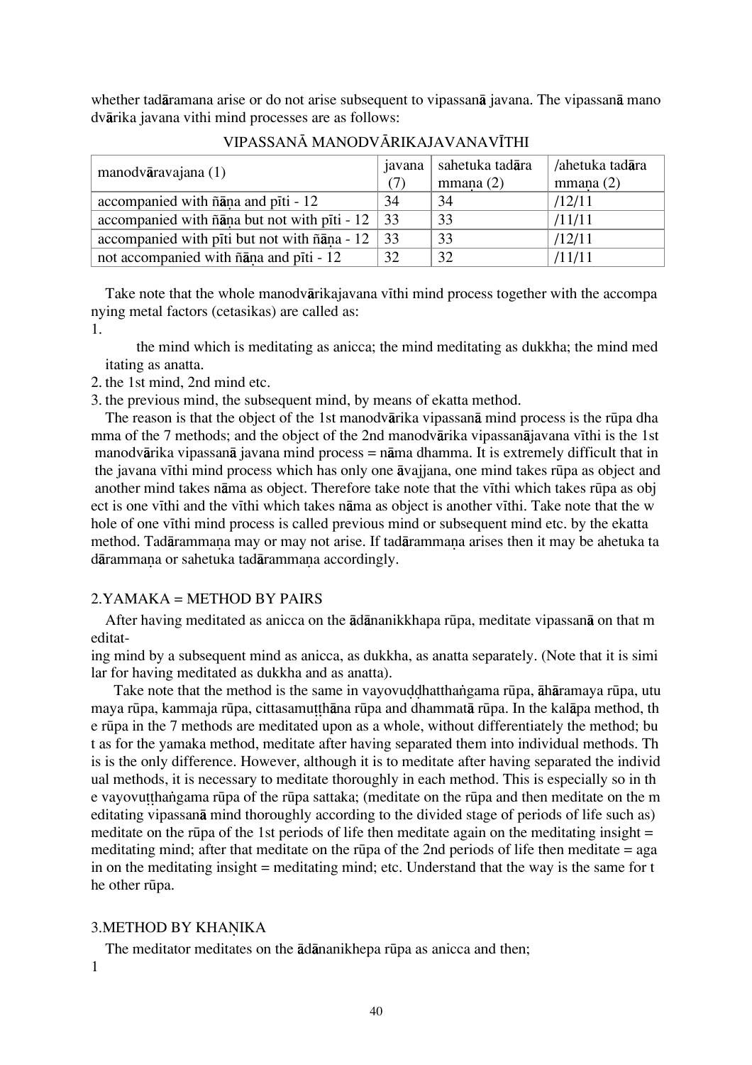whether tadāramana arise or do not arise subsequent to vipassanā javana. The vipassanā mano dvārika javana vithi mind processes are as follows:

VIPASSANĀ MANODVĀRIKAJAVANAVĪTHI

| manodvāravajana (1) | javana (7) | sahetuka tadāra mmaṇa (2) | /ahetuka tadāra mmaṇa (2) |
|---|---|---|---|
| accompanied with ñāṇa and pīti - 12 | 34 | 34 | /12/11 |
| accompanied with ñāṇa but not with pīti - 12 | 33 | 33 | /11/11 |
| accompanied with pīti but not with ñāṇa - 12 | 33 | 33 | /12/11 |
| not accompanied with ñāṇa and pīti - 12 | 32 | 32 | /11/11 |

Take note that the whole manodvārikajavana vīthi mind process together with the accompanying metal factors (cetasikas) are called as:

1. the mind which is meditating as anicca; the mind meditating as dukkha; the mind meditating as anatta.
2. the 1st mind, 2nd mind etc.
3. the previous mind, the subsequent mind, by means of ekatta method.

The reason is that the object of the 1st manodvārika vipassanā mind process is the rūpa dhamma of the 7 methods; and the object of the 2nd manodvārika vipassanājavana vīthi is the 1st manodvārika vipassanā javana mind process = nāma dhamma. It is extremely difficult that in the javana vīthi mind process which has only one āvajjana, one mind takes rūpa as object and another mind takes nāma as object. Therefore take note that the vīthi which takes rūpa as object is one vīthi and the vīthi which takes nāma as object is another vīthi. Take note that the whole of one vīthi mind process is called previous mind or subsequent mind etc. by the ekatta method. Tadārammaṇa may or may not arise. If tadārammaṇa arises then it may be ahetuka tadārammaṇa or sahetuka tadārammaṇa accordingly.

## 2.YAMAKA = METHOD BY PAIRS

After having meditated as anicca on the ādānanikkhapa rūpa, meditate vipassanā on that meditating mind by a subsequent mind as anicca, as dukkha, as anatta separately. (Note that it is similar for having meditated as dukkha and as anatta).

Take note that the method is the same in vayovuḍḍhatthaṅgama rūpa, āhāramaya rūpa, utumaya rūpa, kammaja rūpa, cittasamuṭṭhāna rūpa and dhammatā rūpa. In the kalāpa method, the rūpa in the 7 methods are meditated upon as a whole, without differentiately the method; but as for the yamaka method, meditate after having separated them into individual methods. This is the only difference. However, although it is to meditate after having separated the individual methods, it is necessary to meditate thoroughly in each method. This is especially so in the vayovuṭṭhaṅgama rūpa of the rūpa sattaka; (meditate on the rūpa and then meditate on the meditating vipassanā mind thoroughly according to the divided stage of periods of life such as) meditate on the rūpa of the 1st periods of life then meditate again on the meditating insight = meditating mind; after that meditate on the rūpa of the 2nd periods of life then meditate = again on the meditating insight = meditating mind; etc. Understand that the way is the same for the other rūpa.

## 3.METHOD BY KHAṆIKA

The meditator meditates on the ādānanikhepa rūpa as anicca and then;

1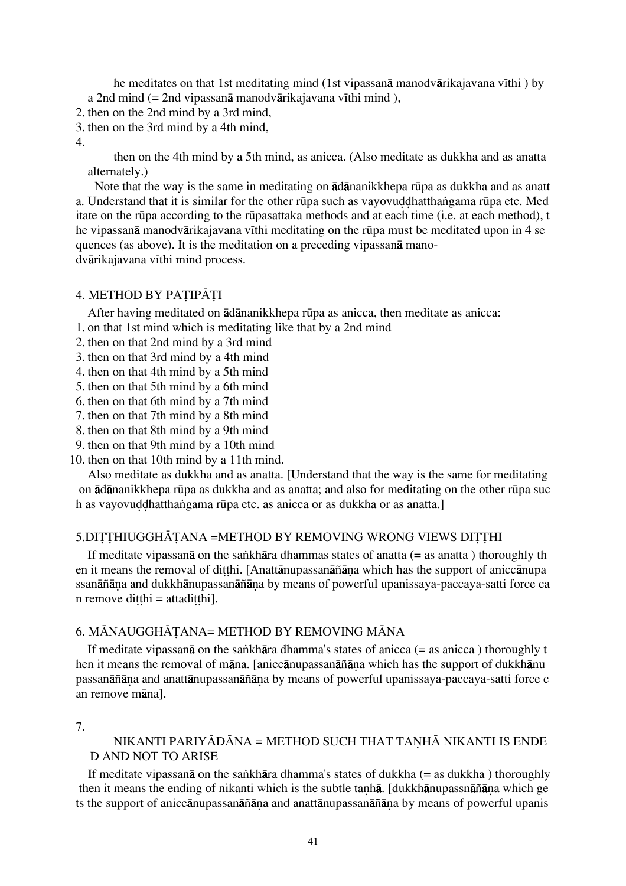he meditates on that 1st meditating mind (1st vipassanā manodvārikajavana vīthi ) by a 2nd mind (= 2nd vipassanā manodvārikajavana vīthi mind ),

2. then on the 2nd mind by a 3rd mind,
3. then on the 3rd mind by a 4th mind,
4. then on the 4th mind by a 5th mind, as anicca. (Also meditate as dukkha and as anatta alternately.)

Note that the way is the same in meditating on ādānanikkhepa rūpa as dukkha and as anatta. Understand that it is similar for the other rūpa such as vayovuḍḍhatthaṅgama rūpa etc. Meditate on the rūpa according to the rūpasattaka methods and at each time (i.e. at each method), the vipassanā manodvārikajavana vīthi meditating on the rūpa must be meditated upon in 4 sequences (as above). It is the meditation on a preceding vipassanā mano-dvārikajavana vīthi mind process.

## 4. METHOD BY PAṬIPĀṬI

After having meditated on ādānanikkhepa rūpa as anicca, then meditate as anicca:

1. on that 1st mind which is meditating like that by a 2nd mind
2. then on that 2nd mind by a 3rd mind
3. then on that 3rd mind by a 4th mind
4. then on that 4th mind by a 5th mind
5. then on that 5th mind by a 6th mind
6. then on that 6th mind by a 7th mind
7. then on that 7th mind by a 8th mind
8. then on that 8th mind by a 9th mind
9. then on that 9th mind by a 10th mind
10. then on that 10th mind by a 11th mind.

Also meditate as dukkha and as anatta. [Understand that the way is the same for meditating on ādānanikkhepa rūpa as dukkha and as anatta; and also for meditating on the other rūpa such as vayovuḍḍhatthaṅgama rūpa etc. as anicca or as dukkha or as anatta.]

## 5.DIṬṬHIUGGHĀṬANA =METHOD BY REMOVING WRONG VIEWS DIṬṬHI

If meditate vipassanā on the saṅkhāra dhammas states of anatta (= as anatta ) thoroughly then it means the removal of diṭṭhi. [Anattānupassanāñāṇa which has the support of aniccānupassanāñāṇa and dukkhānupassanāñāṇa by means of powerful upanissaya-paccaya-satti force can remove diṭṭhi = attadiṭṭhi].

## 6. MĀNAUGGHĀṬANA= METHOD BY REMOVING MĀNA

If meditate vipassanā on the saṅkhāra dhamma's states of anicca (= as anicca ) thoroughly then it means the removal of māna. [aniccānupassanāñāṇa which has the support of dukkhānupassanāñāṇa and anattānupassanāñāṇa by means of powerful upanissaya-paccaya-satti force can remove māna].

## 7. NIKANTI PARIYĀDĀNA = METHOD SUCH THAT TAṆHĀ NIKANTI IS ENDED AND NOT TO ARISE

If meditate vipassanā on the saṅkhāra dhamma's states of dukkha (= as dukkha ) thoroughly then it means the ending of nikanti which is the subtle taṇhā. [dukkhānupassnāñāṇa which gets the support of aniccānupassanāñāṇa and anattānupassanāñāṇa by means of powerful upanis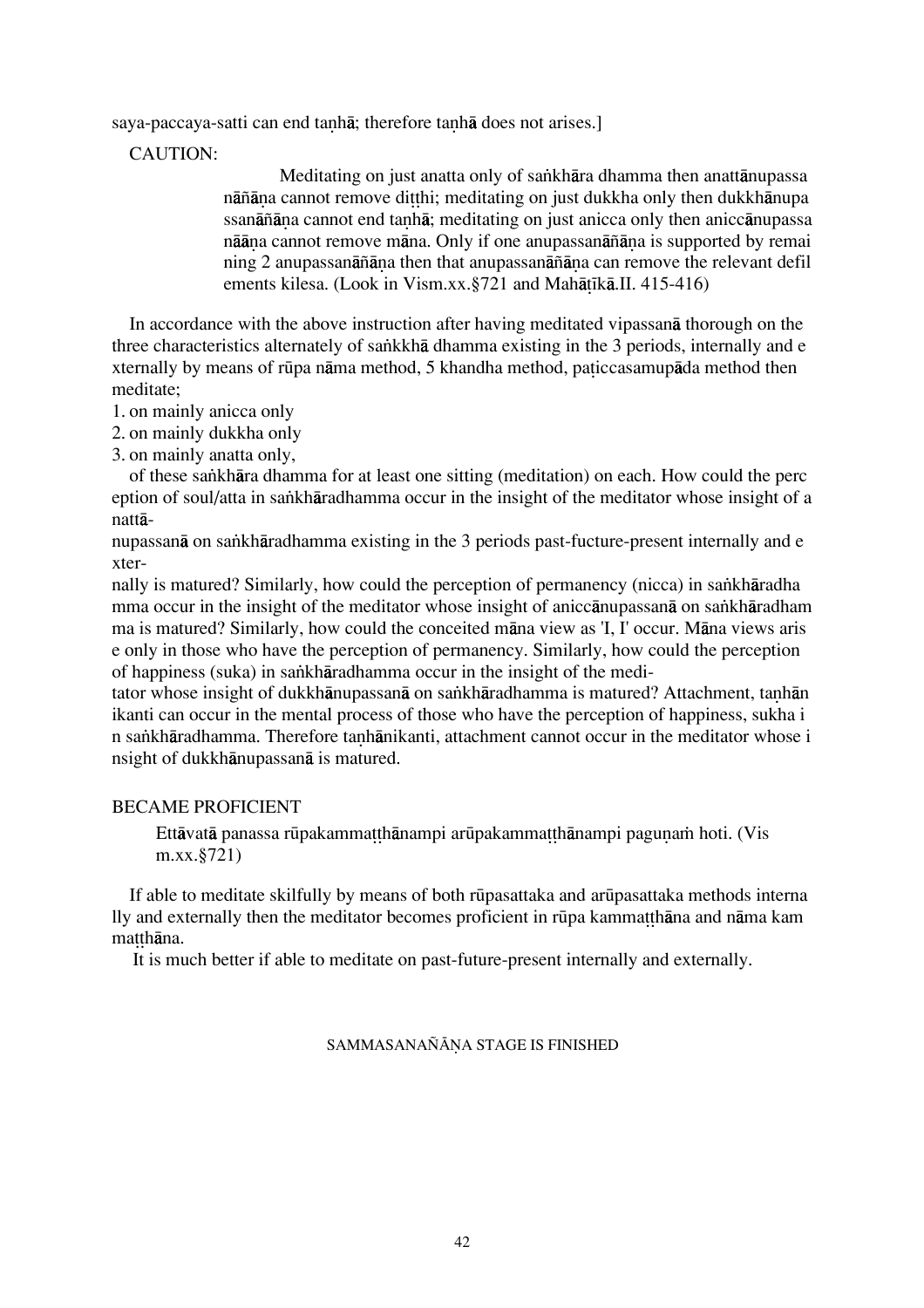saya-paccaya-satti can end taṇhā; therefore taṇhā does not arises.]

CAUTION:

> Meditating on just anatta only of saṅkhāra dhamma then anattānupassa nāñāṇa cannot remove diṭṭhi; meditating on just dukkha only then dukkhānupa ssanāñāṇa cannot end taṇhā; meditating on just anicca only then aniccānupassa nāāṇa cannot remove māna. Only if one anupassanāñāṇa is supported by remai ning 2 anupassanāñāṇa then that anupassanāñāṇa can remove the relevant defil ements kilesa. (Look in Vism.xx.§721 and Mahāṭīkā.II. 415-416)

In accordance with the above instruction after having meditated vipassanā thorough on the three characteristics alternately of saṅkkhā dhamma existing in the 3 periods, internally and e xternally by means of rūpa nāma method, 5 khandha method, paṭiccasamupāda method then meditate;

1. on mainly anicca only
2. on mainly dukkha only
3. on mainly anatta only,

of these saṅkhāra dhamma for at least one sitting (meditation) on each. How could the perc eption of soul/atta in saṅkhāradhamma occur in the insight of the meditator whose insight of a nattā-
nupassanā on saṅkhāradhamma existing in the 3 periods past-fucture-present internally and e xter-
nally is matured? Similarly, how could the perception of permanency (nicca) in saṅkhāradha mma occur in the insight of the meditator whose insight of aniccānupassanā on saṅkhāradham ma is matured? Similarly, how could the conceited māna view as 'I, I' occur. Māna views aris e only in those who have the perception of permanency. Similarly, how could the perception of happiness (suka) in saṅkhāradhamma occur in the insight of the medi-
tator whose insight of dukkhānupassanā on saṅkhāradhamma is matured? Attachment, taṇhān ikanti can occur in the mental process of those who have the perception of happiness, sukha i n saṅkhāradhamma. Therefore taṇhānikanti, attachment cannot occur in the meditator whose i nsight of dukkhānupassanā is matured.

BECAME PROFICIENT

> Ettāvatā panassa rūpakammaṭṭhānampi arūpakammaṭṭhānampi paguṇaṁ hoti. (Vis m.xx.§721)

If able to meditate skilfully by means of both rūpasattaka and arūpasattaka methods interna lly and externally then the meditator becomes proficient in rūpa kammaṭṭhāna and nāma kam maṭṭhāna.

It is much better if able to meditate on past-future-present internally and externally.

SAMMASANAÑĀṆA STAGE IS FINISHED